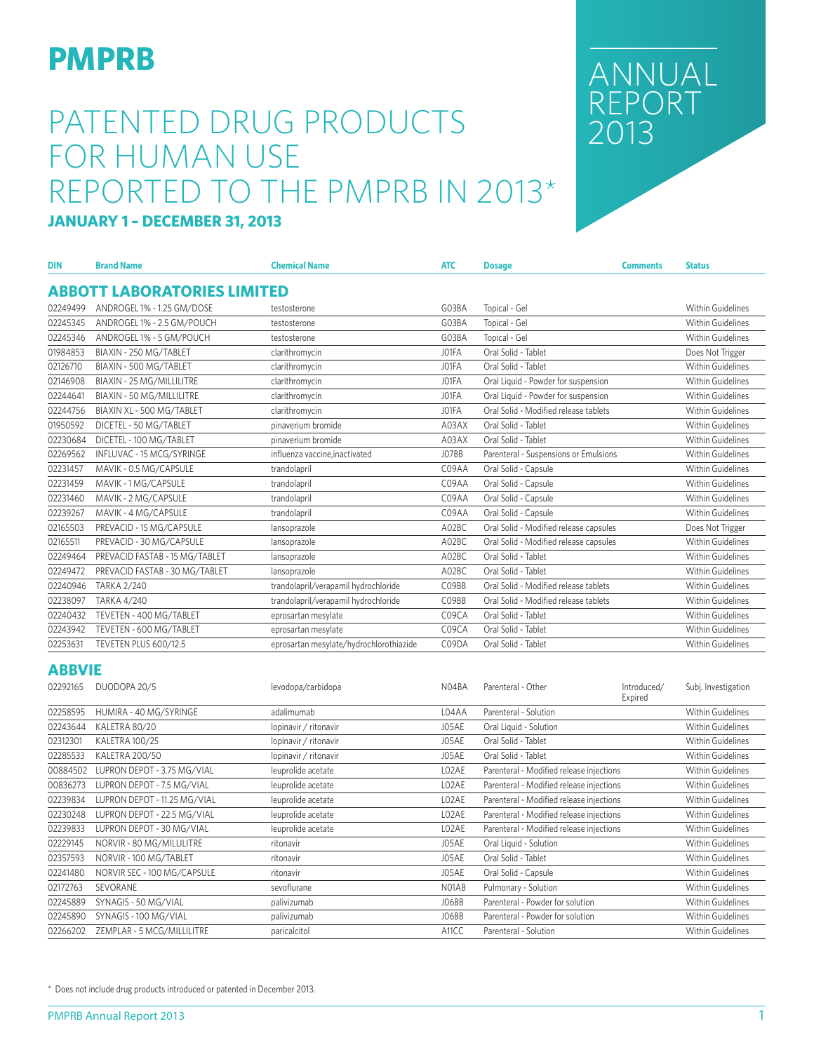# PMPRB

# PATENTED DRUG PRODUCTS FOR HUMAN USE REPORTED TO THE PMPRB IN 2013*

**JANUARY 1 – DECEMBER 31, 2013**

ANNUAL REPORT 2013

| DIN | Brand Name | Chemical Name | ATC | Dosage | Comments | Status |
|---|---|---|---|---|---|---|
| **ABBOTT LABORATORIES LIMITED** | | | | | | |
| 02249499 | ANDROGEL 1% - 1.25 GM/DOSE | testosterone | G03BA | Topical - Gel | | Within Guidelines |
| 02245345 | ANDROGEL 1% - 2.5 GM/POUCH | testosterone | G03BA | Topical - Gel | | Within Guidelines |
| 02245346 | ANDROGEL 1% - 5 GM/POUCH | testosterone | G03BA | Topical - Gel | | Within Guidelines |
| 01984853 | BIAXIN - 250 MG/TABLET | clarithromycin | J01FA | Oral Solid - Tablet | | Does Not Trigger |
| 02126710 | BIAXIN - 500 MG/TABLET | clarithromycin | J01FA | Oral Solid - Tablet | | Within Guidelines |
| 02146908 | BIAXIN - 25 MG/MILLILITRE | clarithromycin | J01FA | Oral Liquid - Powder for suspension | | Within Guidelines |
| 02244641 | BIAXIN - 50 MG/MILLILITRE | clarithromycin | J01FA | Oral Liquid - Powder for suspension | | Within Guidelines |
| 02244756 | BIAXIN XL - 500 MG/TABLET | clarithromycin | J01FA | Oral Solid - Modified release tablets | | Within Guidelines |
| 01950592 | DICETEL - 50 MG/TABLET | pinaverium bromide | A03AX | Oral Solid - Tablet | | Within Guidelines |
| 02230684 | DICETEL - 100 MG/TABLET | pinaverium bromide | A03AX | Oral Solid - Tablet | | Within Guidelines |
| 02269562 | INFLUVAC - 15 MCG/SYRINGE | influenza vaccine,inactivated | J07BB | Parenteral - Suspensions or Emulsions | | Within Guidelines |
| 02231457 | MAVIK - 0.5 MG/CAPSULE | trandolapril | C09AA | Oral Solid - Capsule | | Within Guidelines |
| 02231459 | MAVIK - 1 MG/CAPSULE | trandolapril | C09AA | Oral Solid - Capsule | | Within Guidelines |
| 02231460 | MAVIK - 2 MG/CAPSULE | trandolapril | C09AA | Oral Solid - Capsule | | Within Guidelines |
| 02239267 | MAVIK - 4 MG/CAPSULE | trandolapril | C09AA | Oral Solid - Capsule | | Within Guidelines |
| 02165503 | PREVACID - 15 MG/CAPSULE | lansoprazole | A02BC | Oral Solid - Modified release capsules | | Does Not Trigger |
| 02165511 | PREVACID - 30 MG/CAPSULE | lansoprazole | A02BC | Oral Solid - Modified release capsules | | Within Guidelines |
| 02249464 | PREVACID FASTAB - 15 MG/TABLET | lansoprazole | A02BC | Oral Solid - Tablet | | Within Guidelines |
| 02249472 | PREVACID FASTAB - 30 MG/TABLET | lansoprazole | A02BC | Oral Solid - Tablet | | Within Guidelines |
| 02240946 | TARKA 2/240 | trandolapril/verapamil hydrochloride | C09BB | Oral Solid - Modified release tablets | | Within Guidelines |
| 02238097 | TARKA 4/240 | trandolapril/verapamil hydrochloride | C09BB | Oral Solid - Modified release tablets | | Within Guidelines |
| 02240432 | TEVETEN - 400 MG/TABLET | eprosartan mesylate | C09CA | Oral Solid - Tablet | | Within Guidelines |
| 02243942 | TEVETEN - 600 MG/TABLET | eprosartan mesylate | C09CA | Oral Solid - Tablet | | Within Guidelines |
| 02253631 | TEVETEN PLUS 600/12.5 | eprosartan mesylate/hydrochlorothiazide | C09DA | Oral Solid - Tablet | | Within Guidelines |
| **ABBVIE** | | | | | | |
| 02292165 | DUODOPA 20/5 | levodopa/carbidopa | N04BA | Parenteral - Other | Introduced/ Expired | Subj. Investigation |
| 02258595 | HUMIRA - 40 MG/SYRINGE | adalimumab | L04AA | Parenteral - Solution | | Within Guidelines |
| 02243644 | KALETRA 80/20 | lopinavir / ritonavir | J05AE | Oral Liquid - Solution | | Within Guidelines |
| 02312301 | KALETRA 100/25 | lopinavir / ritonavir | J05AE | Oral Solid - Tablet | | Within Guidelines |
| 02285533 | KALETRA 200/50 | lopinavir / ritonavir | J05AE | Oral Solid - Tablet | | Within Guidelines |
| 00884502 | LUPRON DEPOT - 3.75 MG/VIAL | leuprolide acetate | L02AE | Parenteral - Modified release injections | | Within Guidelines |
| 00836273 | LUPRON DEPOT - 7.5 MG/VIAL | leuprolide acetate | L02AE | Parenteral - Modified release injections | | Within Guidelines |
| 02239834 | LUPRON DEPOT - 11.25 MG/VIAL | leuprolide acetate | L02AE | Parenteral - Modified release injections | | Within Guidelines |
| 02230248 | LUPRON DEPOT - 22.5 MG/VIAL | leuprolide acetate | L02AE | Parenteral - Modified release injections | | Within Guidelines |
| 02239833 | LUPRON DEPOT - 30 MG/VIAL | leuprolide acetate | L02AE | Parenteral - Modified release injections | | Within Guidelines |
| 02229145 | NORVIR - 80 MG/MILLILITRE | ritonavir | J05AE | Oral Liquid - Solution | | Within Guidelines |
| 02357593 | NORVIR - 100 MG/TABLET | ritonavir | J05AE | Oral Solid - Tablet | | Within Guidelines |
| 02241480 | NORVIR SEC - 100 MG/CAPSULE | ritonavir | J05AE | Oral Solid - Capsule | | Within Guidelines |
| 02172763 | SEVORANE | sevoflurane | N01AB | Pulmonary - Solution | | Within Guidelines |
| 02245889 | SYNAGIS - 50 MG/VIAL | palivizumab | J06BB | Parenteral - Powder for solution | | Within Guidelines |
| 02245890 | SYNAGIS - 100 MG/VIAL | palivizumab | J06BB | Parenteral - Powder for solution | | Within Guidelines |
| 02266202 | ZEMPLAR - 5 MCG/MILLILITRE | paricalcitol | A11CC | Parenteral - Solution | | Within Guidelines |

\* Does not include drug products introduced or patented in December 2013.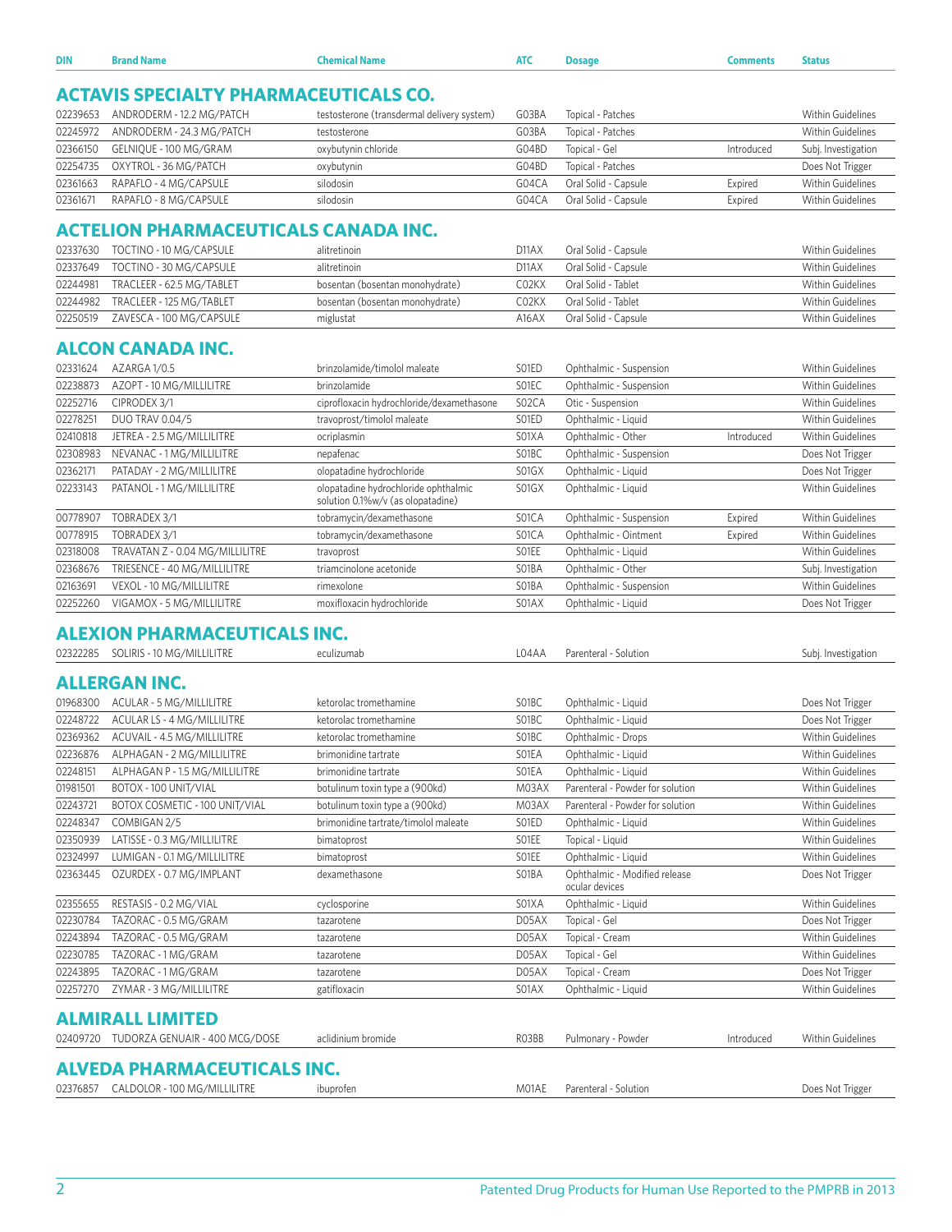| DIN | Brand Name | Chemical Name | ATC | Dosage | Comments | Status |
|---|---|---|---|---|---|---|

## ACTAVIS SPECIALTY PHARMACEUTICALS CO.

| DIN | Brand Name | Chemical Name | ATC | Dosage | Comments | Status |
|---|---|---|---|---|---|---|
| 02239653 | ANDRODERM - 12.2 MG/PATCH | testosterone (transdermal delivery system) | G03BA | Topical - Patches | | Within Guidelines |
| 02245972 | ANDRODERM - 24.3 MG/PATCH | testosterone | G03BA | Topical - Patches | | Within Guidelines |
| 02366150 | GELNIQUE - 100 MG/GRAM | oxybutynin chloride | G04BD | Topical - Gel | Introduced | Subj. Investigation |
| 02254735 | OXYTROL - 36 MG/PATCH | oxybutynin | G04BD | Topical - Patches | | Does Not Trigger |
| 02361663 | RAPAFLO - 4 MG/CAPSULE | silodosin | G04CA | Oral Solid - Capsule | Expired | Within Guidelines |
| 02361671 | RAPAFLO - 8 MG/CAPSULE | silodosin | G04CA | Oral Solid - Capsule | Expired | Within Guidelines |

## ACTELION PHARMACEUTICALS CANADA INC.

| DIN | Brand Name | Chemical Name | ATC | Dosage | Comments | Status |
|---|---|---|---|---|---|---|
| 02337630 | TOCTINO - 10 MG/CAPSULE | alitretinoin | D11AX | Oral Solid - Capsule | | Within Guidelines |
| 02337649 | TOCTINO - 30 MG/CAPSULE | alitretinoin | D11AX | Oral Solid - Capsule | | Within Guidelines |
| 02244981 | TRACLEER - 62.5 MG/TABLET | bosentan (bosentan monohydrate) | C02KX | Oral Solid - Tablet | | Within Guidelines |
| 02244982 | TRACLEER - 125 MG/TABLET | bosentan (bosentan monohydrate) | C02KX | Oral Solid - Tablet | | Within Guidelines |
| 02250519 | ZAVESCA - 100 MG/CAPSULE | miglustat | A16AX | Oral Solid - Capsule | | Within Guidelines |

## ALCON CANADA INC.

| DIN | Brand Name | Chemical Name | ATC | Dosage | Comments | Status |
|---|---|---|---|---|---|---|
| 02331624 | AZARGA 1/0.5 | brinzolamide/timolol maleate | S01ED | Ophthalmic - Suspension | | Within Guidelines |
| 02238873 | AZOPT - 10 MG/MILLILITRE | brinzolamide | S01EC | Ophthalmic - Suspension | | Within Guidelines |
| 02252716 | CIPRODEX 3/1 | ciprofloxacin hydrochloride/dexamethasone | S02CA | Otic - Suspension | | Within Guidelines |
| 02278251 | DUO TRAV 0.04/5 | travoprost/timolol maleate | S01ED | Ophthalmic - Liquid | | Within Guidelines |
| 02410818 | JETREA - 2.5 MG/MILLILITRE | ocriplasmin | S01XA | Ophthalmic - Other | Introduced | Within Guidelines |
| 02308983 | NEVANAC - 1 MG/MILLILITRE | nepafenac | S01BC | Ophthalmic - Suspension | | Does Not Trigger |
| 02362171 | PATADAY - 2 MG/MILLILITRE | olopatadine hydrochloride | S01GX | Ophthalmic - Liquid | | Does Not Trigger |
| 02233143 | PATANOL - 1 MG/MILLILITRE | olopatadine hydrochloride ophthalmic solution 0.1%w/v (as olopatadine) | S01GX | Ophthalmic - Liquid | | Within Guidelines |
| 00778907 | TOBRADEX 3/1 | tobramycin/dexamethasone | S01CA | Ophthalmic - Suspension | Expired | Within Guidelines |
| 00778915 | TOBRADEX 3/1 | tobramycin/dexamethasone | S01CA | Ophthalmic - Ointment | Expired | Within Guidelines |
| 02318008 | TRAVATAN Z - 0.04 MG/MILLILITRE | travoprost | S01EE | Ophthalmic - Liquid | | Within Guidelines |
| 02368676 | TRIESENCE - 40 MG/MILLILITRE | triamcinolone acetonide | S01BA | Ophthalmic - Other | | Subj. Investigation |
| 02163691 | VEXOL - 10 MG/MILLILITRE | rimexolone | S01BA | Ophthalmic - Suspension | | Within Guidelines |
| 02252260 | VIGAMOX - 5 MG/MILLILITRE | moxifloxacin hydrochloride | S01AX | Ophthalmic - Liquid | | Does Not Trigger |

## ALEXION PHARMACEUTICALS INC.

| DIN | Brand Name | Chemical Name | ATC | Dosage | Comments | Status |
|---|---|---|---|---|---|---|
| 02322285 | SOLIRIS - 10 MG/MILLILITRE | eculizumab | L04AA | Parenteral - Solution | | Subj. Investigation |

## ALLERGAN INC.

| DIN | Brand Name | Chemical Name | ATC | Dosage | Comments | Status |
|---|---|---|---|---|---|---|
| 01968300 | ACULAR - 5 MG/MILLILITRE | ketorolac tromethamine | S01BC | Ophthalmic - Liquid | | Does Not Trigger |
| 02248722 | ACULAR LS - 4 MG/MILLILITRE | ketorolac tromethamine | S01BC | Ophthalmic - Liquid | | Does Not Trigger |
| 02369362 | ACUVAIL - 4.5 MG/MILLILITRE | ketorolac tromethamine | S01BC | Ophthalmic - Drops | | Within Guidelines |
| 02236876 | ALPHAGAN - 2 MG/MILLILITRE | brimonidine tartrate | S01EA | Ophthalmic - Liquid | | Within Guidelines |
| 02248151 | ALPHAGAN P - 1.5 MG/MILLILITRE | brimonidine tartrate | S01EA | Ophthalmic - Liquid | | Within Guidelines |
| 01981501 | BOTOX - 100 UNIT/VIAL | botulinum toxin type a (900kd) | M03AX | Parenteral - Powder for solution | | Within Guidelines |
| 02243721 | BOTOX COSMETIC - 100 UNIT/VIAL | botulinum toxin type a (900kd) | M03AX | Parenteral - Powder for solution | | Within Guidelines |
| 02248347 | COMBIGAN 2/5 | brimonidine tartrate/timolol maleate | S01ED | Ophthalmic - Liquid | | Within Guidelines |
| 02350939 | LATISSE - 0.3 MG/MILLILITRE | bimatoprost | S01EE | Topical - Liquid | | Within Guidelines |
| 02324997 | LUMIGAN - 0.1 MG/MILLILITRE | bimatoprost | S01EE | Ophthalmic - Liquid | | Within Guidelines |
| 02363445 | OZURDEX - 0.7 MG/IMPLANT | dexamethasone | S01BA | Ophthalmic - Modified release ocular devices | | Does Not Trigger |
| 02355655 | RESTASIS - 0.2 MG/VIAL | cyclosporine | S01XA | Ophthalmic - Liquid | | Within Guidelines |
| 02230784 | TAZORAC - 0.5 MG/GRAM | tazarotene | D05AX | Topical - Gel | | Does Not Trigger |
| 02243894 | TAZORAC - 0.5 MG/GRAM | tazarotene | D05AX | Topical - Cream | | Within Guidelines |
| 02230785 | TAZORAC - 1 MG/GRAM | tazarotene | D05AX | Topical - Gel | | Within Guidelines |
| 02243895 | TAZORAC - 1 MG/GRAM | tazarotene | D05AX | Topical - Cream | | Does Not Trigger |
| 02257270 | ZYMAR - 3 MG/MILLILITRE | gatifloxacin | S01AX | Ophthalmic - Liquid | | Within Guidelines |

## ALMIRALL LIMITED

| DIN | Brand Name | Chemical Name | ATC | Dosage | Comments | Status |
|---|---|---|---|---|---|---|
| 02409720 | TUDORZA GENUAIR - 400 MCG/DOSE | aclidinium bromide | R03BB | Pulmonary - Powder | Introduced | Within Guidelines |

## ALVEDA PHARMACEUTICALS INC.

| DIN | Brand Name | Chemical Name | ATC | Dosage | Comments | Status |
|---|---|---|---|---|---|---|
| 02376857 | CALDOLOR - 100 MG/MILLILITRE | ibuprofen | M01AE | Parenteral - Solution | | Does Not Trigger |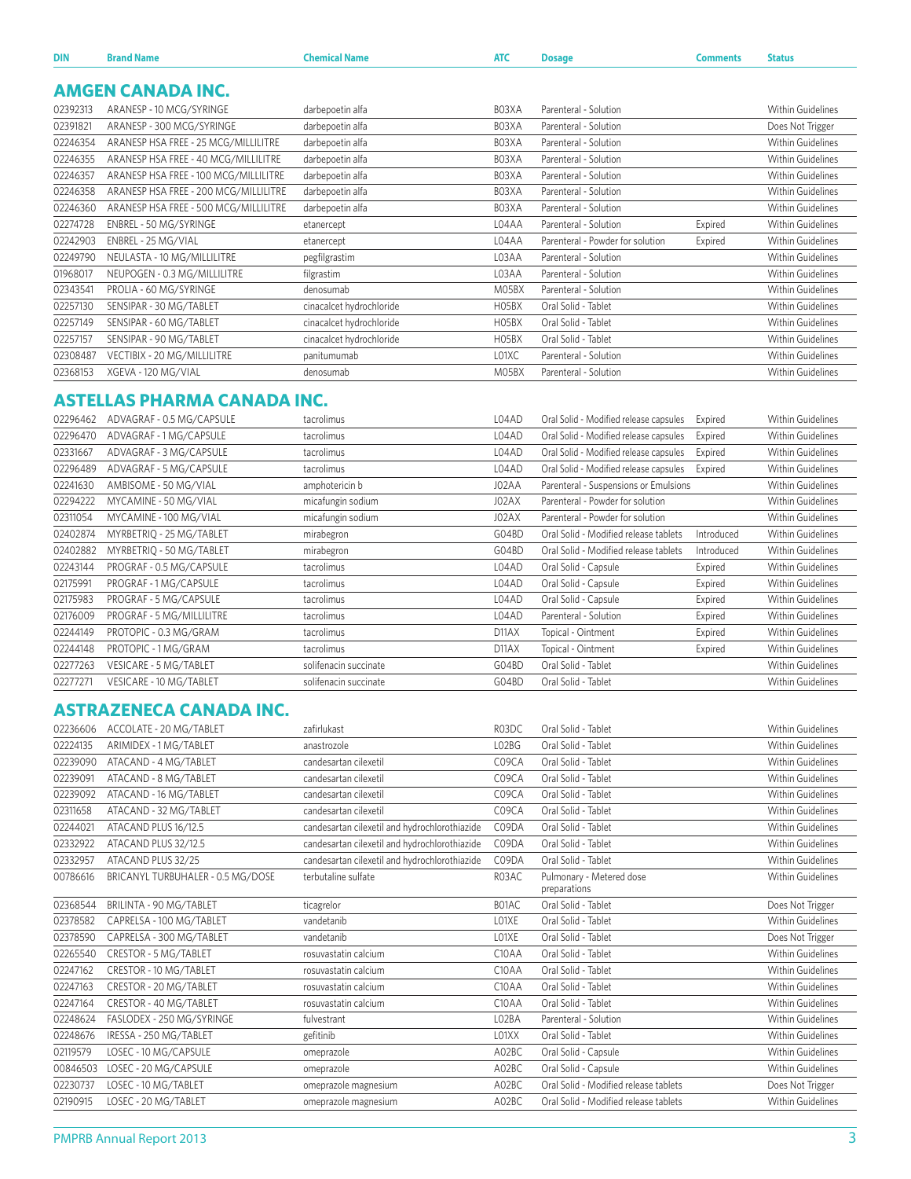| DIN | Brand Name | Chemical Name | ATC | Dosage | Comments | Status |
|---|---|---|---|---|---|---|

## AMGEN CANADA INC.

| DIN | Brand Name | Chemical Name | ATC | Dosage | Comments | Status |
|---|---|---|---|---|---|---|
| 02392313 | ARANESP - 10 MCG/SYRINGE | darbepoetin alfa | B03XA | Parenteral - Solution | | Within Guidelines |
| 02391821 | ARANESP - 300 MCG/SYRINGE | darbepoetin alfa | B03XA | Parenteral - Solution | | Does Not Trigger |
| 02246354 | ARANESP HSA FREE - 25 MCG/MILLILITRE | darbepoetin alfa | B03XA | Parenteral - Solution | | Within Guidelines |
| 02246355 | ARANESP HSA FREE - 40 MCG/MILLILITRE | darbepoetin alfa | B03XA | Parenteral - Solution | | Within Guidelines |
| 02246357 | ARANESP HSA FREE - 100 MCG/MILLILITRE | darbepoetin alfa | B03XA | Parenteral - Solution | | Within Guidelines |
| 02246358 | ARANESP HSA FREE - 200 MCG/MILLILITRE | darbepoetin alfa | B03XA | Parenteral - Solution | | Within Guidelines |
| 02246360 | ARANESP HSA FREE - 500 MCG/MILLILITRE | darbepoetin alfa | B03XA | Parenteral - Solution | | Within Guidelines |
| 02274728 | ENBREL - 50 MG/SYRINGE | etanercept | L04AA | Parenteral - Solution | Expired | Within Guidelines |
| 02242903 | ENBREL - 25 MG/VIAL | etanercept | L04AA | Parenteral - Powder for solution | Expired | Within Guidelines |
| 02249790 | NEULASTA - 10 MG/MILLILITRE | pegfilgrastim | L03AA | Parenteral - Solution | | Within Guidelines |
| 01968017 | NEUPOGEN - 0.3 MG/MILLILITRE | filgrastim | L03AA | Parenteral - Solution | | Within Guidelines |
| 02343541 | PROLIA - 60 MG/SYRINGE | denosumab | M05BX | Parenteral - Solution | | Within Guidelines |
| 02257130 | SENSIPAR - 30 MG/TABLET | cinacalcet hydrochloride | H05BX | Oral Solid - Tablet | | Within Guidelines |
| 02257149 | SENSIPAR - 60 MG/TABLET | cinacalcet hydrochloride | H05BX | Oral Solid - Tablet | | Within Guidelines |
| 02257157 | SENSIPAR - 90 MG/TABLET | cinacalcet hydrochloride | H05BX | Oral Solid - Tablet | | Within Guidelines |
| 02308487 | VECTIBIX - 20 MG/MILLILITRE | panitumumab | L01XC | Parenteral - Solution | | Within Guidelines |
| 02368153 | XGEVA - 120 MG/VIAL | denosumab | M05BX | Parenteral - Solution | | Within Guidelines |

## ASTELLAS PHARMA CANADA INC.

| DIN | Brand Name | Chemical Name | ATC | Dosage | Comments | Status |
|---|---|---|---|---|---|---|
| 02296462 | ADVAGRAF - 0.5 MG/CAPSULE | tacrolimus | L04AD | Oral Solid - Modified release capsules | Expired | Within Guidelines |
| 02296470 | ADVAGRAF - 1 MG/CAPSULE | tacrolimus | L04AD | Oral Solid - Modified release capsules | Expired | Within Guidelines |
| 02331667 | ADVAGRAF - 3 MG/CAPSULE | tacrolimus | L04AD | Oral Solid - Modified release capsules | Expired | Within Guidelines |
| 02296489 | ADVAGRAF - 5 MG/CAPSULE | tacrolimus | L04AD | Oral Solid - Modified release capsules | Expired | Within Guidelines |
| 02241630 | AMBISOME - 50 MG/VIAL | amphotericin b | J02AA | Parenteral - Suspensions or Emulsions | | Within Guidelines |
| 02294222 | MYCAMINE - 50 MG/VIAL | micafungin sodium | J02AX | Parenteral - Powder for solution | | Within Guidelines |
| 02311054 | MYCAMINE - 100 MG/VIAL | micafungin sodium | J02AX | Parenteral - Powder for solution | | Within Guidelines |
| 02402874 | MYRBETRIQ - 25 MG/TABLET | mirabegron | G04BD | Oral Solid - Modified release tablets | Introduced | Within Guidelines |
| 02402882 | MYRBETRIQ - 50 MG/TABLET | mirabegron | G04BD | Oral Solid - Modified release tablets | Introduced | Within Guidelines |
| 02243144 | PROGRAF - 0.5 MG/CAPSULE | tacrolimus | L04AD | Oral Solid - Capsule | Expired | Within Guidelines |
| 02175991 | PROGRAF - 1 MG/CAPSULE | tacrolimus | L04AD | Oral Solid - Capsule | Expired | Within Guidelines |
| 02175983 | PROGRAF - 5 MG/CAPSULE | tacrolimus | L04AD | Oral Solid - Capsule | Expired | Within Guidelines |
| 02176009 | PROGRAF - 5 MG/MILLILITRE | tacrolimus | L04AD | Parenteral - Solution | Expired | Within Guidelines |
| 02244149 | PROTOPIC - 0.3 MG/GRAM | tacrolimus | D11AX | Topical - Ointment | Expired | Within Guidelines |
| 02244148 | PROTOPIC - 1 MG/GRAM | tacrolimus | D11AX | Topical - Ointment | Expired | Within Guidelines |
| 02277263 | VESICARE - 5 MG/TABLET | solifenacin succinate | G04BD | Oral Solid - Tablet | | Within Guidelines |
| 02277271 | VESICARE - 10 MG/TABLET | solifenacin succinate | G04BD | Oral Solid - Tablet | | Within Guidelines |

## ASTRAZENECA CANADA INC.

| DIN | Brand Name | Chemical Name | ATC | Dosage | Comments | Status |
|---|---|---|---|---|---|---|
| 02236606 | ACCOLATE - 20 MG/TABLET | zafirlukast | R03DC | Oral Solid - Tablet | | Within Guidelines |
| 02224135 | ARIMIDEX - 1 MG/TABLET | anastrozole | L02BG | Oral Solid - Tablet | | Within Guidelines |
| 02239090 | ATACAND - 4 MG/TABLET | candesartan cilexetil | C09CA | Oral Solid - Tablet | | Within Guidelines |
| 02239091 | ATACAND - 8 MG/TABLET | candesartan cilexetil | C09CA | Oral Solid - Tablet | | Within Guidelines |
| 02239092 | ATACAND - 16 MG/TABLET | candesartan cilexetil | C09CA | Oral Solid - Tablet | | Within Guidelines |
| 02311658 | ATACAND - 32 MG/TABLET | candesartan cilexetil | C09CA | Oral Solid - Tablet | | Within Guidelines |
| 02244021 | ATACAND PLUS 16/12.5 | candesartan cilexetil and hydrochlorothiazide | C09DA | Oral Solid - Tablet | | Within Guidelines |
| 02332922 | ATACAND PLUS 32/12.5 | candesartan cilexetil and hydrochlorothiazide | C09DA | Oral Solid - Tablet | | Within Guidelines |
| 02332957 | ATACAND PLUS 32/25 | candesartan cilexetil and hydrochlorothiazide | C09DA | Oral Solid - Tablet | | Within Guidelines |
| 00786616 | BRICANYL TURBUHALER - 0.5 MG/DOSE | terbutaline sulfate | R03AC | Pulmonary - Metered dose preparations | | Within Guidelines |
| 02368544 | BRILINTA - 90 MG/TABLET | ticagrelor | B01AC | Oral Solid - Tablet | | Does Not Trigger |
| 02378582 | CAPRELSA - 100 MG/TABLET | vandetanib | L01XE | Oral Solid - Tablet | | Within Guidelines |
| 02378590 | CAPRELSA - 300 MG/TABLET | vandetanib | L01XE | Oral Solid - Tablet | | Does Not Trigger |
| 02265540 | CRESTOR - 5 MG/TABLET | rosuvastatin calcium | C10AA | Oral Solid - Tablet | | Within Guidelines |
| 02247162 | CRESTOR - 10 MG/TABLET | rosuvastatin calcium | C10AA | Oral Solid - Tablet | | Within Guidelines |
| 02247163 | CRESTOR - 20 MG/TABLET | rosuvastatin calcium | C10AA | Oral Solid - Tablet | | Within Guidelines |
| 02247164 | CRESTOR - 40 MG/TABLET | rosuvastatin calcium | C10AA | Oral Solid - Tablet | | Within Guidelines |
| 02248624 | FASLODEX - 250 MG/SYRINGE | fulvestrant | L02BA | Parenteral - Solution | | Within Guidelines |
| 02248676 | IRESSA - 250 MG/TABLET | gefitinib | L01XX | Oral Solid - Tablet | | Within Guidelines |
| 02119579 | LOSEC - 10 MG/CAPSULE | omeprazole | A02BC | Oral Solid - Capsule | | Within Guidelines |
| 00846503 | LOSEC - 20 MG/CAPSULE | omeprazole | A02BC | Oral Solid - Capsule | | Within Guidelines |
| 02230737 | LOSEC - 10 MG/TABLET | omeprazole magnesium | A02BC | Oral Solid - Modified release tablets | | Does Not Trigger |
| 02190915 | LOSEC - 20 MG/TABLET | omeprazole magnesium | A02BC | Oral Solid - Modified release tablets | | Within Guidelines |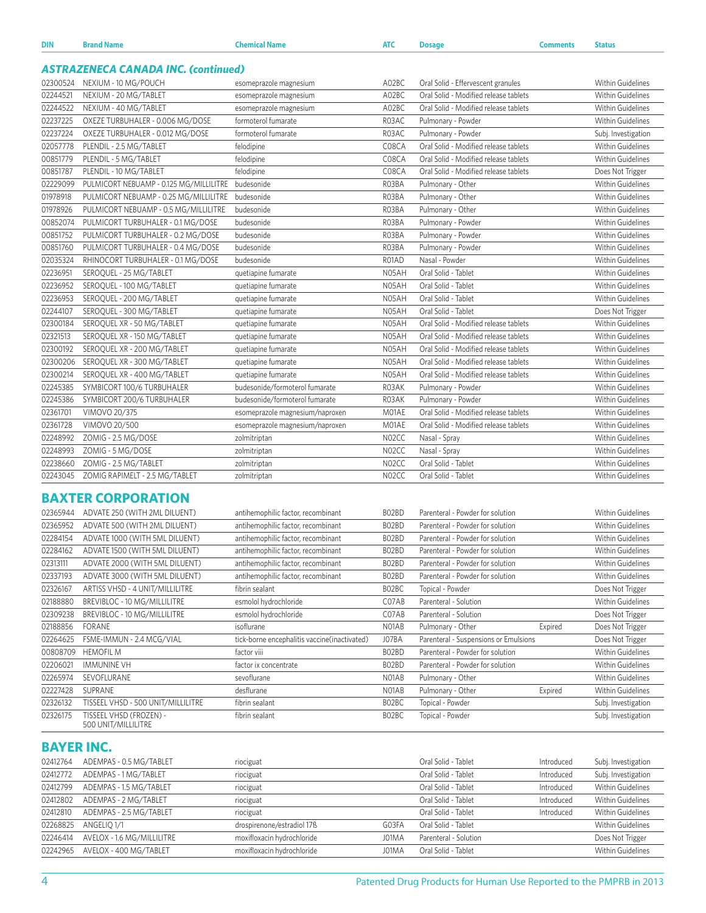| DIN | Brand Name | Chemical Name | ATC | Dosage | Comments | Status |
|---|---|---|---|---|---|---|

## *ASTRAZENECA CANADA INC. (continued)*

| DIN | Brand Name | Chemical Name | ATC | Dosage | Comments | Status |
|---|---|---|---|---|---|---|
| 02300524 | NEXIUM - 10 MG/POUCH | esomeprazole magnesium | A02BC | Oral Solid - Effervescent granules | | Within Guidelines |
| 02244521 | NEXIUM - 20 MG/TABLET | esomeprazole magnesium | A02BC | Oral Solid - Modified release tablets | | Within Guidelines |
| 02244522 | NEXIUM - 40 MG/TABLET | esomeprazole magnesium | A02BC | Oral Solid - Modified release tablets | | Within Guidelines |
| 02237225 | OXEZE TURBUHALER - 0.006 MG/DOSE | formoterol fumarate | R03AC | Pulmonary - Powder | | Within Guidelines |
| 02237224 | OXEZE TURBUHALER - 0.012 MG/DOSE | formoterol fumarate | R03AC | Pulmonary - Powder | | Subj. Investigation |
| 02057778 | PLENDIL - 2.5 MG/TABLET | felodipine | C08CA | Oral Solid - Modified release tablets | | Within Guidelines |
| 00851779 | PLENDIL - 5 MG/TABLET | felodipine | C08CA | Oral Solid - Modified release tablets | | Within Guidelines |
| 00851787 | PLENDIL - 10 MG/TABLET | felodipine | C08CA | Oral Solid - Modified release tablets | | Does Not Trigger |
| 02229099 | PULMICORT NEBUAMP - 0.125 MG/MILLILITRE | budesonide | R03BA | Pulmonary - Other | | Within Guidelines |
| 01978918 | PULMICORT NEBUAMP - 0.25 MG/MILLILITRE | budesonide | R03BA | Pulmonary - Other | | Within Guidelines |
| 01978926 | PULMICORT NEBUAMP - 0.5 MG/MILLILITRE | budesonide | R03BA | Pulmonary - Other | | Within Guidelines |
| 00852074 | PULMICORT TURBUHALER - 0.1 MG/DOSE | budesonide | R03BA | Pulmonary - Powder | | Within Guidelines |
| 00851752 | PULMICORT TURBUHALER - 0.2 MG/DOSE | budesonide | R03BA | Pulmonary - Powder | | Within Guidelines |
| 00851760 | PULMICORT TURBUHALER - 0.4 MG/DOSE | budesonide | R03BA | Pulmonary - Powder | | Within Guidelines |
| 02035324 | RHINOCORT TURBUHALER - 0.1 MG/DOSE | budesonide | R01AD | Nasal - Powder | | Within Guidelines |
| 02236951 | SEROQUEL - 25 MG/TABLET | quetiapine fumarate | N05AH | Oral Solid - Tablet | | Within Guidelines |
| 02236952 | SEROQUEL - 100 MG/TABLET | quetiapine fumarate | N05AH | Oral Solid - Tablet | | Within Guidelines |
| 02236953 | SEROQUEL - 200 MG/TABLET | quetiapine fumarate | N05AH | Oral Solid - Tablet | | Within Guidelines |
| 02244107 | SEROQUEL - 300 MG/TABLET | quetiapine fumarate | N05AH | Oral Solid - Tablet | | Does Not Trigger |
| 02300184 | SEROQUEL XR - 50 MG/TABLET | quetiapine fumarate | N05AH | Oral Solid - Modified release tablets | | Within Guidelines |
| 02321513 | SEROQUEL XR - 150 MG/TABLET | quetiapine fumarate | N05AH | Oral Solid - Modified release tablets | | Within Guidelines |
| 02300192 | SEROQUEL XR - 200 MG/TABLET | quetiapine fumarate | N05AH | Oral Solid - Modified release tablets | | Within Guidelines |
| 02300206 | SEROQUEL XR - 300 MG/TABLET | quetiapine fumarate | N05AH | Oral Solid - Modified release tablets | | Within Guidelines |
| 02300214 | SEROQUEL XR - 400 MG/TABLET | quetiapine fumarate | N05AH | Oral Solid - Modified release tablets | | Within Guidelines |
| 02245385 | SYMBICORT 100/6 TURBUHALER | budesonide/formoterol fumarate | R03AK | Pulmonary - Powder | | Within Guidelines |
| 02245386 | SYMBICORT 200/6 TURBUHALER | budesonide/formoterol fumarate | R03AK | Pulmonary - Powder | | Within Guidelines |
| 02361701 | VIMOVO 20/375 | esomeprazole magnesium/naproxen | M01AE | Oral Solid - Modified release tablets | | Within Guidelines |
| 02361728 | VIMOVO 20/500 | esomeprazole magnesium/naproxen | M01AE | Oral Solid - Modified release tablets | | Within Guidelines |
| 02248992 | ZOMIG - 2.5 MG/DOSE | zolmitriptan | N02CC | Nasal - Spray | | Within Guidelines |
| 02248993 | ZOMIG - 5 MG/DOSE | zolmitriptan | N02CC | Nasal - Spray | | Within Guidelines |
| 02238660 | ZOMIG - 2.5 MG/TABLET | zolmitriptan | N02CC | Oral Solid - Tablet | | Within Guidelines |
| 02243045 | ZOMIG RAPIMELT - 2.5 MG/TABLET | zolmitriptan | N02CC | Oral Solid - Tablet | | Within Guidelines |

## BAXTER CORPORATION

| DIN | Brand Name | Chemical Name | ATC | Dosage | Comments | Status |
|---|---|---|---|---|---|---|
| 02365944 | ADVATE 250 (WITH 2ML DILUENT) | antihemophilic factor, recombinant | B02BD | Parenteral - Powder for solution | | Within Guidelines |
| 02365952 | ADVATE 500 (WITH 2ML DILUENT) | antihemophilic factor, recombinant | B02BD | Parenteral - Powder for solution | | Within Guidelines |
| 02284154 | ADVATE 1000 (WITH 5ML DILUENT) | antihemophilic factor, recombinant | B02BD | Parenteral - Powder for solution | | Within Guidelines |
| 02284162 | ADVATE 1500 (WITH 5ML DILUENT) | antihemophilic factor, recombinant | B02BD | Parenteral - Powder for solution | | Within Guidelines |
| 02313111 | ADVATE 2000 (WITH 5ML DILUENT) | antihemophilic factor, recombinant | B02BD | Parenteral - Powder for solution | | Within Guidelines |
| 02337193 | ADVATE 3000 (WITH 5ML DILUENT) | antihemophilic factor, recombinant | B02BD | Parenteral - Powder for solution | | Within Guidelines |
| 02326167 | ARTISS VHSD - 4 UNIT/MILLILITRE | fibrin sealant | B02BC | Topical - Powder | | Does Not Trigger |
| 02188880 | BREVIBLOC - 10 MG/MILLILITRE | esmolol hydrochloride | C07AB | Parenteral - Solution | | Within Guidelines |
| 02309238 | BREVIBLOC - 10 MG/MILLILITRE | esmolol hydrochloride | C07AB | Parenteral - Solution | | Does Not Trigger |
| 02188856 | FORANE | isoflurane | N01AB | Pulmonary - Other | Expired | Does Not Trigger |
| 02264625 | FSME-IMMUN - 2.4 MCG/VIAL | tick-borne encephalitis vaccine(inactivated) | J07BA | Parenteral - Suspensions or Emulsions | | Does Not Trigger |
| 00808709 | HEMOFIL M | factor viii | B02BD | Parenteral - Powder for solution | | Within Guidelines |
| 02206021 | IMMUNINE VH | factor ix concentrate | B02BD | Parenteral - Powder for solution | | Within Guidelines |
| 02265974 | SEVOFLURANE | sevoflurane | N01AB | Pulmonary - Other | | Within Guidelines |
| 02227428 | SUPRANE | desflurane | N01AB | Pulmonary - Other | Expired | Within Guidelines |
| 02326132 | TISSEEL VHSD - 500 UNIT/MILLILITRE | fibrin sealant | B02BC | Topical - Powder | | Subj. Investigation |
| 02326175 | TISSEEL VHSD (FROZEN) - 500 UNIT/MILLILITRE | fibrin sealant | B02BC | Topical - Powder | | Subj. Investigation |

## BAYER INC.

| DIN | Brand Name | Chemical Name | ATC | Dosage | Comments | Status |
|---|---|---|---|---|---|---|
| 02412764 | ADEMPAS - 0.5 MG/TABLET | riociguat | | Oral Solid - Tablet | Introduced | Subj. Investigation |
| 02412772 | ADEMPAS - 1 MG/TABLET | riociguat | | Oral Solid - Tablet | Introduced | Subj. Investigation |
| 02412799 | ADEMPAS - 1.5 MG/TABLET | riociguat | | Oral Solid - Tablet | Introduced | Within Guidelines |
| 02412802 | ADEMPAS - 2 MG/TABLET | riociguat | | Oral Solid - Tablet | Introduced | Within Guidelines |
| 02412810 | ADEMPAS - 2.5 MG/TABLET | riociguat | | Oral Solid - Tablet | Introduced | Within Guidelines |
| 02268825 | ANGELIQ 1/1 | drospirenone/estradiol 17ß | G03FA | Oral Solid - Tablet | | Within Guidelines |
| 02246414 | AVELOX - 1.6 MG/MILLILITRE | moxifloxacin hydrochloride | J01MA | Parenteral - Solution | | Does Not Trigger |
| 02242965 | AVELOX - 400 MG/TABLET | moxifloxacin hydrochloride | J01MA | Oral Solid - Tablet | | Within Guidelines |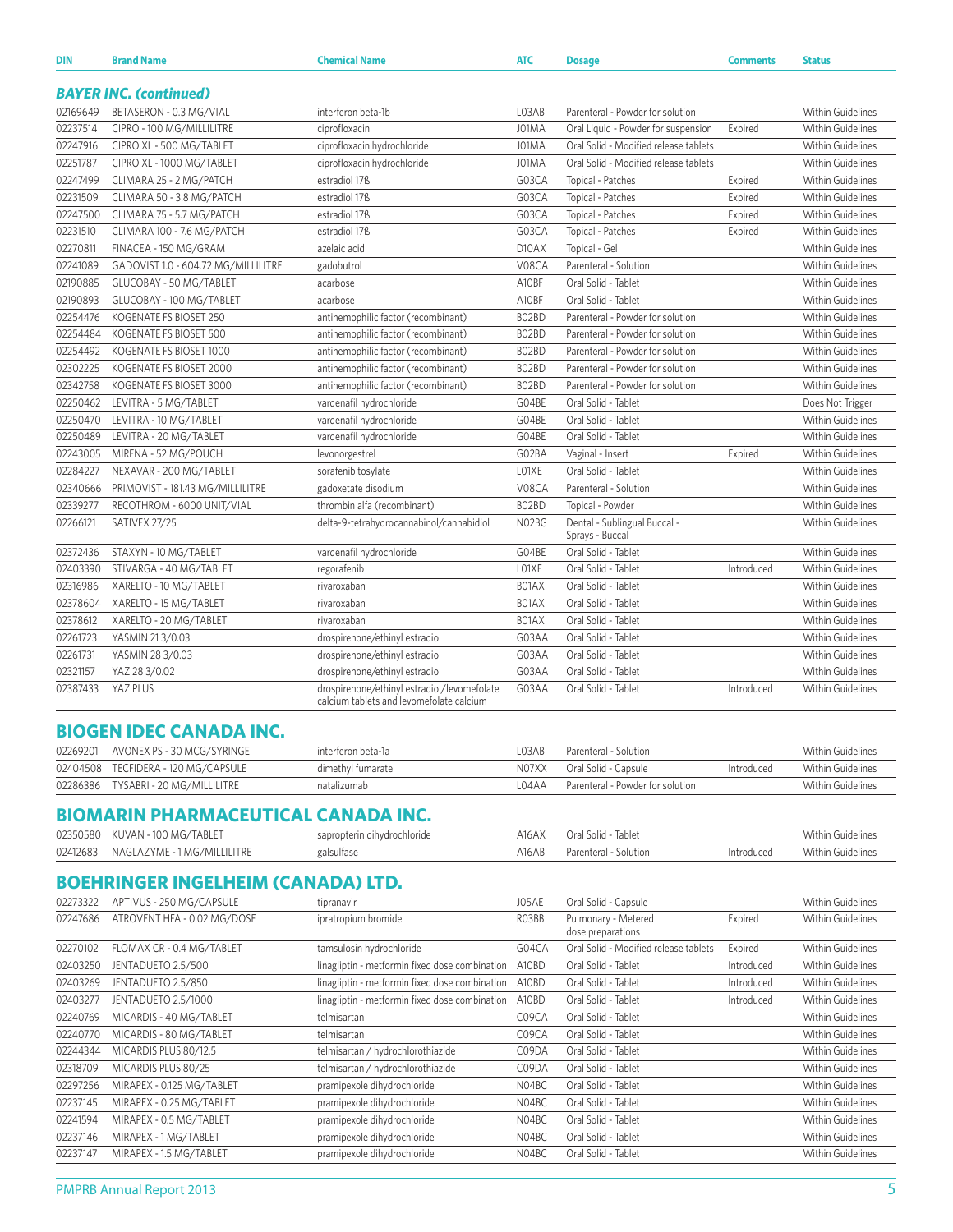| DIN | Brand Name | Chemical Name | ATC | Dosage | Comments | Status |
|---|---|---|---|---|---|---|

### *BAYER INC. (continued)*

| DIN | Brand Name | Chemical Name | ATC | Dosage | Comments | Status |
|---|---|---|---|---|---|---|
| 02169649 | BETASERON - 0.3 MG/VIAL | interferon beta-1b | L03AB | Parenteral - Powder for solution | | Within Guidelines |
| 02237514 | CIPRO - 100 MG/MILLILITRE | ciprofloxacin | J01MA | Oral Liquid - Powder for suspension | Expired | Within Guidelines |
| 02247916 | CIPRO XL - 500 MG/TABLET | ciprofloxacin hydrochloride | J01MA | Oral Solid - Modified release tablets | | Within Guidelines |
| 02251787 | CIPRO XL - 1000 MG/TABLET | ciprofloxacin hydrochloride | J01MA | Oral Solid - Modified release tablets | | Within Guidelines |
| 02247499 | CLIMARA 25 - 2 MG/PATCH | estradiol 17ß | G03CA | Topical - Patches | Expired | Within Guidelines |
| 02231509 | CLIMARA 50 - 3.8 MG/PATCH | estradiol 17ß | G03CA | Topical - Patches | Expired | Within Guidelines |
| 02247500 | CLIMARA 75 - 5.7 MG/PATCH | estradiol 17ß | G03CA | Topical - Patches | Expired | Within Guidelines |
| 02231510 | CLIMARA 100 - 7.6 MG/PATCH | estradiol 17ß | G03CA | Topical - Patches | Expired | Within Guidelines |
| 02270811 | FINACEA - 150 MG/GRAM | azelaic acid | D10AX | Topical - Gel | | Within Guidelines |
| 02241089 | GADOVIST 1.0 - 604.72 MG/MILLILITRE | gadobutrol | V08CA | Parenteral - Solution | | Within Guidelines |
| 02190885 | GLUCOBAY - 50 MG/TABLET | acarbose | A10BF | Oral Solid - Tablet | | Within Guidelines |
| 02190893 | GLUCOBAY - 100 MG/TABLET | acarbose | A10BF | Oral Solid - Tablet | | Within Guidelines |
| 02254476 | KOGENATE FS BIOSET 250 | antihemophilic factor (recombinant) | B02BD | Parenteral - Powder for solution | | Within Guidelines |
| 02254484 | KOGENATE FS BIOSET 500 | antihemophilic factor (recombinant) | B02BD | Parenteral - Powder for solution | | Within Guidelines |
| 02254492 | KOGENATE FS BIOSET 1000 | antihemophilic factor (recombinant) | B02BD | Parenteral - Powder for solution | | Within Guidelines |
| 02302225 | KOGENATE FS BIOSET 2000 | antihemophilic factor (recombinant) | B02BD | Parenteral - Powder for solution | | Within Guidelines |
| 02342758 | KOGENATE FS BIOSET 3000 | antihemophilic factor (recombinant) | B02BD | Parenteral - Powder for solution | | Within Guidelines |
| 02250462 | LEVITRA - 5 MG/TABLET | vardenafil hydrochloride | G04BE | Oral Solid - Tablet | | Does Not Trigger |
| 02250470 | LEVITRA - 10 MG/TABLET | vardenafil hydrochloride | G04BE | Oral Solid - Tablet | | Within Guidelines |
| 02250489 | LEVITRA - 20 MG/TABLET | vardenafil hydrochloride | G04BE | Oral Solid - Tablet | | Within Guidelines |
| 02243005 | MIRENA - 52 MG/POUCH | levonorgestrel | G02BA | Vaginal - Insert | Expired | Within Guidelines |
| 02284227 | NEXAVAR - 200 MG/TABLET | sorafenib tosylate | L01XE | Oral Solid - Tablet | | Within Guidelines |
| 02340666 | PRIMOVIST - 181.43 MG/MILLILITRE | gadoxetate disodium | V08CA | Parenteral - Solution | | Within Guidelines |
| 02339277 | RECOTHROM - 6000 UNIT/VIAL | thrombin alfa (recombinant) | B02BD | Topical - Powder | | Within Guidelines |
| 02266121 | SATIVEX 27/25 | delta-9-tetrahydrocannabinol/cannabidiol | N02BG | Dental - Sublingual Buccal - Sprays - Buccal | | Within Guidelines |
| 02372436 | STAXYN - 10 MG/TABLET | vardenafil hydrochloride | G04BE | Oral Solid - Tablet | | Within Guidelines |
| 02403390 | STIVARGA - 40 MG/TABLET | regorafenib | L01XE | Oral Solid - Tablet | Introduced | Within Guidelines |
| 02316986 | XARELTO - 10 MG/TABLET | rivaroxaban | B01AX | Oral Solid - Tablet | | Within Guidelines |
| 02378604 | XARELTO - 15 MG/TABLET | rivaroxaban | B01AX | Oral Solid - Tablet | | Within Guidelines |
| 02378612 | XARELTO - 20 MG/TABLET | rivaroxaban | B01AX | Oral Solid - Tablet | | Within Guidelines |
| 02261723 | YASMIN 21 3/0.03 | drospirenone/ethinyl estradiol | G03AA | Oral Solid - Tablet | | Within Guidelines |
| 02261731 | YASMIN 28 3/0.03 | drospirenone/ethinyl estradiol | G03AA | Oral Solid - Tablet | | Within Guidelines |
| 02321157 | YAZ 28 3/0.02 | drospirenone/ethinyl estradiol | G03AA | Oral Solid - Tablet | | Within Guidelines |
| 02387433 | YAZ PLUS | drospirenone/ethinyl estradiol/levomefolate calcium tablets and levomefolate calcium | G03AA | Oral Solid - Tablet | Introduced | Within Guidelines |

## BIOGEN IDEC CANADA INC.

| DIN | Brand Name | Chemical Name | ATC | Dosage | Comments | Status |
|---|---|---|---|---|---|---|
| 02269201 | AVONEX PS - 30 MCG/SYRINGE | interferon beta-1a | L03AB | Parenteral - Solution | | Within Guidelines |
| 02404508 | TECFIDERA - 120 MG/CAPSULE | dimethyl fumarate | N07XX | Oral Solid - Capsule | Introduced | Within Guidelines |
| 02286386 | TYSABRI - 20 MG/MILLILITRE | natalizumab | L04AA | Parenteral - Powder for solution | | Within Guidelines |

## BIOMARIN PHARMACEUTICAL CANADA INC.

| DIN | Brand Name | Chemical Name | ATC | Dosage | Comments | Status |
|---|---|---|---|---|---|---|
| 02350580 | KUVAN - 100 MG/TABLET | sapropterin dihydrochloride | A16AX | Oral Solid - Tablet | | Within Guidelines |
| 02412683 | NAGLAZYME - 1 MG/MILLILITRE | galsulfase | A16AB | Parenteral - Solution | Introduced | Within Guidelines |

## BOEHRINGER INGELHEIM (CANADA) LTD.

| DIN | Brand Name | Chemical Name | ATC | Dosage | Comments | Status |
|---|---|---|---|---|---|---|
| 02273322 | APTIVUS - 250 MG/CAPSULE | tipranavir | J05AE | Oral Solid - Capsule | | Within Guidelines |
| 02247686 | ATROVENT HFA - 0.02 MG/DOSE | ipratropium bromide | R03BB | Pulmonary - Metered dose preparations | Expired | Within Guidelines |
| 02270102 | FLOMAX CR - 0.4 MG/TABLET | tamsulosin hydrochloride | G04CA | Oral Solid - Modified release tablets | Expired | Within Guidelines |
| 02403250 | JENTADUETO 2.5/500 | linagliptin - metformin fixed dose combination | A10BD | Oral Solid - Tablet | Introduced | Within Guidelines |
| 02403269 | JENTADUETO 2.5/850 | linagliptin - metformin fixed dose combination | A10BD | Oral Solid - Tablet | Introduced | Within Guidelines |
| 02403277 | JENTADUETO 2.5/1000 | linagliptin - metformin fixed dose combination | A10BD | Oral Solid - Tablet | Introduced | Within Guidelines |
| 02240769 | MICARDIS - 40 MG/TABLET | telmisartan | C09CA | Oral Solid - Tablet | | Within Guidelines |
| 02240770 | MICARDIS - 80 MG/TABLET | telmisartan | C09CA | Oral Solid - Tablet | | Within Guidelines |
| 02244344 | MICARDIS PLUS 80/12.5 | telmisartan / hydrochlorothiazide | C09DA | Oral Solid - Tablet | | Within Guidelines |
| 02318709 | MICARDIS PLUS 80/25 | telmisartan / hydrochlorothiazide | C09DA | Oral Solid - Tablet | | Within Guidelines |
| 02297256 | MIRAPEX - 0.125 MG/TABLET | pramipexole dihydrochloride | N04BC | Oral Solid - Tablet | | Within Guidelines |
| 02237145 | MIRAPEX - 0.25 MG/TABLET | pramipexole dihydrochloride | N04BC | Oral Solid - Tablet | | Within Guidelines |
| 02241594 | MIRAPEX - 0.5 MG/TABLET | pramipexole dihydrochloride | N04BC | Oral Solid - Tablet | | Within Guidelines |
| 02237146 | MIRAPEX - 1 MG/TABLET | pramipexole dihydrochloride | N04BC | Oral Solid - Tablet | | Within Guidelines |
| 02237147 | MIRAPEX - 1.5 MG/TABLET | pramipexole dihydrochloride | N04BC | Oral Solid - Tablet | | Within Guidelines |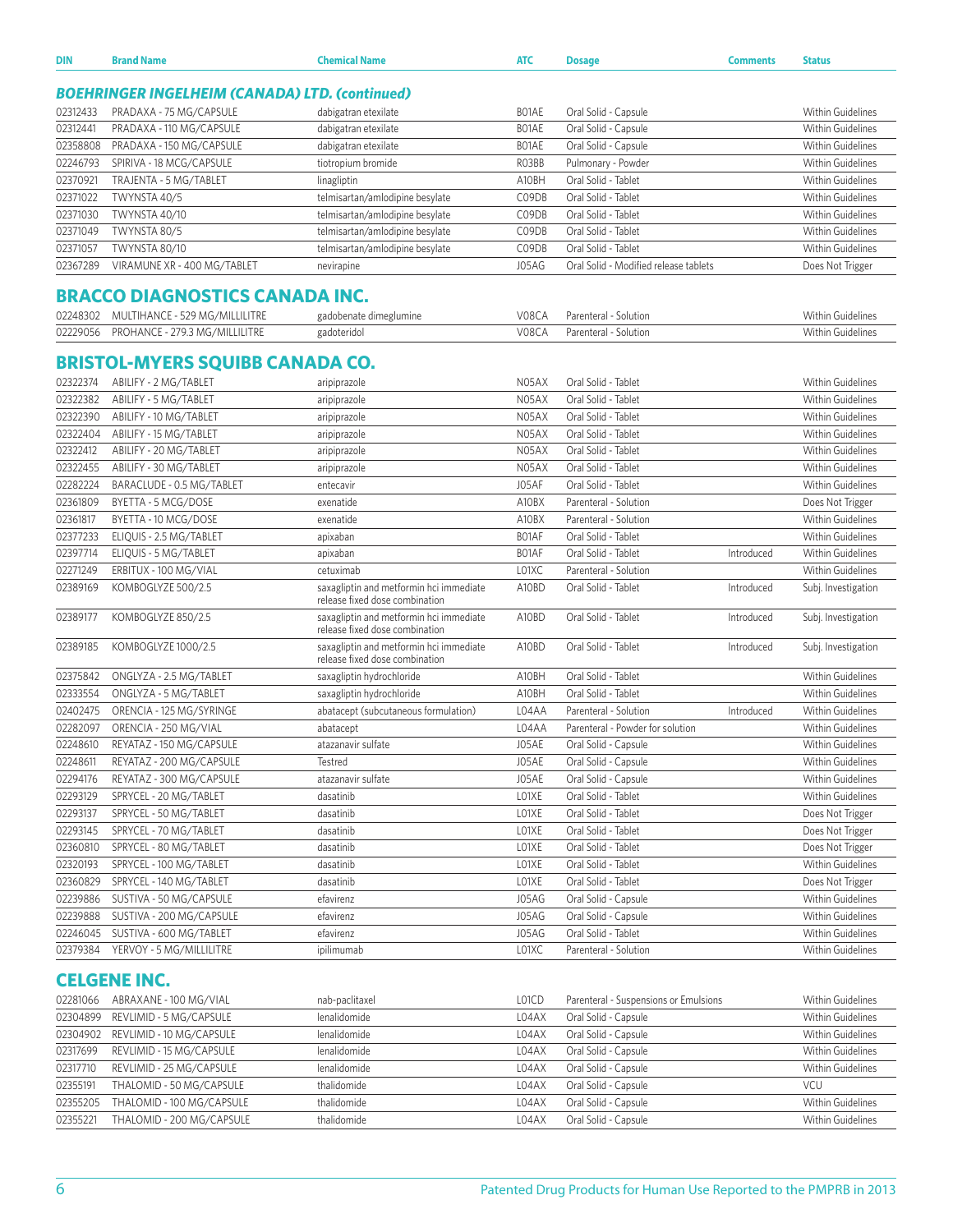| DIN | Brand Name | Chemical Name | ATC | Dosage | Comments | Status |
|---|---|---|---|---|---|---|

### *BOEHRINGER INGELHEIM (CANADA) LTD. (continued)*

| DIN | Brand Name | Chemical Name | ATC | Dosage | Comments | Status |
|---|---|---|---|---|---|---|
| 02312433 | PRADAXA - 75 MG/CAPSULE | dabigatran etexilate | B01AE | Oral Solid - Capsule | | Within Guidelines |
| 02312441 | PRADAXA - 110 MG/CAPSULE | dabigatran etexilate | B01AE | Oral Solid - Capsule | | Within Guidelines |
| 02358808 | PRADAXA - 150 MG/CAPSULE | dabigatran etexilate | B01AE | Oral Solid - Capsule | | Within Guidelines |
| 02246793 | SPIRIVA - 18 MCG/CAPSULE | tiotropium bromide | R03BB | Pulmonary - Powder | | Within Guidelines |
| 02370921 | TRAJENTA - 5 MG/TABLET | linagliptin | A10BH | Oral Solid - Tablet | | Within Guidelines |
| 02371022 | TWYNSTA 40/5 | telmisartan/amlodipine besylate | C09DB | Oral Solid - Tablet | | Within Guidelines |
| 02371030 | TWYNSTA 40/10 | telmisartan/amlodipine besylate | C09DB | Oral Solid - Tablet | | Within Guidelines |
| 02371049 | TWYNSTA 80/5 | telmisartan/amlodipine besylate | C09DB | Oral Solid - Tablet | | Within Guidelines |
| 02371057 | TWYNSTA 80/10 | telmisartan/amlodipine besylate | C09DB | Oral Solid - Tablet | | Within Guidelines |
| 02367289 | VIRAMUNE XR - 400 MG/TABLET | nevirapine | J05AG | Oral Solid - Modified release tablets | | Does Not Trigger |

## BRACCO DIAGNOSTICS CANADA INC.

| DIN | Brand Name | Chemical Name | ATC | Dosage | Comments | Status |
|---|---|---|---|---|---|---|
| 02248302 | MULTIHANCE - 529 MG/MILLILITRE | gadobenate dimeglumine | V08CA | Parenteral - Solution | | Within Guidelines |
| 02229056 | PROHANCE - 279.3 MG/MILLILITRE | gadoteridol | V08CA | Parenteral - Solution | | Within Guidelines |

## BRISTOL-MYERS SQUIBB CANADA CO.

| DIN | Brand Name | Chemical Name | ATC | Dosage | Comments | Status |
|---|---|---|---|---|---|---|
| 02322374 | ABILIFY - 2 MG/TABLET | aripiprazole | N05AX | Oral Solid - Tablet | | Within Guidelines |
| 02322382 | ABILIFY - 5 MG/TABLET | aripiprazole | N05AX | Oral Solid - Tablet | | Within Guidelines |
| 02322390 | ABILIFY - 10 MG/TABLET | aripiprazole | N05AX | Oral Solid - Tablet | | Within Guidelines |
| 02322404 | ABILIFY - 15 MG/TABLET | aripiprazole | N05AX | Oral Solid - Tablet | | Within Guidelines |
| 02322412 | ABILIFY - 20 MG/TABLET | aripiprazole | N05AX | Oral Solid - Tablet | | Within Guidelines |
| 02322455 | ABILIFY - 30 MG/TABLET | aripiprazole | N05AX | Oral Solid - Tablet | | Within Guidelines |
| 02282224 | BARACLUDE - 0.5 MG/TABLET | entecavir | J05AF | Oral Solid - Tablet | | Within Guidelines |
| 02361809 | BYETTA - 5 MCG/DOSE | exenatide | A10BX | Parenteral - Solution | | Does Not Trigger |
| 02361817 | BYETTA - 10 MCG/DOSE | exenatide | A10BX | Parenteral - Solution | | Within Guidelines |
| 02377233 | ELIQUIS - 2.5 MG/TABLET | apixaban | B01AF | Oral Solid - Tablet | | Within Guidelines |
| 02397714 | ELIQUIS - 5 MG/TABLET | apixaban | B01AF | Oral Solid - Tablet | Introduced | Within Guidelines |
| 02271249 | ERBITUX - 100 MG/VIAL | cetuximab | L01XC | Parenteral - Solution | | Within Guidelines |
| 02389169 | KOMBOGLYZE 500/2.5 | saxagliptin and metformin hci immediate release fixed dose combination | A10BD | Oral Solid - Tablet | Introduced | Subj. Investigation |
| 02389177 | KOMBOGLYZE 850/2.5 | saxagliptin and metformin hci immediate release fixed dose combination | A10BD | Oral Solid - Tablet | Introduced | Subj. Investigation |
| 02389185 | KOMBOGLYZE 1000/2.5 | saxagliptin and metformin hci immediate release fixed dose combination | A10BD | Oral Solid - Tablet | Introduced | Subj. Investigation |
| 02375842 | ONGLYZA - 2.5 MG/TABLET | saxagliptin hydrochloride | A10BH | Oral Solid - Tablet | | Within Guidelines |
| 02333554 | ONGLYZA - 5 MG/TABLET | saxagliptin hydrochloride | A10BH | Oral Solid - Tablet | | Within Guidelines |
| 02402475 | ORENCIA - 125 MG/SYRINGE | abatacept (subcutaneous formulation) | L04AA | Parenteral - Solution | Introduced | Within Guidelines |
| 02282097 | ORENCIA - 250 MG/VIAL | abatacept | L04AA | Parenteral - Powder for solution | | Within Guidelines |
| 02248610 | REYATAZ - 150 MG/CAPSULE | atazanavir sulfate | J05AE | Oral Solid - Capsule | | Within Guidelines |
| 02248611 | REYATAZ - 200 MG/CAPSULE | Testred | J05AE | Oral Solid - Capsule | | Within Guidelines |
| 02294176 | REYATAZ - 300 MG/CAPSULE | atazanavir sulfate | J05AE | Oral Solid - Capsule | | Within Guidelines |
| 02293129 | SPRYCEL - 20 MG/TABLET | dasatinib | L01XE | Oral Solid - Tablet | | Within Guidelines |
| 02293137 | SPRYCEL - 50 MG/TABLET | dasatinib | L01XE | Oral Solid - Tablet | | Does Not Trigger |
| 02293145 | SPRYCEL - 70 MG/TABLET | dasatinib | L01XE | Oral Solid - Tablet | | Does Not Trigger |
| 02360810 | SPRYCEL - 80 MG/TABLET | dasatinib | L01XE | Oral Solid - Tablet | | Does Not Trigger |
| 02320193 | SPRYCEL - 100 MG/TABLET | dasatinib | L01XE | Oral Solid - Tablet | | Within Guidelines |
| 02360829 | SPRYCEL - 140 MG/TABLET | dasatinib | L01XE | Oral Solid - Tablet | | Does Not Trigger |
| 02239886 | SUSTIVA - 50 MG/CAPSULE | efavirenz | J05AG | Oral Solid - Capsule | | Within Guidelines |
| 02239888 | SUSTIVA - 200 MG/CAPSULE | efavirenz | J05AG | Oral Solid - Capsule | | Within Guidelines |
| 02246045 | SUSTIVA - 600 MG/TABLET | efavirenz | J05AG | Oral Solid - Tablet | | Within Guidelines |
| 02379384 | YERVOY - 5 MG/MILLILITRE | ipilimumab | L01XC | Parenteral - Solution | | Within Guidelines |

## CELGENE INC.

| DIN | Brand Name | Chemical Name | ATC | Dosage | Comments | Status |
|---|---|---|---|---|---|---|
| 02281066 | ABRAXANE - 100 MG/VIAL | nab-paclitaxel | L01CD | Parenteral - Suspensions or Emulsions | | Within Guidelines |
| 02304899 | REVLIMID - 5 MG/CAPSULE | lenalidomide | L04AX | Oral Solid - Capsule | | Within Guidelines |
| 02304902 | REVLIMID - 10 MG/CAPSULE | lenalidomide | L04AX | Oral Solid - Capsule | | Within Guidelines |
| 02317699 | REVLIMID - 15 MG/CAPSULE | lenalidomide | L04AX | Oral Solid - Capsule | | Within Guidelines |
| 02317710 | REVLIMID - 25 MG/CAPSULE | lenalidomide | L04AX | Oral Solid - Capsule | | Within Guidelines |
| 02355191 | THALOMID - 50 MG/CAPSULE | thalidomide | L04AX | Oral Solid - Capsule | | VCU |
| 02355205 | THALOMID - 100 MG/CAPSULE | thalidomide | L04AX | Oral Solid - Capsule | | Within Guidelines |
| 02355221 | THALOMID - 200 MG/CAPSULE | thalidomide | L04AX | Oral Solid - Capsule | | Within Guidelines |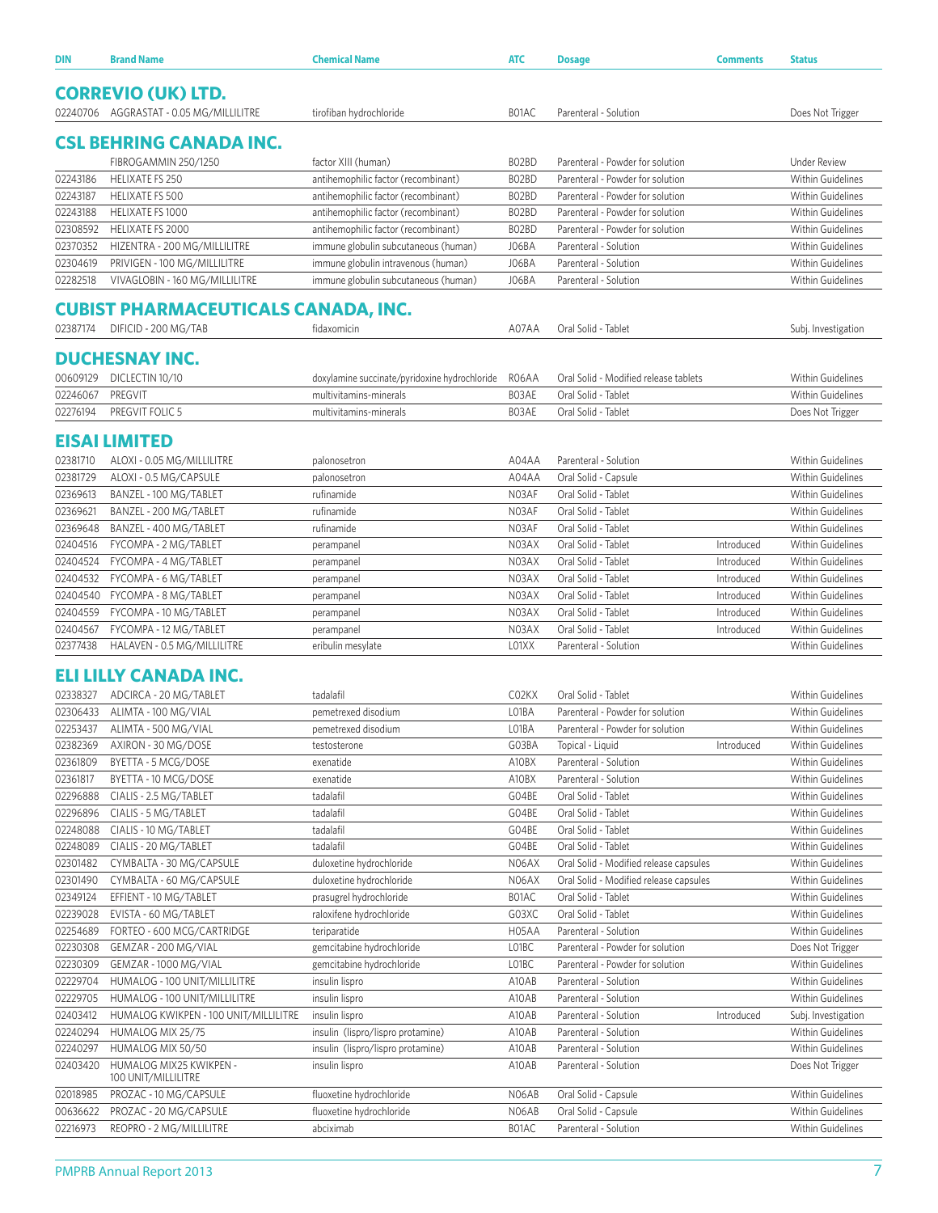| DIN | Brand Name | Chemical Name | ATC | Dosage | Comments | Status |
|---|---|---|---|---|---|---|

## CORREVIO (UK) LTD.

| DIN | Brand Name | Chemical Name | ATC | Dosage | Comments | Status |
|---|---|---|---|---|---|---|
| 02240706 | AGGRASTAT - 0.05 MG/MILLILITRE | tirofiban hydrochloride | B01AC | Parenteral - Solution | | Does Not Trigger |

## CSL BEHRING CANADA INC.

| DIN | Brand Name | Chemical Name | ATC | Dosage | Comments | Status |
|---|---|---|---|---|---|---|
| | FIBROGAMMIN 250/1250 | factor XIII (human) | B02BD | Parenteral - Powder for solution | | Under Review |
| 02243186 | HELIXATE FS 250 | antihemophilic factor (recombinant) | B02BD | Parenteral - Powder for solution | | Within Guidelines |
| 02243187 | HELIXATE FS 500 | antihemophilic factor (recombinant) | B02BD | Parenteral - Powder for solution | | Within Guidelines |
| 02243188 | HELIXATE FS 1000 | antihemophilic factor (recombinant) | B02BD | Parenteral - Powder for solution | | Within Guidelines |
| 02308592 | HELIXATE FS 2000 | antihemophilic factor (recombinant) | B02BD | Parenteral - Powder for solution | | Within Guidelines |
| 02370352 | HIZENTRA - 200 MG/MILLILITRE | immune globulin subcutaneous (human) | J06BA | Parenteral - Solution | | Within Guidelines |
| 02304619 | PRIVIGEN - 100 MG/MILLILITRE | immune globulin intravenous (human) | J06BA | Parenteral - Solution | | Within Guidelines |
| 02282518 | VIVAGLOBIN - 160 MG/MILLILITRE | immune globulin subcutaneous (human) | J06BA | Parenteral - Solution | | Within Guidelines |

## CUBIST PHARMACEUTICALS CANADA, INC.

| DIN | Brand Name | Chemical Name | ATC | Dosage | Comments | Status |
|---|---|---|---|---|---|---|
| 02387174 | DIFICID - 200 MG/TAB | fidaxomicin | A07AA | Oral Solid - Tablet | | Subj. Investigation |

## DUCHESNAY INC.

| DIN | Brand Name | Chemical Name | ATC | Dosage | Comments | Status |
|---|---|---|---|---|---|---|
| 00609129 | DICLECTIN 10/10 | doxylamine succinate/pyridoxine hydrochloride | R06AA | Oral Solid - Modified release tablets | | Within Guidelines |
| 02246067 | PREGVIT | multivitamins-minerals | B03AE | Oral Solid - Tablet | | Within Guidelines |
| 02276194 | PREGVIT FOLIC 5 | multivitamins-minerals | B03AE | Oral Solid - Tablet | | Does Not Trigger |

## EISAI LIMITED

| DIN | Brand Name | Chemical Name | ATC | Dosage | Comments | Status |
|---|---|---|---|---|---|---|
| 02381710 | ALOXI - 0.05 MG/MILLILITRE | palonosetron | A04AA | Parenteral - Solution | | Within Guidelines |
| 02381729 | ALOXI - 0.5 MG/CAPSULE | palonosetron | A04AA | Oral Solid - Capsule | | Within Guidelines |
| 02369613 | BANZEL - 100 MG/TABLET | rufinamide | N03AF | Oral Solid - Tablet | | Within Guidelines |
| 02369621 | BANZEL - 200 MG/TABLET | rufinamide | N03AF | Oral Solid - Tablet | | Within Guidelines |
| 02369648 | BANZEL - 400 MG/TABLET | rufinamide | N03AF | Oral Solid - Tablet | | Within Guidelines |
| 02404516 | FYCOMPA - 2 MG/TABLET | perampanel | N03AX | Oral Solid - Tablet | Introduced | Within Guidelines |
| 02404524 | FYCOMPA - 4 MG/TABLET | perampanel | N03AX | Oral Solid - Tablet | Introduced | Within Guidelines |
| 02404532 | FYCOMPA - 6 MG/TABLET | perampanel | N03AX | Oral Solid - Tablet | Introduced | Within Guidelines |
| 02404540 | FYCOMPA - 8 MG/TABLET | perampanel | N03AX | Oral Solid - Tablet | Introduced | Within Guidelines |
| 02404559 | FYCOMPA - 10 MG/TABLET | perampanel | N03AX | Oral Solid - Tablet | Introduced | Within Guidelines |
| 02404567 | FYCOMPA - 12 MG/TABLET | perampanel | N03AX | Oral Solid - Tablet | Introduced | Within Guidelines |
| 02377438 | HALAVEN - 0.5 MG/MILLILITRE | eribulin mesylate | L01XX | Parenteral - Solution | | Within Guidelines |

## ELI LILLY CANADA INC.

| DIN | Brand Name | Chemical Name | ATC | Dosage | Comments | Status |
|---|---|---|---|---|---|---|
| 02338327 | ADCIRCA - 20 MG/TABLET | tadalafil | C02KX | Oral Solid - Tablet | | Within Guidelines |
| 02306433 | ALIMTA - 100 MG/VIAL | pemetrexed disodium | L01BA | Parenteral - Powder for solution | | Within Guidelines |
| 02253437 | ALIMTA - 500 MG/VIAL | pemetrexed disodium | L01BA | Parenteral - Powder for solution | | Within Guidelines |
| 02382369 | AXIRON - 30 MG/DOSE | testosterone | G03BA | Topical - Liquid | Introduced | Within Guidelines |
| 02361809 | BYETTA - 5 MCG/DOSE | exenatide | A10BX | Parenteral - Solution | | Within Guidelines |
| 02361817 | BYETTA - 10 MCG/DOSE | exenatide | A10BX | Parenteral - Solution | | Within Guidelines |
| 02296888 | CIALIS - 2.5 MG/TABLET | tadalafil | G04BE | Oral Solid - Tablet | | Within Guidelines |
| 02296896 | CIALIS - 5 MG/TABLET | tadalafil | G04BE | Oral Solid - Tablet | | Within Guidelines |
| 02248088 | CIALIS - 10 MG/TABLET | tadalafil | G04BE | Oral Solid - Tablet | | Within Guidelines |
| 02248089 | CIALIS - 20 MG/TABLET | tadalafil | G04BE | Oral Solid - Tablet | | Within Guidelines |
| 02301482 | CYMBALTA - 30 MG/CAPSULE | duloxetine hydrochloride | N06AX | Oral Solid - Modified release capsules | | Within Guidelines |
| 02301490 | CYMBALTA - 60 MG/CAPSULE | duloxetine hydrochloride | N06AX | Oral Solid - Modified release capsules | | Within Guidelines |
| 02349124 | EFFIENT - 10 MG/TABLET | prasugrel hydrochloride | B01AC | Oral Solid - Tablet | | Within Guidelines |
| 02239028 | EVISTA - 60 MG/TABLET | raloxifene hydrochloride | G03XC | Oral Solid - Tablet | | Within Guidelines |
| 02254689 | FORTEO - 600 MCG/CARTRIDGE | teriparatide | H05AA | Parenteral - Solution | | Within Guidelines |
| 02230308 | GEMZAR - 200 MG/VIAL | gemcitabine hydrochloride | L01BC | Parenteral - Powder for solution | | Does Not Trigger |
| 02230309 | GEMZAR - 1000 MG/VIAL | gemcitabine hydrochloride | L01BC | Parenteral - Powder for solution | | Within Guidelines |
| 02229704 | HUMALOG - 100 UNIT/MILLILITRE | insulin lispro | A10AB | Parenteral - Solution | | Within Guidelines |
| 02229705 | HUMALOG - 100 UNIT/MILLILITRE | insulin lispro | A10AB | Parenteral - Solution | | Within Guidelines |
| 02403412 | HUMALOG KWIKPEN - 100 UNIT/MILLILITRE | insulin lispro | A10AB | Parenteral - Solution | Introduced | Subj. Investigation |
| 02240294 | HUMALOG MIX 25/75 | insulin (lispro/lispro protamine) | A10AB | Parenteral - Solution | | Within Guidelines |
| 02240297 | HUMALOG MIX 50/50 | insulin (lispro/lispro protamine) | A10AB | Parenteral - Solution | | Within Guidelines |
| 02403420 | HUMALOG MIX25 KWIKPEN - 100 UNIT/MILLILITRE | insulin lispro | A10AB | Parenteral - Solution | | Does Not Trigger |
| 02018985 | PROZAC - 10 MG/CAPSULE | fluoxetine hydrochloride | N06AB | Oral Solid - Capsule | | Within Guidelines |
| 00636622 | PROZAC - 20 MG/CAPSULE | fluoxetine hydrochloride | N06AB | Oral Solid - Capsule | | Within Guidelines |
| 02216973 | REOPRO - 2 MG/MILLILITRE | abciximab | B01AC | Parenteral - Solution | | Within Guidelines |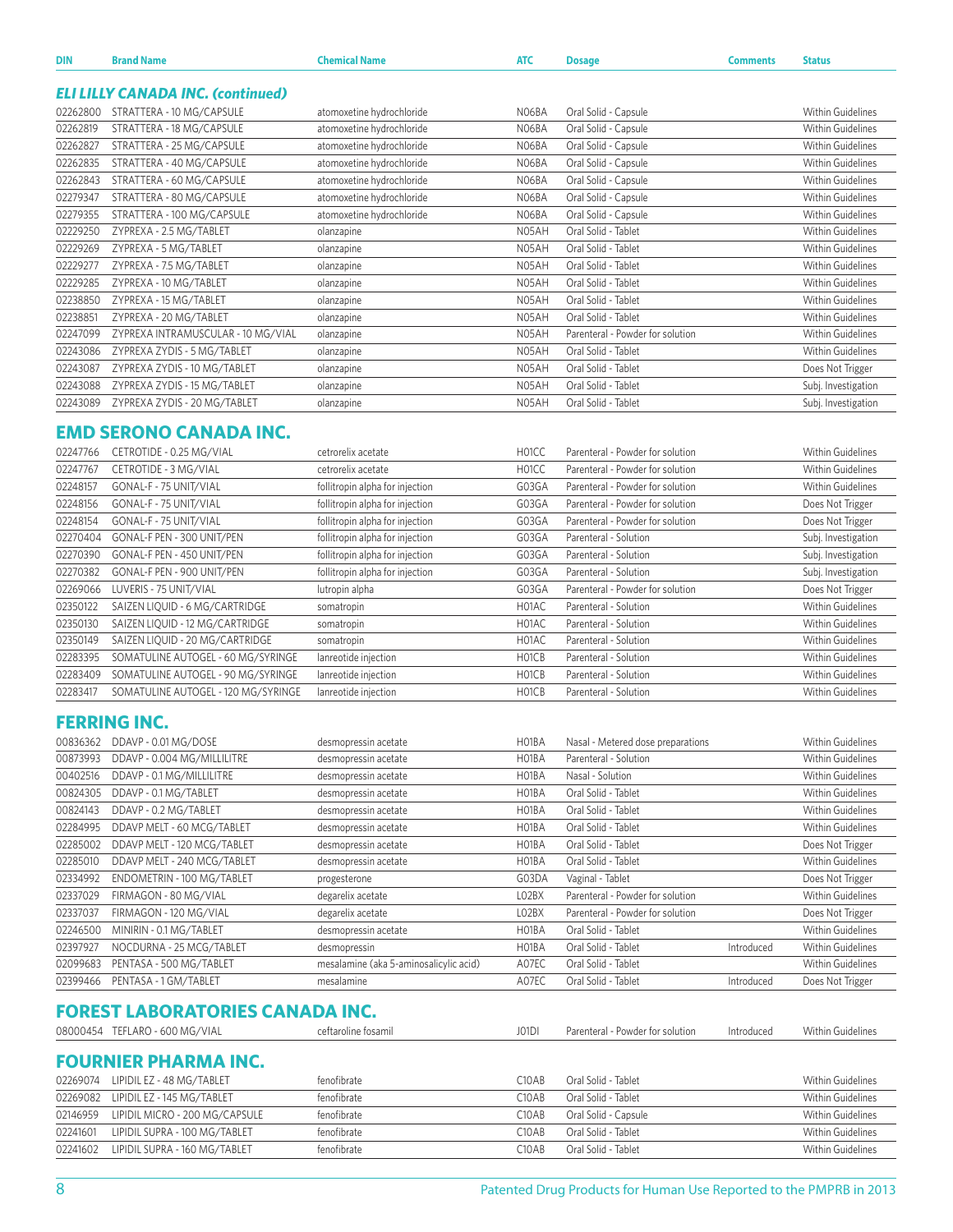| DIN | Brand Name | Chemical Name | ATC | Dosage | Comments | Status |
|---|---|---|---|---|---|---|

### *ELI LILLY CANADA INC. (continued)*

| DIN | Brand Name | Chemical Name | ATC | Dosage | Comments | Status |
|---|---|---|---|---|---|---|
| 02262800 | STRATTERA - 10 MG/CAPSULE | atomoxetine hydrochloride | N06BA | Oral Solid - Capsule | | Within Guidelines |
| 02262819 | STRATTERA - 18 MG/CAPSULE | atomoxetine hydrochloride | N06BA | Oral Solid - Capsule | | Within Guidelines |
| 02262827 | STRATTERA - 25 MG/CAPSULE | atomoxetine hydrochloride | N06BA | Oral Solid - Capsule | | Within Guidelines |
| 02262835 | STRATTERA - 40 MG/CAPSULE | atomoxetine hydrochloride | N06BA | Oral Solid - Capsule | | Within Guidelines |
| 02262843 | STRATTERA - 60 MG/CAPSULE | atomoxetine hydrochloride | N06BA | Oral Solid - Capsule | | Within Guidelines |
| 02279347 | STRATTERA - 80 MG/CAPSULE | atomoxetine hydrochloride | N06BA | Oral Solid - Capsule | | Within Guidelines |
| 02279355 | STRATTERA - 100 MG/CAPSULE | atomoxetine hydrochloride | N06BA | Oral Solid - Capsule | | Within Guidelines |
| 02229250 | ZYPREXA - 2.5 MG/TABLET | olanzapine | N05AH | Oral Solid - Tablet | | Within Guidelines |
| 02229269 | ZYPREXA - 5 MG/TABLET | olanzapine | N05AH | Oral Solid - Tablet | | Within Guidelines |
| 02229277 | ZYPREXA - 7.5 MG/TABLET | olanzapine | N05AH | Oral Solid - Tablet | | Within Guidelines |
| 02229285 | ZYPREXA - 10 MG/TABLET | olanzapine | N05AH | Oral Solid - Tablet | | Within Guidelines |
| 02238850 | ZYPREXA - 15 MG/TABLET | olanzapine | N05AH | Oral Solid - Tablet | | Within Guidelines |
| 02238851 | ZYPREXA - 20 MG/TABLET | olanzapine | N05AH | Oral Solid - Tablet | | Within Guidelines |
| 02247099 | ZYPREXA INTRAMUSCULAR - 10 MG/VIAL | olanzapine | N05AH | Parenteral - Powder for solution | | Within Guidelines |
| 02243086 | ZYPREXA ZYDIS - 5 MG/TABLET | olanzapine | N05AH | Oral Solid - Tablet | | Within Guidelines |
| 02243087 | ZYPREXA ZYDIS - 10 MG/TABLET | olanzapine | N05AH | Oral Solid - Tablet | | Does Not Trigger |
| 02243088 | ZYPREXA ZYDIS - 15 MG/TABLET | olanzapine | N05AH | Oral Solid - Tablet | | Subj. Investigation |
| 02243089 | ZYPREXA ZYDIS - 20 MG/TABLET | olanzapine | N05AH | Oral Solid - Tablet | | Subj. Investigation |

## EMD SERONO CANADA INC.

| DIN | Brand Name | Chemical Name | ATC | Dosage | Comments | Status |
|---|---|---|---|---|---|---|
| 02247766 | CETROTIDE - 0.25 MG/VIAL | cetrorelix acetate | H01CC | Parenteral - Powder for solution | | Within Guidelines |
| 02247767 | CETROTIDE - 3 MG/VIAL | cetrorelix acetate | H01CC | Parenteral - Powder for solution | | Within Guidelines |
| 02248157 | GONAL-F - 75 UNIT/VIAL | follitropin alpha for injection | G03GA | Parenteral - Powder for solution | | Within Guidelines |
| 02248156 | GONAL-F - 75 UNIT/VIAL | follitropin alpha for injection | G03GA | Parenteral - Powder for solution | | Does Not Trigger |
| 02248154 | GONAL-F - 75 UNIT/VIAL | follitropin alpha for injection | G03GA | Parenteral - Powder for solution | | Does Not Trigger |
| 02270404 | GONAL-F PEN - 300 UNIT/PEN | follitropin alpha for injection | G03GA | Parenteral - Solution | | Subj. Investigation |
| 02270390 | GONAL-F PEN - 450 UNIT/PEN | follitropin alpha for injection | G03GA | Parenteral - Solution | | Subj. Investigation |
| 02270382 | GONAL-F PEN - 900 UNIT/PEN | follitropin alpha for injection | G03GA | Parenteral - Solution | | Subj. Investigation |
| 02269066 | LUVERIS - 75 UNIT/VIAL | lutropin alpha | G03GA | Parenteral - Powder for solution | | Does Not Trigger |
| 02350122 | SAIZEN LIQUID - 6 MG/CARTRIDGE | somatropin | H01AC | Parenteral - Solution | | Within Guidelines |
| 02350130 | SAIZEN LIQUID - 12 MG/CARTRIDGE | somatropin | H01AC | Parenteral - Solution | | Within Guidelines |
| 02350149 | SAIZEN LIQUID - 20 MG/CARTRIDGE | somatropin | H01AC | Parenteral - Solution | | Within Guidelines |
| 02283395 | SOMATULINE AUTOGEL - 60 MG/SYRINGE | lanreotide injection | H01CB | Parenteral - Solution | | Within Guidelines |
| 02283409 | SOMATULINE AUTOGEL - 90 MG/SYRINGE | lanreotide injection | H01CB | Parenteral - Solution | | Within Guidelines |
| 02283417 | SOMATULINE AUTOGEL - 120 MG/SYRINGE | lanreotide injection | H01CB | Parenteral - Solution | | Within Guidelines |

## FERRING INC.

| DIN | Brand Name | Chemical Name | ATC | Dosage | Comments | Status |
|---|---|---|---|---|---|---|
| 00836362 | DDAVP - 0.01 MG/DOSE | desmopressin acetate | H01BA | Nasal - Metered dose preparations | | Within Guidelines |
| 00873993 | DDAVP - 0.004 MG/MILLILITRE | desmopressin acetate | H01BA | Parenteral - Solution | | Within Guidelines |
| 00402516 | DDAVP - 0.1 MG/MILLILITRE | desmopressin acetate | H01BA | Nasal - Solution | | Within Guidelines |
| 00824305 | DDAVP - 0.1 MG/TABLET | desmopressin acetate | H01BA | Oral Solid - Tablet | | Within Guidelines |
| 00824143 | DDAVP - 0.2 MG/TABLET | desmopressin acetate | H01BA | Oral Solid - Tablet | | Within Guidelines |
| 02284995 | DDAVP MELT - 60 MCG/TABLET | desmopressin acetate | H01BA | Oral Solid - Tablet | | Within Guidelines |
| 02285002 | DDAVP MELT - 120 MCG/TABLET | desmopressin acetate | H01BA | Oral Solid - Tablet | | Does Not Trigger |
| 02285010 | DDAVP MELT - 240 MCG/TABLET | desmopressin acetate | H01BA | Oral Solid - Tablet | | Within Guidelines |
| 02334992 | ENDOMETRIN - 100 MG/TABLET | progesterone | G03DA | Vaginal - Tablet | | Does Not Trigger |
| 02337029 | FIRMAGON - 80 MG/VIAL | degarelix acetate | L02BX | Parenteral - Powder for solution | | Within Guidelines |
| 02337037 | FIRMAGON - 120 MG/VIAL | degarelix acetate | L02BX | Parenteral - Powder for solution | | Does Not Trigger |
| 02246500 | MINIRIN - 0.1 MG/TABLET | desmopressin acetate | H01BA | Oral Solid - Tablet | | Within Guidelines |
| 02397927 | NOCDURNA - 25 MCG/TABLET | desmopressin | H01BA | Oral Solid - Tablet | Introduced | Within Guidelines |
| 02099683 | PENTASA - 500 MG/TABLET | mesalamine (aka 5-aminosalicylic acid) | A07EC | Oral Solid - Tablet | | Within Guidelines |
| 02399466 | PENTASA - 1 GM/TABLET | mesalamine | A07EC | Oral Solid - Tablet | Introduced | Does Not Trigger |

## FOREST LABORATORIES CANADA INC.

| DIN | Brand Name | Chemical Name | ATC | Dosage | Comments | Status |
|---|---|---|---|---|---|---|
| 08000454 | TEFLARO - 600 MG/VIAL | ceftaroline fosamil | J01DI | Parenteral - Powder for solution | Introduced | Within Guidelines |

## FOURNIER PHARMA INC.

| DIN | Brand Name | Chemical Name | ATC | Dosage | Comments | Status |
|---|---|---|---|---|---|---|
| 02269074 | LIPIDIL EZ - 48 MG/TABLET | fenofibrate | C10AB | Oral Solid - Tablet | | Within Guidelines |
| 02269082 | LIPIDIL EZ - 145 MG/TABLET | fenofibrate | C10AB | Oral Solid - Tablet | | Within Guidelines |
| 02146959 | LIPIDIL MICRO - 200 MG/CAPSULE | fenofibrate | C10AB | Oral Solid - Capsule | | Within Guidelines |
| 02241601 | LIPIDIL SUPRA - 100 MG/TABLET | fenofibrate | C10AB | Oral Solid - Tablet | | Within Guidelines |
| 02241602 | LIPIDIL SUPRA - 160 MG/TABLET | fenofibrate | C10AB | Oral Solid - Tablet | | Within Guidelines |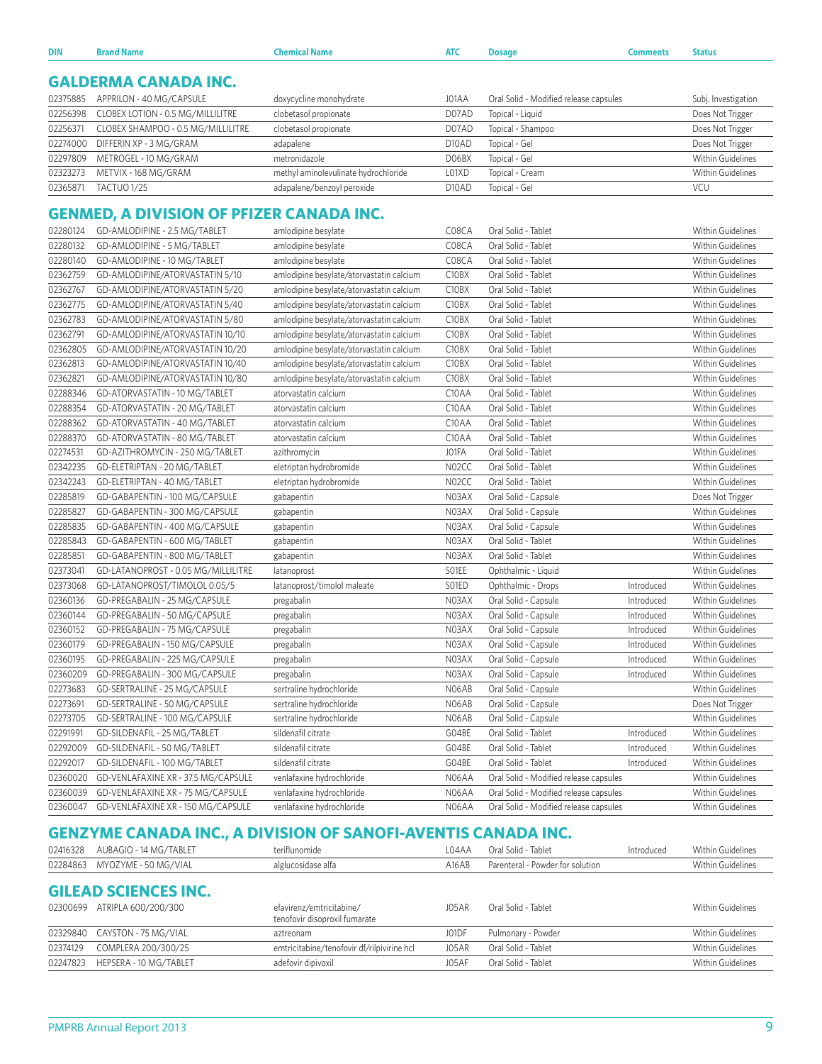| DIN | Brand Name | Chemical Name | ATC | Dosage | Comments | Status |
|---|---|---|---|---|---|---|

## GALDERMA CANADA INC.

| DIN | Brand Name | Chemical Name | ATC | Dosage | Comments | Status |
|---|---|---|---|---|---|---|
| 02375885 | APPRILON - 40 MG/CAPSULE | doxycycline monohydrate | J01AA | Oral Solid - Modified release capsules | | Subj. Investigation |
| 02256398 | CLOBEX LOTION - 0.5 MG/MILLILITRE | clobetasol propionate | D07AD | Topical - Liquid | | Does Not Trigger |
| 02256371 | CLOBEX SHAMPOO - 0.5 MG/MILLILITRE | clobetasol propionate | D07AD | Topical - Shampoo | | Does Not Trigger |
| 02274000 | DIFFERIN XP - 3 MG/GRAM | adapalene | D10AD | Topical - Gel | | Does Not Trigger |
| 02297809 | METROGEL - 10 MG/GRAM | metronidazole | D06BX | Topical - Gel | | Within Guidelines |
| 02323273 | METVIX - 168 MG/GRAM | methyl aminolevulinate hydrochloride | L01XD | Topical - Cream | | Within Guidelines |
| 02365871 | TACTUO 1/25 | adapalene/benzoyl peroxide | D10AD | Topical - Gel | | VCU |

## GENMED, A DIVISION OF PFIZER CANADA INC.

| DIN | Brand Name | Chemical Name | ATC | Dosage | Comments | Status |
|---|---|---|---|---|---|---|
| 02280124 | GD-AMLODIPINE - 2.5 MG/TABLET | amlodipine besylate | C08CA | Oral Solid - Tablet | | Within Guidelines |
| 02280132 | GD-AMLODIPINE - 5 MG/TABLET | amlodipine besylate | C08CA | Oral Solid - Tablet | | Within Guidelines |
| 02280140 | GD-AMLODIPINE - 10 MG/TABLET | amlodipine besylate | C08CA | Oral Solid - Tablet | | Within Guidelines |
| 02362759 | GD-AMLODIPINE/ATORVASTATIN 5/10 | amlodipine besylate/atorvastatin calcium | C10BX | Oral Solid - Tablet | | Within Guidelines |
| 02362767 | GD-AMLODIPINE/ATORVASTATIN 5/20 | amlodipine besylate/atorvastatin calcium | C10BX | Oral Solid - Tablet | | Within Guidelines |
| 02362775 | GD-AMLODIPINE/ATORVASTATIN 5/40 | amlodipine besylate/atorvastatin calcium | C10BX | Oral Solid - Tablet | | Within Guidelines |
| 02362783 | GD-AMLODIPINE/ATORVASTATIN 5/80 | amlodipine besylate/atorvastatin calcium | C10BX | Oral Solid - Tablet | | Within Guidelines |
| 02362791 | GD-AMLODIPINE/ATORVASTATIN 10/10 | amlodipine besylate/atorvastatin calcium | C10BX | Oral Solid - Tablet | | Within Guidelines |
| 02362805 | GD-AMLODIPINE/ATORVASTATIN 10/20 | amlodipine besylate/atorvastatin calcium | C10BX | Oral Solid - Tablet | | Within Guidelines |
| 02362813 | GD-AMLODIPINE/ATORVASTATIN 10/40 | amlodipine besylate/atorvastatin calcium | C10BX | Oral Solid - Tablet | | Within Guidelines |
| 02362821 | GD-AMLODIPINE/ATORVASTATIN 10/80 | amlodipine besylate/atorvastatin calcium | C10BX | Oral Solid - Tablet | | Within Guidelines |
| 02288346 | GD-ATORVASTATIN - 10 MG/TABLET | atorvastatin calcium | C10AA | Oral Solid - Tablet | | Within Guidelines |
| 02288354 | GD-ATORVASTATIN - 20 MG/TABLET | atorvastatin calcium | C10AA | Oral Solid - Tablet | | Within Guidelines |
| 02288362 | GD-ATORVASTATIN - 40 MG/TABLET | atorvastatin calcium | C10AA | Oral Solid - Tablet | | Within Guidelines |
| 02288370 | GD-ATORVASTATIN - 80 MG/TABLET | atorvastatin calcium | C10AA | Oral Solid - Tablet | | Within Guidelines |
| 02274531 | GD-AZITHROMYCIN - 250 MG/TABLET | azithromycin | J01FA | Oral Solid - Tablet | | Within Guidelines |
| 02342235 | GD-ELETRIPTAN - 20 MG/TABLET | eletriptan hydrobromide | N02CC | Oral Solid - Tablet | | Within Guidelines |
| 02342243 | GD-ELETRIPTAN - 40 MG/TABLET | eletriptan hydrobromide | N02CC | Oral Solid - Tablet | | Within Guidelines |
| 02285819 | GD-GABAPENTIN - 100 MG/CAPSULE | gabapentin | N03AX | Oral Solid - Capsule | | Does Not Trigger |
| 02285827 | GD-GABAPENTIN - 300 MG/CAPSULE | gabapentin | N03AX | Oral Solid - Capsule | | Within Guidelines |
| 02285835 | GD-GABAPENTIN - 400 MG/CAPSULE | gabapentin | N03AX | Oral Solid - Capsule | | Within Guidelines |
| 02285843 | GD-GABAPENTIN - 600 MG/TABLET | gabapentin | N03AX | Oral Solid - Tablet | | Within Guidelines |
| 02285851 | GD-GABAPENTIN - 800 MG/TABLET | gabapentin | N03AX | Oral Solid - Tablet | | Within Guidelines |
| 02373041 | GD-LATANOPROST - 0.05 MG/MILLILITRE | latanoprost | S01EE | Ophthalmic - Liquid | | Within Guidelines |
| 02373068 | GD-LATANOPROST/TIMOLOL 0.05/5 | latanoprost/timolol maleate | S01ED | Ophthalmic - Drops | Introduced | Within Guidelines |
| 02360136 | GD-PREGABALIN - 25 MG/CAPSULE | pregabalin | N03AX | Oral Solid - Capsule | Introduced | Within Guidelines |
| 02360144 | GD-PREGABALIN - 50 MG/CAPSULE | pregabalin | N03AX | Oral Solid - Capsule | Introduced | Within Guidelines |
| 02360152 | GD-PREGABALIN - 75 MG/CAPSULE | pregabalin | N03AX | Oral Solid - Capsule | Introduced | Within Guidelines |
| 02360179 | GD-PREGABALIN - 150 MG/CAPSULE | pregabalin | N03AX | Oral Solid - Capsule | Introduced | Within Guidelines |
| 02360195 | GD-PREGABALIN - 225 MG/CAPSULE | pregabalin | N03AX | Oral Solid - Capsule | Introduced | Within Guidelines |
| 02360209 | GD-PREGABALIN - 300 MG/CAPSULE | pregabalin | N03AX | Oral Solid - Capsule | Introduced | Within Guidelines |
| 02273683 | GD-SERTRALINE - 25 MG/CAPSULE | sertraline hydrochloride | N06AB | Oral Solid - Capsule | | Within Guidelines |
| 02273691 | GD-SERTRALINE - 50 MG/CAPSULE | sertraline hydrochloride | N06AB | Oral Solid - Capsule | | Does Not Trigger |
| 02273705 | GD-SERTRALINE - 100 MG/CAPSULE | sertraline hydrochloride | N06AB | Oral Solid - Capsule | | Within Guidelines |
| 02291991 | GD-SILDENAFIL - 25 MG/TABLET | sildenafil citrate | G04BE | Oral Solid - Tablet | Introduced | Within Guidelines |
| 02292009 | GD-SILDENAFIL - 50 MG/TABLET | sildenafil citrate | G04BE | Oral Solid - Tablet | Introduced | Within Guidelines |
| 02292017 | GD-SILDENAFIL - 100 MG/TABLET | sildenafil citrate | G04BE | Oral Solid - Tablet | Introduced | Within Guidelines |
| 02360020 | GD-VENLAFAXINE XR - 37.5 MG/CAPSULE | venlafaxine hydrochloride | N06AA | Oral Solid - Modified release capsules | | Within Guidelines |
| 02360039 | GD-VENLAFAXINE XR - 75 MG/CAPSULE | venlafaxine hydrochloride | N06AA | Oral Solid - Modified release capsules | | Within Guidelines |
| 02360047 | GD-VENLAFAXINE XR - 150 MG/CAPSULE | venlafaxine hydrochloride | N06AA | Oral Solid - Modified release capsules | | Within Guidelines |

## GENZYME CANADA INC., A DIVISION OF SANOFI-AVENTIS CANADA INC.

| DIN | Brand Name | Chemical Name | ATC | Dosage | Comments | Status |
|---|---|---|---|---|---|---|
| 02416328 | AUBAGIO - 14 MG/TABLET | teriflunomide | L04AA | Oral Solid - Tablet | Introduced | Within Guidelines |
| 02284863 | MYOZYME - 50 MG/VIAL | alglucosidase alfa | A16AB | Parenteral - Powder for solution | | Within Guidelines |

## GILEAD SCIENCES INC.

| DIN | Brand Name | Chemical Name | ATC | Dosage | Comments | Status |
|---|---|---|---|---|---|---|
| 02300699 | ATRIPLA 600/200/300 | efavirenz/emtricitabine/ tenofovir disoproxil fumarate | J05AR | Oral Solid - Tablet | | Within Guidelines |
| 02329840 | CAYSTON - 75 MG/VIAL | aztreonam | J01DF | Pulmonary - Powder | | Within Guidelines |
| 02374129 | COMPLERA 200/300/25 | emtricitabine/tenofovir df/rilpivirine hcl | J05AR | Oral Solid - Tablet | | Within Guidelines |
| 02247823 | HEPSERA - 10 MG/TABLET | adefovir dipivoxil | J05AF | Oral Solid - Tablet | | Within Guidelines |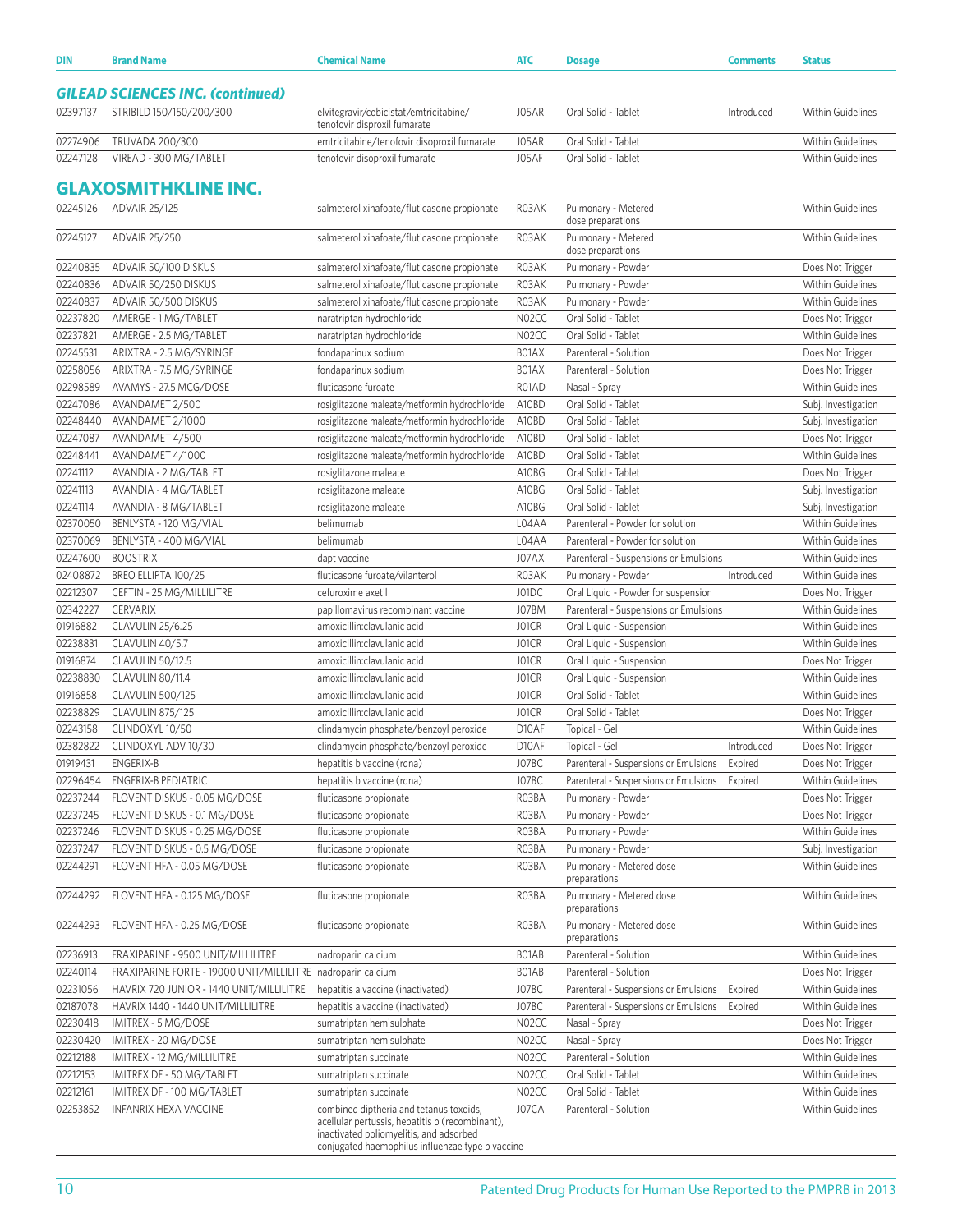| DIN | Brand Name | Chemical Name | ATC | Dosage | Comments | Status |
|---|---|---|---|---|---|---|

***GILEAD SCIENCES INC. (continued)***

| DIN | Brand Name | Chemical Name | ATC | Dosage | Comments | Status |
|---|---|---|---|---|---|---|
| 02397137 | STRIBILD 150/150/200/300 | elvitegravir/cobicistat/emtricitabine/tenofovir disproxil fumarate | J05AR | Oral Solid - Tablet | Introduced | Within Guidelines |
| 02274906 | TRUVADA 200/300 | emtricitabine/tenofovir disoproxil fumarate | J05AR | Oral Solid - Tablet | | Within Guidelines |
| 02247128 | VIREAD - 300 MG/TABLET | tenofovir disoproxil fumarate | J05AF | Oral Solid - Tablet | | Within Guidelines |

## GLAXOSMITHKLINE INC.

| DIN | Brand Name | Chemical Name | ATC | Dosage | Comments | Status |
|---|---|---|---|---|---|---|
| 02245126 | ADVAIR 25/125 | salmeterol xinafoate/fluticasone propionate | R03AK | Pulmonary - Metered dose preparations | | Within Guidelines |
| 02245127 | ADVAIR 25/250 | salmeterol xinafoate/fluticasone propionate | R03AK | Pulmonary - Metered dose preparations | | Within Guidelines |
| 02240835 | ADVAIR 50/100 DISKUS | salmeterol xinafoate/fluticasone propionate | R03AK | Pulmonary - Powder | | Does Not Trigger |
| 02240836 | ADVAIR 50/250 DISKUS | salmeterol xinafoate/fluticasone propionate | R03AK | Pulmonary - Powder | | Within Guidelines |
| 02240837 | ADVAIR 50/500 DISKUS | salmeterol xinafoate/fluticasone propionate | R03AK | Pulmonary - Powder | | Within Guidelines |
| 02237820 | AMERGE - 1 MG/TABLET | naratriptan hydrochloride | N02CC | Oral Solid - Tablet | | Does Not Trigger |
| 02237821 | AMERGE - 2.5 MG/TABLET | naratriptan hydrochloride | N02CC | Oral Solid - Tablet | | Within Guidelines |
| 02245531 | ARIXTRA - 2.5 MG/SYRINGE | fondaparinux sodium | B01AX | Parenteral - Solution | | Does Not Trigger |
| 02258056 | ARIXTRA - 7.5 MG/SYRINGE | fondaparinux sodium | B01AX | Parenteral - Solution | | Does Not Trigger |
| 02298589 | AVAMYS - 27.5 MCG/DOSE | fluticasone furoate | R01AD | Nasal - Spray | | Within Guidelines |
| 02247086 | AVANDAMET 2/500 | rosiglitazone maleate/metformin hydrochloride | A10BD | Oral Solid - Tablet | | Subj. Investigation |
| 02248440 | AVANDAMET 2/1000 | rosiglitazone maleate/metformin hydrochloride | A10BD | Oral Solid - Tablet | | Subj. Investigation |
| 02247087 | AVANDAMET 4/500 | rosiglitazone maleate/metformin hydrochloride | A10BD | Oral Solid - Tablet | | Does Not Trigger |
| 02248441 | AVANDAMET 4/1000 | rosiglitazone maleate/metformin hydrochloride | A10BD | Oral Solid - Tablet | | Within Guidelines |
| 02241112 | AVANDIA - 2 MG/TABLET | rosiglitazone maleate | A10BG | Oral Solid - Tablet | | Does Not Trigger |
| 02241113 | AVANDIA - 4 MG/TABLET | rosiglitazone maleate | A10BG | Oral Solid - Tablet | | Subj. Investigation |
| 02241114 | AVANDIA - 8 MG/TABLET | rosiglitazone maleate | A10BG | Oral Solid - Tablet | | Subj. Investigation |
| 02370050 | BENLYSTA - 120 MG/VIAL | belimumab | L04AA | Parenteral - Powder for solution | | Within Guidelines |
| 02370069 | BENLYSTA - 400 MG/VIAL | belimumab | L04AA | Parenteral - Powder for solution | | Within Guidelines |
| 02247600 | BOOSTRIX | dapt vaccine | J07AX | Parenteral - Suspensions or Emulsions | | Within Guidelines |
| 02408872 | BREO ELLIPTA 100/25 | fluticasone furoate/vilanterol | R03AK | Pulmonary - Powder | Introduced | Within Guidelines |
| 02212307 | CEFTIN - 25 MG/MILLILITRE | cefuroxime axetil | J01DC | Oral Liquid - Powder for suspension | | Does Not Trigger |
| 02342227 | CERVARIX | papillomavirus recombinant vaccine | J07BM | Parenteral - Suspensions or Emulsions | | Within Guidelines |
| 01916882 | CLAVULIN 25/6.25 | amoxicillin:clavulanic acid | J01CR | Oral Liquid - Suspension | | Within Guidelines |
| 02238831 | CLAVULIN 40/5.7 | amoxicillin:clavulanic acid | J01CR | Oral Liquid - Suspension | | Within Guidelines |
| 01916874 | CLAVULIN 50/12.5 | amoxicillin:clavulanic acid | J01CR | Oral Liquid - Suspension | | Does Not Trigger |
| 02238830 | CLAVULIN 80/11.4 | amoxicillin:clavulanic acid | J01CR | Oral Liquid - Suspension | | Within Guidelines |
| 01916858 | CLAVULIN 500/125 | amoxicillin:clavulanic acid | J01CR | Oral Solid - Tablet | | Within Guidelines |
| 02238829 | CLAVULIN 875/125 | amoxicillin:clavulanic acid | J01CR | Oral Solid - Tablet | | Does Not Trigger |
| 02243158 | CLINDOXYL 10/50 | clindamycin phosphate/benzoyl peroxide | D10AF | Topical - Gel | | Within Guidelines |
| 02382822 | CLINDOXYL ADV 10/30 | clindamycin phosphate/benzoyl peroxide | D10AF | Topical - Gel | Introduced | Does Not Trigger |
| 01919431 | ENGERIX-B | hepatitis b vaccine (rdna) | J07BC | Parenteral - Suspensions or Emulsions | Expired | Does Not Trigger |
| 02296454 | ENGERIX-B PEDIATRIC | hepatitis b vaccine (rdna) | J07BC | Parenteral - Suspensions or Emulsions | Expired | Within Guidelines |
| 02237244 | FLOVENT DISKUS - 0.05 MG/DOSE | fluticasone propionate | R03BA | Pulmonary - Powder | | Does Not Trigger |
| 02237245 | FLOVENT DISKUS - 0.1 MG/DOSE | fluticasone propionate | R03BA | Pulmonary - Powder | | Does Not Trigger |
| 02237246 | FLOVENT DISKUS - 0.25 MG/DOSE | fluticasone propionate | R03BA | Pulmonary - Powder | | Within Guidelines |
| 02237247 | FLOVENT DISKUS - 0.5 MG/DOSE | fluticasone propionate | R03BA | Pulmonary - Powder | | Subj. Investigation |
| 02244291 | FLOVENT HFA - 0.05 MG/DOSE | fluticasone propionate | R03BA | Pulmonary - Metered dose preparations | | Within Guidelines |
| 02244292 | FLOVENT HFA - 0.125 MG/DOSE | fluticasone propionate | R03BA | Pulmonary - Metered dose preparations | | Within Guidelines |
| 02244293 | FLOVENT HFA - 0.25 MG/DOSE | fluticasone propionate | R03BA | Pulmonary - Metered dose preparations | | Within Guidelines |
| 02236913 | FRAXIPARINE - 9500 UNIT/MILLILITRE | nadroparin calcium | B01AB | Parenteral - Solution | | Within Guidelines |
| 02240114 | FRAXIPARINE FORTE - 19000 UNIT/MILLILITRE | nadroparin calcium | B01AB | Parenteral - Solution | | Does Not Trigger |
| 02231056 | HAVRIX 720 JUNIOR - 1440 UNIT/MILLILITRE | hepatitis a vaccine (inactivated) | J07BC | Parenteral - Suspensions or Emulsions | Expired | Within Guidelines |
| 02187078 | HAVRIX 1440 - 1440 UNIT/MILLILITRE | hepatitis a vaccine (inactivated) | J07BC | Parenteral - Suspensions or Emulsions | Expired | Within Guidelines |
| 02230418 | IMITREX - 5 MG/DOSE | sumatriptan hemisulphate | N02CC | Nasal - Spray | | Does Not Trigger |
| 02230420 | IMITREX - 20 MG/DOSE | sumatriptan hemisulphate | N02CC | Nasal - Spray | | Does Not Trigger |
| 02212188 | IMITREX - 12 MG/MILLILITRE | sumatriptan succinate | N02CC | Parenteral - Solution | | Within Guidelines |
| 02212153 | IMITREX DF - 50 MG/TABLET | sumatriptan succinate | N02CC | Oral Solid - Tablet | | Within Guidelines |
| 02212161 | IMITREX DF - 100 MG/TABLET | sumatriptan succinate | N02CC | Oral Solid - Tablet | | Within Guidelines |
| 02253852 | INFANRIX HEXA VACCINE | combined diptheria and tetanus toxoids, acellular pertussis, hepatitis b (recombinant), inactivated poliomyelitis, and adsorbed conjugated haemophilus influenzae type b vaccine | J07CA | Parenteral - Solution | | Within Guidelines |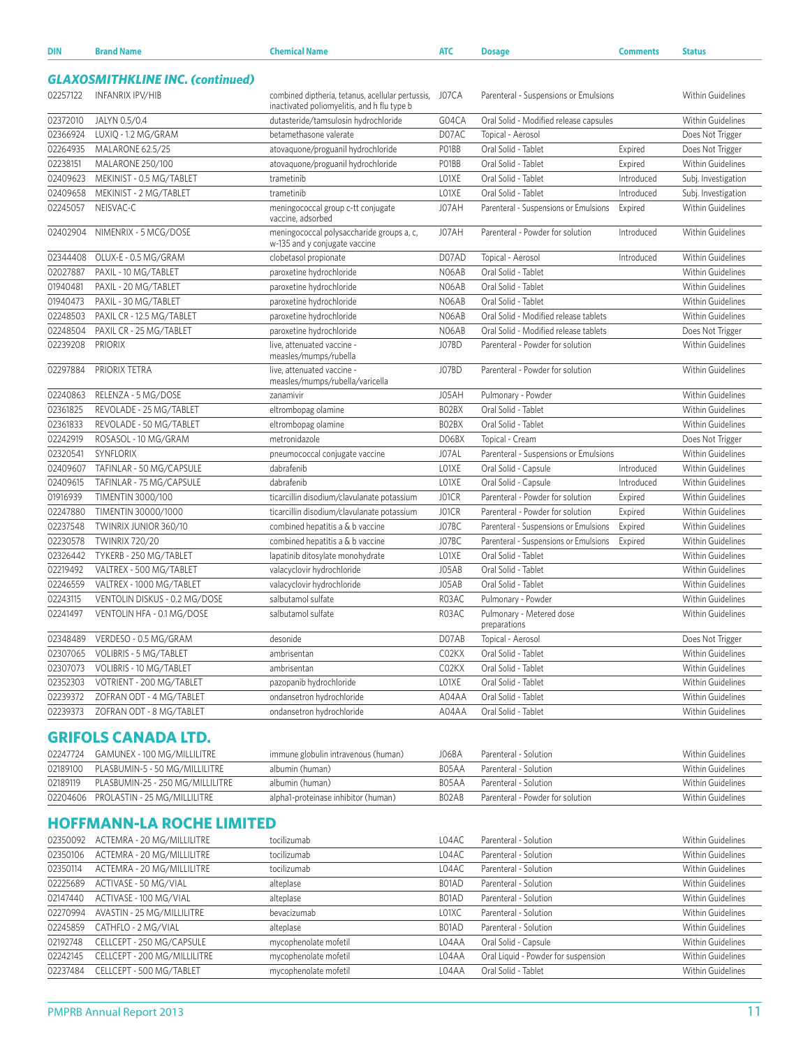| DIN | Brand Name | Chemical Name | ATC | Dosage | Comments | Status |
|---|---|---|---|---|---|---|

### *GLAXOSMITHKLINE INC. (continued)*

| DIN | Brand Name | Chemical Name | ATC | Dosage | Comments | Status |
|---|---|---|---|---|---|---|
| 02257122 | INFANRIX IPV/HIB | combined diptheria, tetanus, acellular pertussis, inactivated poliomyelitis, and h flu type b | J07CA | Parenteral - Suspensions or Emulsions | | Within Guidelines |
| 02372010 | JALYN 0.5/0.4 | dutasteride/tamsulosin hydrochloride | G04CA | Oral Solid - Modified release capsules | | Within Guidelines |
| 02366924 | LUXIQ - 1.2 MG/GRAM | betamethasone valerate | D07AC | Topical - Aerosol | | Does Not Trigger |
| 02264935 | MALARONE 62.5/25 | atovaquone/proguanil hydrochloride | P01BB | Oral Solid - Tablet | Expired | Does Not Trigger |
| 02238151 | MALARONE 250/100 | atovaquone/proguanil hydrochloride | P01BB | Oral Solid - Tablet | Expired | Within Guidelines |
| 02409623 | MEKINIST - 0.5 MG/TABLET | trametinib | L01XE | Oral Solid - Tablet | Introduced | Subj. Investigation |
| 02409658 | MEKINIST - 2 MG/TABLET | trametinib | L01XE | Oral Solid - Tablet | Introduced | Subj. Investigation |
| 02245057 | NEISVAC-C | meningococcal group c-tt conjugate vaccine, adsorbed | J07AH | Parenteral - Suspensions or Emulsions | Expired | Within Guidelines |
| 02402904 | NIMENRIX - 5 MCG/DOSE | meningococcal polysaccharide groups a, c, w-135 and y conjugate vaccine | J07AH | Parenteral - Powder for solution | Introduced | Within Guidelines |
| 02344408 | OLUX-E - 0.5 MG/GRAM | clobetasol propionate | D07AD | Topical - Aerosol | Introduced | Within Guidelines |
| 02027887 | PAXIL - 10 MG/TABLET | paroxetine hydrochloride | N06AB | Oral Solid - Tablet | | Within Guidelines |
| 01940481 | PAXIL - 20 MG/TABLET | paroxetine hydrochloride | N06AB | Oral Solid - Tablet | | Within Guidelines |
| 01940473 | PAXIL - 30 MG/TABLET | paroxetine hydrochloride | N06AB | Oral Solid - Tablet | | Within Guidelines |
| 02248503 | PAXIL CR - 12.5 MG/TABLET | paroxetine hydrochloride | N06AB | Oral Solid - Modified release tablets | | Within Guidelines |
| 02248504 | PAXIL CR - 25 MG/TABLET | paroxetine hydrochloride | N06AB | Oral Solid - Modified release tablets | | Does Not Trigger |
| 02239208 | PRIORIX | live, attenuated vaccine - measles/mumps/rubella | J07BD | Parenteral - Powder for solution | | Within Guidelines |
| 02297884 | PRIORIX TETRA | live, attenuated vaccine - measles/mumps/rubella/varicella | J07BD | Parenteral - Powder for solution | | Within Guidelines |
| 02240863 | RELENZA - 5 MG/DOSE | zanamivir | J05AH | Pulmonary - Powder | | Within Guidelines |
| 02361825 | REVOLADE - 25 MG/TABLET | eltrombopag olamine | B02BX | Oral Solid - Tablet | | Within Guidelines |
| 02361833 | REVOLADE - 50 MG/TABLET | eltrombopag olamine | B02BX | Oral Solid - Tablet | | Within Guidelines |
| 02242919 | ROSASOL - 10 MG/GRAM | metronidazole | D06BX | Topical - Cream | | Does Not Trigger |
| 02320541 | SYNFLORIX | pneumococcal conjugate vaccine | J07AL | Parenteral - Suspensions or Emulsions | | Within Guidelines |
| 02409607 | TAFINLAR - 50 MG/CAPSULE | dabrafenib | L01XE | Oral Solid - Capsule | Introduced | Within Guidelines |
| 02409615 | TAFINLAR - 75 MG/CAPSULE | dabrafenib | L01XE | Oral Solid - Capsule | Introduced | Within Guidelines |
| 01916939 | TIMENTIN 3000/100 | ticarcillin disodium/clavulanate potassium | J01CR | Parenteral - Powder for solution | Expired | Within Guidelines |
| 02247880 | TIMENTIN 30000/1000 | ticarcillin disodium/clavulanate potassium | J01CR | Parenteral - Powder for solution | Expired | Within Guidelines |
| 02237548 | TWINRIX JUNIOR 360/10 | combined hepatitis a & b vaccine | J07BC | Parenteral - Suspensions or Emulsions | Expired | Within Guidelines |
| 02230578 | TWINRIX 720/20 | combined hepatitis a & b vaccine | J07BC | Parenteral - Suspensions or Emulsions | Expired | Within Guidelines |
| 02326442 | TYKERB - 250 MG/TABLET | lapatinib ditosylate monohydrate | L01XE | Oral Solid - Tablet | | Within Guidelines |
| 02219492 | VALTREX - 500 MG/TABLET | valacyclovir hydrochloride | J05AB | Oral Solid - Tablet | | Within Guidelines |
| 02246559 | VALTREX - 1000 MG/TABLET | valacyclovir hydrochloride | J05AB | Oral Solid - Tablet | | Within Guidelines |
| 02243115 | VENTOLIN DISKUS - 0.2 MG/DOSE | salbutamol sulfate | R03AC | Pulmonary - Powder | | Within Guidelines |
| 02241497 | VENTOLIN HFA - 0.1 MG/DOSE | salbutamol sulfate | R03AC | Pulmonary - Metered dose preparations | | Within Guidelines |
| 02348489 | VERDESO - 0.5 MG/GRAM | desonide | D07AB | Topical - Aerosol | | Does Not Trigger |
| 02307065 | VOLIBRIS - 5 MG/TABLET | ambrisentan | C02KX | Oral Solid - Tablet | | Within Guidelines |
| 02307073 | VOLIBRIS - 10 MG/TABLET | ambrisentan | C02KX | Oral Solid - Tablet | | Within Guidelines |
| 02352303 | VOTRIENT - 200 MG/TABLET | pazopanib hydrochloride | L01XE | Oral Solid - Tablet | | Within Guidelines |
| 02239372 | ZOFRAN ODT - 4 MG/TABLET | ondansetron hydrochloride | A04AA | Oral Solid - Tablet | | Within Guidelines |
| 02239373 | ZOFRAN ODT - 8 MG/TABLET | ondansetron hydrochloride | A04AA | Oral Solid - Tablet | | Within Guidelines |

## GRIFOLS CANADA LTD.

| DIN | Brand Name | Chemical Name | ATC | Dosage | Comments | Status |
|---|---|---|---|---|---|---|
| 02247724 | GAMUNEX - 100 MG/MILLILITRE | immune globulin intravenous (human) | J06BA | Parenteral - Solution | | Within Guidelines |
| 02189100 | PLASBUMIN-5 - 50 MG/MILLILITRE | albumin (human) | B05AA | Parenteral - Solution | | Within Guidelines |
| 02189119 | PLASBUMIN-25 - 250 MG/MILLILITRE | albumin (human) | B05AA | Parenteral - Solution | | Within Guidelines |
| 02204606 | PROLASTIN - 25 MG/MILLILITRE | alpha1-proteinase inhibitor (human) | B02AB | Parenteral - Powder for solution | | Within Guidelines |

## HOFFMANN-LA ROCHE LIMITED

| DIN | Brand Name | Chemical Name | ATC | Dosage | Comments | Status |
|---|---|---|---|---|---|---|
| 02350092 | ACTEMRA - 20 MG/MILLILITRE | tocilizumab | L04AC | Parenteral - Solution | | Within Guidelines |
| 02350106 | ACTEMRA - 20 MG/MILLILITRE | tocilizumab | L04AC | Parenteral - Solution | | Within Guidelines |
| 02350114 | ACTEMRA - 20 MG/MILLILITRE | tocilizumab | L04AC | Parenteral - Solution | | Within Guidelines |
| 02225689 | ACTIVASE - 50 MG/VIAL | alteplase | B01AD | Parenteral - Solution | | Within Guidelines |
| 02147440 | ACTIVASE - 100 MG/VIAL | alteplase | B01AD | Parenteral - Solution | | Within Guidelines |
| 02270994 | AVASTIN - 25 MG/MILLILITRE | bevacizumab | L01XC | Parenteral - Solution | | Within Guidelines |
| 02245859 | CATHFLO - 2 MG/VIAL | alteplase | B01AD | Parenteral - Solution | | Within Guidelines |
| 02192748 | CELLCEPT - 250 MG/CAPSULE | mycophenolate mofetil | L04AA | Oral Solid - Capsule | | Within Guidelines |
| 02242145 | CELLCEPT - 200 MG/MILLILITRE | mycophenolate mofetil | L04AA | Oral Liquid - Powder for suspension | | Within Guidelines |
| 02237484 | CELLCEPT - 500 MG/TABLET | mycophenolate mofetil | L04AA | Oral Solid - Tablet | | Within Guidelines |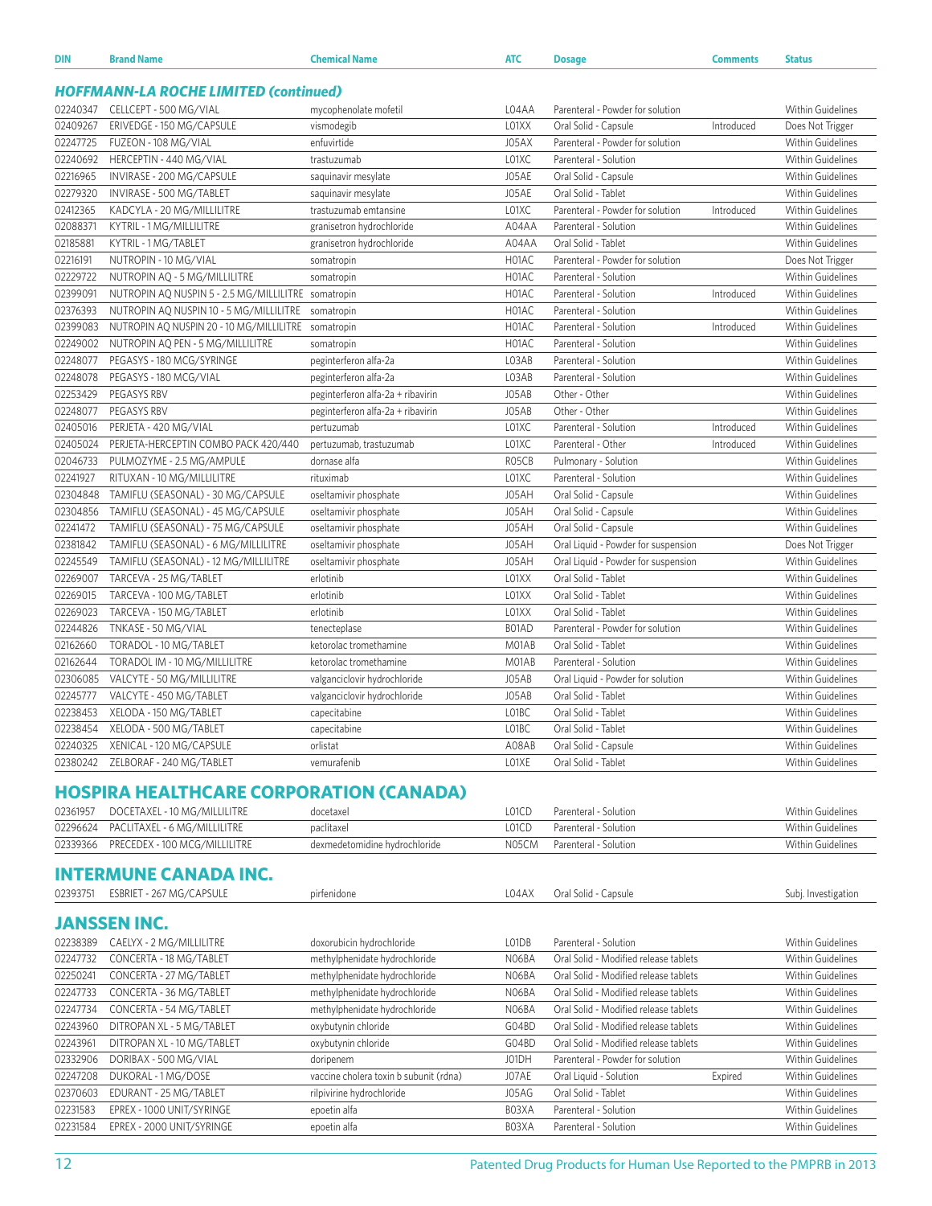| DIN | Brand Name | Chemical Name | ATC | Dosage | Comments | Status |
|---|---|---|---|---|---|---|

### *HOFFMANN-LA ROCHE LIMITED (continued)*

| DIN | Brand Name | Chemical Name | ATC | Dosage | Comments | Status |
|---|---|---|---|---|---|---|
| 02240347 | CELLCEPT - 500 MG/VIAL | mycophenolate mofetil | L04AA | Parenteral - Powder for solution | | Within Guidelines |
| 02409267 | ERIVEDGE - 150 MG/CAPSULE | vismodegib | L01XX | Oral Solid - Capsule | Introduced | Does Not Trigger |
| 02247725 | FUZEON - 108 MG/VIAL | enfuvirtide | J05AX | Parenteral - Powder for solution | | Within Guidelines |
| 02240692 | HERCEPTIN - 440 MG/VIAL | trastuzumab | L01XC | Parenteral - Solution | | Within Guidelines |
| 02216965 | INVIRASE - 200 MG/CAPSULE | saquinavir mesylate | J05AE | Oral Solid - Capsule | | Within Guidelines |
| 02279320 | INVIRASE - 500 MG/TABLET | saquinavir mesylate | J05AE | Oral Solid - Tablet | | Within Guidelines |
| 02412365 | KADCYLA - 20 MG/MILLILITRE | trastuzumab emtansine | L01XC | Parenteral - Powder for solution | Introduced | Within Guidelines |
| 02088371 | KYTRIL - 1 MG/MILLILITRE | granisetron hydrochloride | A04AA | Parenteral - Solution | | Within Guidelines |
| 02185881 | KYTRIL - 1 MG/TABLET | granisetron hydrochloride | A04AA | Oral Solid - Tablet | | Within Guidelines |
| 02216191 | NUTROPIN - 10 MG/VIAL | somatropin | H01AC | Parenteral - Powder for solution | | Does Not Trigger |
| 02229722 | NUTROPIN AQ - 5 MG/MILLILITRE | somatropin | H01AC | Parenteral - Solution | | Within Guidelines |
| 02399091 | NUTROPIN AQ NUSPIN 5 - 2.5 MG/MILLILITRE | somatropin | H01AC | Parenteral - Solution | Introduced | Within Guidelines |
| 02376393 | NUTROPIN AQ NUSPIN 10 - 5 MG/MILLILITRE | somatropin | H01AC | Parenteral - Solution | | Within Guidelines |
| 02399083 | NUTROPIN AQ NUSPIN 20 - 10 MG/MILLILITRE | somatropin | H01AC | Parenteral - Solution | Introduced | Within Guidelines |
| 02249002 | NUTROPIN AQ PEN - 5 MG/MILLILITRE | somatropin | H01AC | Parenteral - Solution | | Within Guidelines |
| 02248077 | PEGASYS - 180 MCG/SYRINGE | peginterferon alfa-2a | L03AB | Parenteral - Solution | | Within Guidelines |
| 02248078 | PEGASYS - 180 MCG/VIAL | peginterferon alfa-2a | L03AB | Parenteral - Solution | | Within Guidelines |
| 02253429 | PEGASYS RBV | peginterferon alfa-2a + ribavirin | J05AB | Other - Other | | Within Guidelines |
| 02248077 | PEGASYS RBV | peginterferon alfa-2a + ribavirin | J05AB | Other - Other | | Within Guidelines |
| 02405016 | PERJETA - 420 MG/VIAL | pertuzumab | L01XC | Parenteral - Solution | Introduced | Within Guidelines |
| 02405024 | PERJETA-HERCEPTIN COMBO PACK 420/440 | pertuzumab, trastuzumab | L01XC | Parenteral - Other | Introduced | Within Guidelines |
| 02046733 | PULMOZYME - 2.5 MG/AMPULE | dornase alfa | R05CB | Pulmonary - Solution | | Within Guidelines |
| 02241927 | RITUXAN - 10 MG/MILLILITRE | rituximab | L01XC | Parenteral - Solution | | Within Guidelines |
| 02304848 | TAMIFLU (SEASONAL) - 30 MG/CAPSULE | oseltamivir phosphate | J05AH | Oral Solid - Capsule | | Within Guidelines |
| 02304856 | TAMIFLU (SEASONAL) - 45 MG/CAPSULE | oseltamivir phosphate | J05AH | Oral Solid - Capsule | | Within Guidelines |
| 02241472 | TAMIFLU (SEASONAL) - 75 MG/CAPSULE | oseltamivir phosphate | J05AH | Oral Solid - Capsule | | Within Guidelines |
| 02381842 | TAMIFLU (SEASONAL) - 6 MG/MILLILITRE | oseltamivir phosphate | J05AH | Oral Liquid - Powder for suspension | | Does Not Trigger |
| 02245549 | TAMIFLU (SEASONAL) - 12 MG/MILLILITRE | oseltamivir phosphate | J05AH | Oral Liquid - Powder for suspension | | Within Guidelines |
| 02269007 | TARCEVA - 25 MG/TABLET | erlotinib | L01XX | Oral Solid - Tablet | | Within Guidelines |
| 02269015 | TARCEVA - 100 MG/TABLET | erlotinib | L01XX | Oral Solid - Tablet | | Within Guidelines |
| 02269023 | TARCEVA - 150 MG/TABLET | erlotinib | L01XX | Oral Solid - Tablet | | Within Guidelines |
| 02244826 | TNKASE - 50 MG/VIAL | tenecteplase | B01AD | Parenteral - Powder for solution | | Within Guidelines |
| 02162660 | TORADOL - 10 MG/TABLET | ketorolac tromethamine | M01AB | Oral Solid - Tablet | | Within Guidelines |
| 02162644 | TORADOL IM - 10 MG/MILLILITRE | ketorolac tromethamine | M01AB | Parenteral - Solution | | Within Guidelines |
| 02306085 | VALCYTE - 50 MG/MILLILITRE | valganciclovir hydrochloride | J05AB | Oral Liquid - Powder for solution | | Within Guidelines |
| 02245777 | VALCYTE - 450 MG/TABLET | valganciclovir hydrochloride | J05AB | Oral Solid - Tablet | | Within Guidelines |
| 02238453 | XELODA - 150 MG/TABLET | capecitabine | L01BC | Oral Solid - Tablet | | Within Guidelines |
| 02238454 | XELODA - 500 MG/TABLET | capecitabine | L01BC | Oral Solid - Tablet | | Within Guidelines |
| 02240325 | XENICAL - 120 MG/CAPSULE | orlistat | A08AB | Oral Solid - Capsule | | Within Guidelines |
| 02380242 | ZELBORAF - 240 MG/TABLET | vemurafenib | L01XE | Oral Solid - Tablet | | Within Guidelines |

## HOSPIRA HEALTHCARE CORPORATION (CANADA)

| DIN | Brand Name | Chemical Name | ATC | Dosage | Comments | Status |
|---|---|---|---|---|---|---|
| 02361957 | DOCETAXEL - 10 MG/MILLILITRE | docetaxel | L01CD | Parenteral - Solution | | Within Guidelines |
| 02296624 | PACLITAXEL - 6 MG/MILLILITRE | paclitaxel | L01CD | Parenteral - Solution | | Within Guidelines |
| 02339366 | PRECEDEX - 100 MCG/MILLILITRE | dexmedetomidine hydrochloride | N05CM | Parenteral - Solution | | Within Guidelines |

## INTERMUNE CANADA INC.

| DIN | Brand Name | Chemical Name | ATC | Dosage | Comments | Status |
|---|---|---|---|---|---|---|
| 02393751 | ESBRIET - 267 MG/CAPSULE | pirfenidone | L04AX | Oral Solid - Capsule | | Subj. Investigation |

## JANSSEN INC.

| DIN | Brand Name | Chemical Name | ATC | Dosage | Comments | Status |
|---|---|---|---|---|---|---|
| 02238389 | CAELYX - 2 MG/MILLILITRE | doxorubicin hydrochloride | L01DB | Parenteral - Solution | | Within Guidelines |
| 02247732 | CONCERTA - 18 MG/TABLET | methylphenidate hydrochloride | N06BA | Oral Solid - Modified release tablets | | Within Guidelines |
| 02250241 | CONCERTA - 27 MG/TABLET | methylphenidate hydrochloride | N06BA | Oral Solid - Modified release tablets | | Within Guidelines |
| 02247733 | CONCERTA - 36 MG/TABLET | methylphenidate hydrochloride | N06BA | Oral Solid - Modified release tablets | | Within Guidelines |
| 02247734 | CONCERTA - 54 MG/TABLET | methylphenidate hydrochloride | N06BA | Oral Solid - Modified release tablets | | Within Guidelines |
| 02243960 | DITROPAN XL - 5 MG/TABLET | oxybutynin chloride | G04BD | Oral Solid - Modified release tablets | | Within Guidelines |
| 02243961 | DITROPAN XL - 10 MG/TABLET | oxybutynin chloride | G04BD | Oral Solid - Modified release tablets | | Within Guidelines |
| 02332906 | DORIBAX - 500 MG/VIAL | doripenem | J01DH | Parenteral - Powder for solution | | Within Guidelines |
| 02247208 | DUKORAL - 1 MG/DOSE | vaccine cholera toxin b subunit (rdna) | J07AE | Oral Liquid - Solution | Expired | Within Guidelines |
| 02370603 | EDURANT - 25 MG/TABLET | rilpivirine hydrochloride | J05AG | Oral Solid - Tablet | | Within Guidelines |
| 02231583 | EPREX - 1000 UNIT/SYRINGE | epoetin alfa | B03XA | Parenteral - Solution | | Within Guidelines |
| 02231584 | EPREX - 2000 UNIT/SYRINGE | epoetin alfa | B03XA | Parenteral - Solution | | Within Guidelines |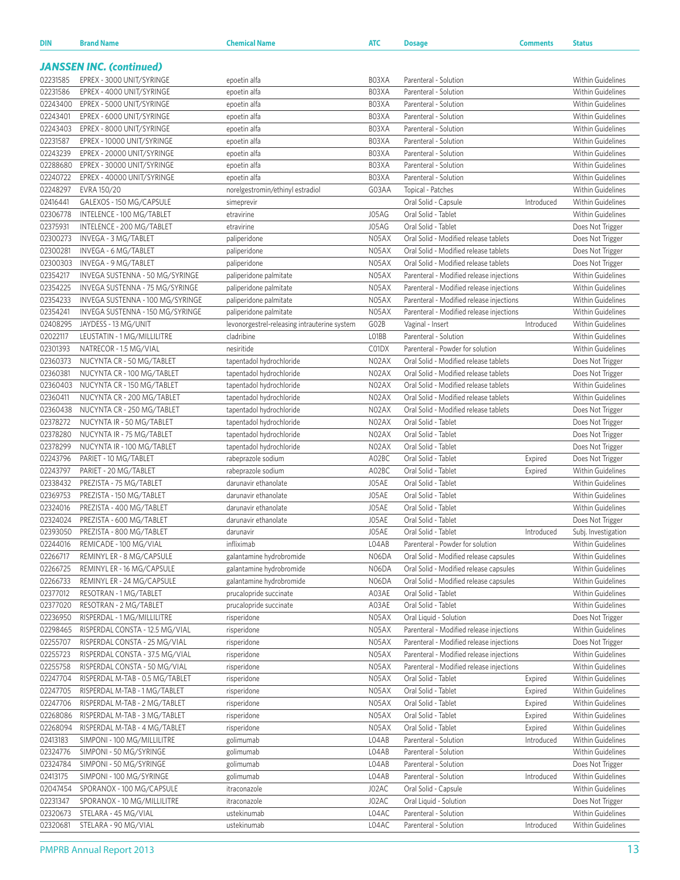| DIN | Brand Name | Chemical Name | ATC | Dosage | Comments | Status |
|---|---|---|---|---|---|---|
| ***JANSSEN INC. (continued)*** | | | | | | |
| 02231585 | EPREX - 3000 UNIT/SYRINGE | epoetin alfa | B03XA | Parenteral - Solution | | Within Guidelines |
| 02231586 | EPREX - 4000 UNIT/SYRINGE | epoetin alfa | B03XA | Parenteral - Solution | | Within Guidelines |
| 02243400 | EPREX - 5000 UNIT/SYRINGE | epoetin alfa | B03XA | Parenteral - Solution | | Within Guidelines |
| 02243401 | EPREX - 6000 UNIT/SYRINGE | epoetin alfa | B03XA | Parenteral - Solution | | Within Guidelines |
| 02243403 | EPREX - 8000 UNIT/SYRINGE | epoetin alfa | B03XA | Parenteral - Solution | | Within Guidelines |
| 02231587 | EPREX - 10000 UNIT/SYRINGE | epoetin alfa | B03XA | Parenteral - Solution | | Within Guidelines |
| 02243239 | EPREX - 20000 UNIT/SYRINGE | epoetin alfa | B03XA | Parenteral - Solution | | Within Guidelines |
| 02288680 | EPREX - 30000 UNIT/SYRINGE | epoetin alfa | B03XA | Parenteral - Solution | | Within Guidelines |
| 02240722 | EPREX - 40000 UNIT/SYRINGE | epoetin alfa | B03XA | Parenteral - Solution | | Within Guidelines |
| 02248297 | EVRA 150/20 | norelgestromin/ethinyl estradiol | G03AA | Topical - Patches | | Within Guidelines |
| 02416441 | GALEXOS - 150 MG/CAPSULE | simeprevir | | Oral Solid - Capsule | Introduced | Within Guidelines |
| 02306778 | INTELENCE - 100 MG/TABLET | etravirine | J05AG | Oral Solid - Tablet | | Within Guidelines |
| 02375931 | INTELENCE - 200 MG/TABLET | etravirine | J05AG | Oral Solid - Tablet | | Does Not Trigger |
| 02300273 | INVEGA - 3 MG/TABLET | paliperidone | N05AX | Oral Solid - Modified release tablets | | Does Not Trigger |
| 02300281 | INVEGA - 6 MG/TABLET | paliperidone | N05AX | Oral Solid - Modified release tablets | | Does Not Trigger |
| 02300303 | INVEGA - 9 MG/TABLET | paliperidone | N05AX | Oral Solid - Modified release tablets | | Does Not Trigger |
| 02354217 | INVEGA SUSTENNA - 50 MG/SYRINGE | paliperidone palmitate | N05AX | Parenteral - Modified release injections | | Within Guidelines |
| 02354225 | INVEGA SUSTENNA - 75 MG/SYRINGE | paliperidone palmitate | N05AX | Parenteral - Modified release injections | | Within Guidelines |
| 02354233 | INVEGA SUSTENNA - 100 MG/SYRINGE | paliperidone palmitate | N05AX | Parenteral - Modified release injections | | Within Guidelines |
| 02354241 | INVEGA SUSTENNA - 150 MG/SYRINGE | paliperidone palmitate | N05AX | Parenteral - Modified release injections | | Within Guidelines |
| 02408295 | JAYDESS - 13 MG/UNIT | levonorgestrel-releasing intrauterine system | G02B | Vaginal - Insert | Introduced | Within Guidelines |
| 02022117 | LEUSTATIN - 1 MG/MILLILITRE | cladribine | L01BB | Parenteral - Solution | | Within Guidelines |
| 02301393 | NATRECOR - 1.5 MG/VIAL | nesiritide | C01DX | Parenteral - Powder for solution | | Within Guidelines |
| 02360373 | NUCYNTA CR - 50 MG/TABLET | tapentadol hydrochloride | N02AX | Oral Solid - Modified release tablets | | Does Not Trigger |
| 02360381 | NUCYNTA CR - 100 MG/TABLET | tapentadol hydrochloride | N02AX | Oral Solid - Modified release tablets | | Does Not Trigger |
| 02360403 | NUCYNTA CR - 150 MG/TABLET | tapentadol hydrochloride | N02AX | Oral Solid - Modified release tablets | | Within Guidelines |
| 02360411 | NUCYNTA CR - 200 MG/TABLET | tapentadol hydrochloride | N02AX | Oral Solid - Modified release tablets | | Within Guidelines |
| 02360438 | NUCYNTA CR - 250 MG/TABLET | tapentadol hydrochloride | N02AX | Oral Solid - Modified release tablets | | Does Not Trigger |
| 02378272 | NUCYNTA IR - 50 MG/TABLET | tapentadol hydrochloride | N02AX | Oral Solid - Tablet | | Does Not Trigger |
| 02378280 | NUCYNTA IR - 75 MG/TABLET | tapentadol hydrochloride | N02AX | Oral Solid - Tablet | | Does Not Trigger |
| 02378299 | NUCYNTA IR - 100 MG/TABLET | tapentadol hydrochloride | N02AX | Oral Solid - Tablet | | Does Not Trigger |
| 02243796 | PARIET - 10 MG/TABLET | rabeprazole sodium | A02BC | Oral Solid - Tablet | Expired | Does Not Trigger |
| 02243797 | PARIET - 20 MG/TABLET | rabeprazole sodium | A02BC | Oral Solid - Tablet | Expired | Within Guidelines |
| 02338432 | PREZISTA - 75 MG/TABLET | darunavir ethanolate | J05AE | Oral Solid - Tablet | | Within Guidelines |
| 02369753 | PREZISTA - 150 MG/TABLET | darunavir ethanolate | J05AE | Oral Solid - Tablet | | Within Guidelines |
| 02324016 | PREZISTA - 400 MG/TABLET | darunavir ethanolate | J05AE | Oral Solid - Tablet | | Within Guidelines |
| 02324024 | PREZISTA - 600 MG/TABLET | darunavir ethanolate | J05AE | Oral Solid - Tablet | | Does Not Trigger |
| 02393050 | PREZISTA - 800 MG/TABLET | darunavir | J05AE | Oral Solid - Tablet | Introduced | Subj. Investigation |
| 02244016 | REMICADE - 100 MG/VIAL | infliximab | L04AB | Parenteral - Powder for solution | | Within Guidelines |
| 02266717 | REMINYL ER - 8 MG/CAPSULE | galantamine hydrobromide | N06DA | Oral Solid - Modified release capsules | | Within Guidelines |
| 02266725 | REMINYL ER - 16 MG/CAPSULE | galantamine hydrobromide | N06DA | Oral Solid - Modified release capsules | | Within Guidelines |
| 02266733 | REMINYL ER - 24 MG/CAPSULE | galantamine hydrobromide | N06DA | Oral Solid - Modified release capsules | | Within Guidelines |
| 02377012 | RESOTRAN - 1 MG/TABLET | prucalopride succinate | A03AE | Oral Solid - Tablet | | Within Guidelines |
| 02377020 | RESOTRAN - 2 MG/TABLET | prucalopride succinate | A03AE | Oral Solid - Tablet | | Within Guidelines |
| 02236950 | RISPERDAL - 1 MG/MILLILITRE | risperidone | N05AX | Oral Liquid - Solution | | Does Not Trigger |
| 02298465 | RISPERDAL CONSTA - 12.5 MG/VIAL | risperidone | N05AX | Parenteral - Modified release injections | | Within Guidelines |
| 02255707 | RISPERDAL CONSTA - 25 MG/VIAL | risperidone | N05AX | Parenteral - Modified release injections | | Does Not Trigger |
| 02255723 | RISPERDAL CONSTA - 37.5 MG/VIAL | risperidone | N05AX | Parenteral - Modified release injections | | Within Guidelines |
| 02255758 | RISPERDAL CONSTA - 50 MG/VIAL | risperidone | N05AX | Parenteral - Modified release injections | | Within Guidelines |
| 02247704 | RISPERDAL M-TAB - 0.5 MG/TABLET | risperidone | N05AX | Oral Solid - Tablet | Expired | Within Guidelines |
| 02247705 | RISPERDAL M-TAB - 1 MG/TABLET | risperidone | N05AX | Oral Solid - Tablet | Expired | Within Guidelines |
| 02247706 | RISPERDAL M-TAB - 2 MG/TABLET | risperidone | N05AX | Oral Solid - Tablet | Expired | Within Guidelines |
| 02268086 | RISPERDAL M-TAB - 3 MG/TABLET | risperidone | N05AX | Oral Solid - Tablet | Expired | Within Guidelines |
| 02268094 | RISPERDAL M-TAB - 4 MG/TABLET | risperidone | N05AX | Oral Solid - Tablet | Expired | Within Guidelines |
| 02413183 | SIMPONI - 100 MG/MILLILITRE | golimumab | L04AB | Parenteral - Solution | Introduced | Within Guidelines |
| 02324776 | SIMPONI - 50 MG/SYRINGE | golimumab | L04AB | Parenteral - Solution | | Within Guidelines |
| 02324784 | SIMPONI - 50 MG/SYRINGE | golimumab | L04AB | Parenteral - Solution | | Does Not Trigger |
| 02413175 | SIMPONI - 100 MG/SYRINGE | golimumab | L04AB | Parenteral - Solution | Introduced | Within Guidelines |
| 02047454 | SPORANOX - 100 MG/CAPSULE | itraconazole | J02AC | Oral Solid - Capsule | | Within Guidelines |
| 02231347 | SPORANOX - 10 MG/MILLILITRE | itraconazole | J02AC | Oral Liquid - Solution | | Does Not Trigger |
| 02320673 | STELARA - 45 MG/VIAL | ustekinumab | L04AC | Parenteral - Solution | | Within Guidelines |
| 02320681 | STELARA - 90 MG/VIAL | ustekinumab | L04AC | Parenteral - Solution | Introduced | Within Guidelines |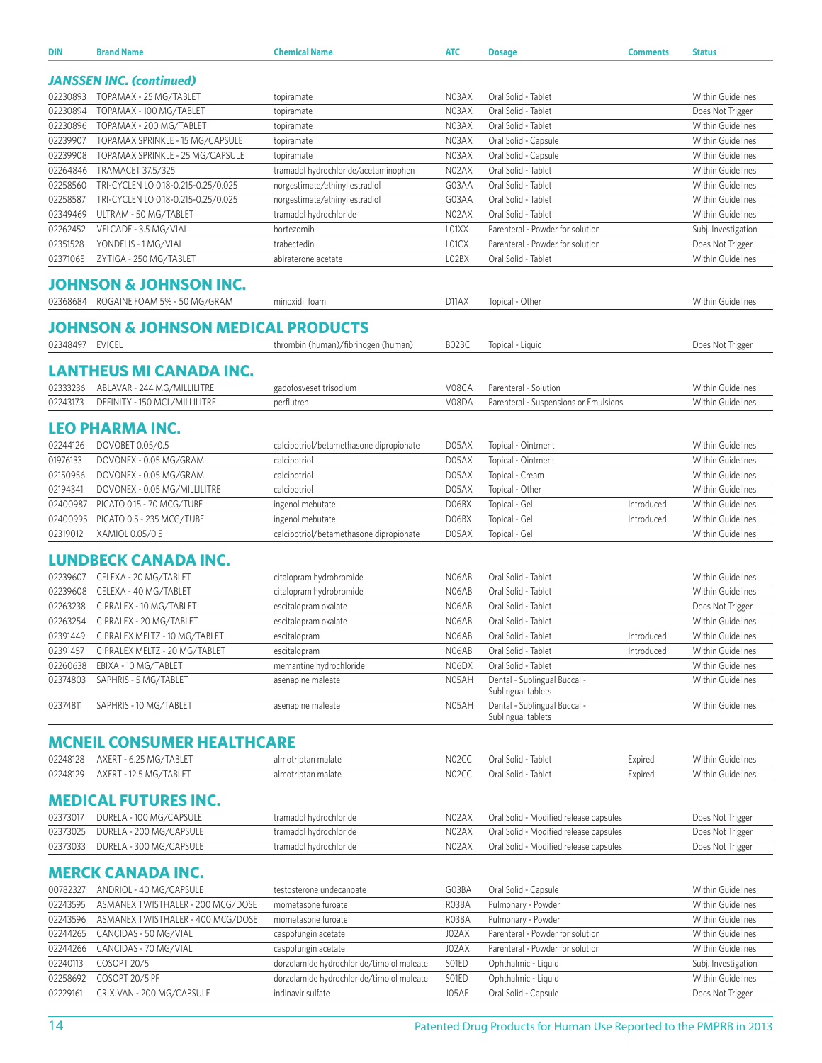| DIN | Brand Name | Chemical Name | ATC | Dosage | Comments | Status |
|---|---|---|---|---|---|---|
| ***JANSSEN INC. (continued)*** | | | | | | |
| 02230893 | TOPAMAX - 25 MG/TABLET | topiramate | N03AX | Oral Solid - Tablet | | Within Guidelines |
| 02230894 | TOPAMAX - 100 MG/TABLET | topiramate | N03AX | Oral Solid - Tablet | | Does Not Trigger |
| 02230896 | TOPAMAX - 200 MG/TABLET | topiramate | N03AX | Oral Solid - Tablet | | Within Guidelines |
| 02239907 | TOPAMAX SPRINKLE - 15 MG/CAPSULE | topiramate | N03AX | Oral Solid - Capsule | | Within Guidelines |
| 02239908 | TOPAMAX SPRINKLE - 25 MG/CAPSULE | topiramate | N03AX | Oral Solid - Capsule | | Within Guidelines |
| 02264846 | TRAMACET 37.5/325 | tramadol hydrochloride/acetaminophen | N02AX | Oral Solid - Tablet | | Within Guidelines |
| 02258560 | TRI-CYCLEN LO 0.18-0.215-0.25/0.025 | norgestimate/ethinyl estradiol | G03AA | Oral Solid - Tablet | | Within Guidelines |
| 02258587 | TRI-CYCLEN LO 0.18-0.215-0.25/0.025 | norgestimate/ethinyl estradiol | G03AA | Oral Solid - Tablet | | Within Guidelines |
| 02349469 | ULTRAM - 50 MG/TABLET | tramadol hydrochloride | N02AX | Oral Solid - Tablet | | Within Guidelines |
| 02262452 | VELCADE - 3.5 MG/VIAL | bortezomib | L01XX | Parenteral - Powder for solution | | Subj. Investigation |
| 02351528 | YONDELIS - 1 MG/VIAL | trabectedin | L01CX | Parenteral - Powder for solution | | Does Not Trigger |
| 02371065 | ZYTIGA - 250 MG/TABLET | abiraterone acetate | L02BX | Oral Solid - Tablet | | Within Guidelines |
| **JOHNSON & JOHNSON INC.** | | | | | | |
| 02368684 | ROGAINE FOAM 5% - 50 MG/GRAM | minoxidil foam | D11AX | Topical - Other | | Within Guidelines |
| **JOHNSON & JOHNSON MEDICAL PRODUCTS** | | | | | | |
| 02348497 | EVICEL | thrombin (human)/fibrinogen (human) | B02BC | Topical - Liquid | | Does Not Trigger |
| **LANTHEUS MI CANADA INC.** | | | | | | |
| 02333236 | ABLAVAR - 244 MG/MILLILITRE | gadofosveset trisodium | V08CA | Parenteral - Solution | | Within Guidelines |
| 02243173 | DEFINITY - 150 MCL/MILLILITRE | perflutren | V08DA | Parenteral - Suspensions or Emulsions | | Within Guidelines |
| **LEO PHARMA INC.** | | | | | | |
| 02244126 | DOVOBET 0.05/0.5 | calcipotriol/betamethasone dipropionate | D05AX | Topical - Ointment | | Within Guidelines |
| 01976133 | DOVONEX - 0.05 MG/GRAM | calcipotriol | D05AX | Topical - Ointment | | Within Guidelines |
| 02150956 | DOVONEX - 0.05 MG/GRAM | calcipotriol | D05AX | Topical - Cream | | Within Guidelines |
| 02194341 | DOVONEX - 0.05 MG/MILLILITRE | calcipotriol | D05AX | Topical - Other | | Within Guidelines |
| 02400987 | PICATO 0.15 - 70 MCG/TUBE | ingenol mebutate | D06BX | Topical - Gel | Introduced | Within Guidelines |
| 02400995 | PICATO 0.5 - 235 MCG/TUBE | ingenol mebutate | D06BX | Topical - Gel | Introduced | Within Guidelines |
| 02319012 | XAMIOL 0.05/0.5 | calcipotriol/betamethasone dipropionate | D05AX | Topical - Gel | | Within Guidelines |
| **LUNDBECK CANADA INC.** | | | | | | |
| 02239607 | CELEXA - 20 MG/TABLET | citalopram hydrobromide | N06AB | Oral Solid - Tablet | | Within Guidelines |
| 02239608 | CELEXA - 40 MG/TABLET | citalopram hydrobromide | N06AB | Oral Solid - Tablet | | Within Guidelines |
| 02263238 | CIPRALEX - 10 MG/TABLET | escitalopram oxalate | N06AB | Oral Solid - Tablet | | Does Not Trigger |
| 02263254 | CIPRALEX - 20 MG/TABLET | escitalopram oxalate | N06AB | Oral Solid - Tablet | | Within Guidelines |
| 02391449 | CIPRALEX MELTZ - 10 MG/TABLET | escitalopram | N06AB | Oral Solid - Tablet | Introduced | Within Guidelines |
| 02391457 | CIPRALEX MELTZ - 20 MG/TABLET | escitalopram | N06AB | Oral Solid - Tablet | Introduced | Within Guidelines |
| 02260638 | EBIXA - 10 MG/TABLET | memantine hydrochloride | N06DX | Oral Solid - Tablet | | Within Guidelines |
| 02374803 | SAPHRIS - 5 MG/TABLET | asenapine maleate | N05AH | Dental - Sublingual Buccal - Sublingual tablets | | Within Guidelines |
| 02374811 | SAPHRIS - 10 MG/TABLET | asenapine maleate | N05AH | Dental - Sublingual Buccal - Sublingual tablets | | Within Guidelines |
| **MCNEIL CONSUMER HEALTHCARE** | | | | | | |
| 02248128 | AXERT - 6.25 MG/TABLET | almotriptan malate | N02CC | Oral Solid - Tablet | Expired | Within Guidelines |
| 02248129 | AXERT - 12.5 MG/TABLET | almotriptan malate | N02CC | Oral Solid - Tablet | Expired | Within Guidelines |
| **MEDICAL FUTURES INC.** | | | | | | |
| 02373017 | DURELA - 100 MG/CAPSULE | tramadol hydrochloride | N02AX | Oral Solid - Modified release capsules | | Does Not Trigger |
| 02373025 | DURELA - 200 MG/CAPSULE | tramadol hydrochloride | N02AX | Oral Solid - Modified release capsules | | Does Not Trigger |
| 02373033 | DURELA - 300 MG/CAPSULE | tramadol hydrochloride | N02AX | Oral Solid - Modified release capsules | | Does Not Trigger |
| **MERCK CANADA INC.** | | | | | | |
| 00782327 | ANDRIOL - 40 MG/CAPSULE | testosterone undecanoate | G03BA | Oral Solid - Capsule | | Within Guidelines |
| 02243595 | ASMANEX TWISTHALER - 200 MCG/DOSE | mometasone furoate | R03BA | Pulmonary - Powder | | Within Guidelines |
| 02243596 | ASMANEX TWISTHALER - 400 MCG/DOSE | mometasone furoate | R03BA | Pulmonary - Powder | | Within Guidelines |
| 02244265 | CANCIDAS - 50 MG/VIAL | caspofungin acetate | J02AX | Parenteral - Powder for solution | | Within Guidelines |
| 02244266 | CANCIDAS - 70 MG/VIAL | caspofungin acetate | J02AX | Parenteral - Powder for solution | | Within Guidelines |
| 02240113 | COSOPT 20/5 | dorzolamide hydrochloride/timolol maleate | S01ED | Ophthalmic - Liquid | | Subj. Investigation |
| 02258692 | COSOPT 20/5 PF | dorzolamide hydrochloride/timolol maleate | S01ED | Ophthalmic - Liquid | | Within Guidelines |
| 02229161 | CRIXIVAN - 200 MG/CAPSULE | indinavir sulfate | J05AE | Oral Solid - Capsule | | Does Not Trigger |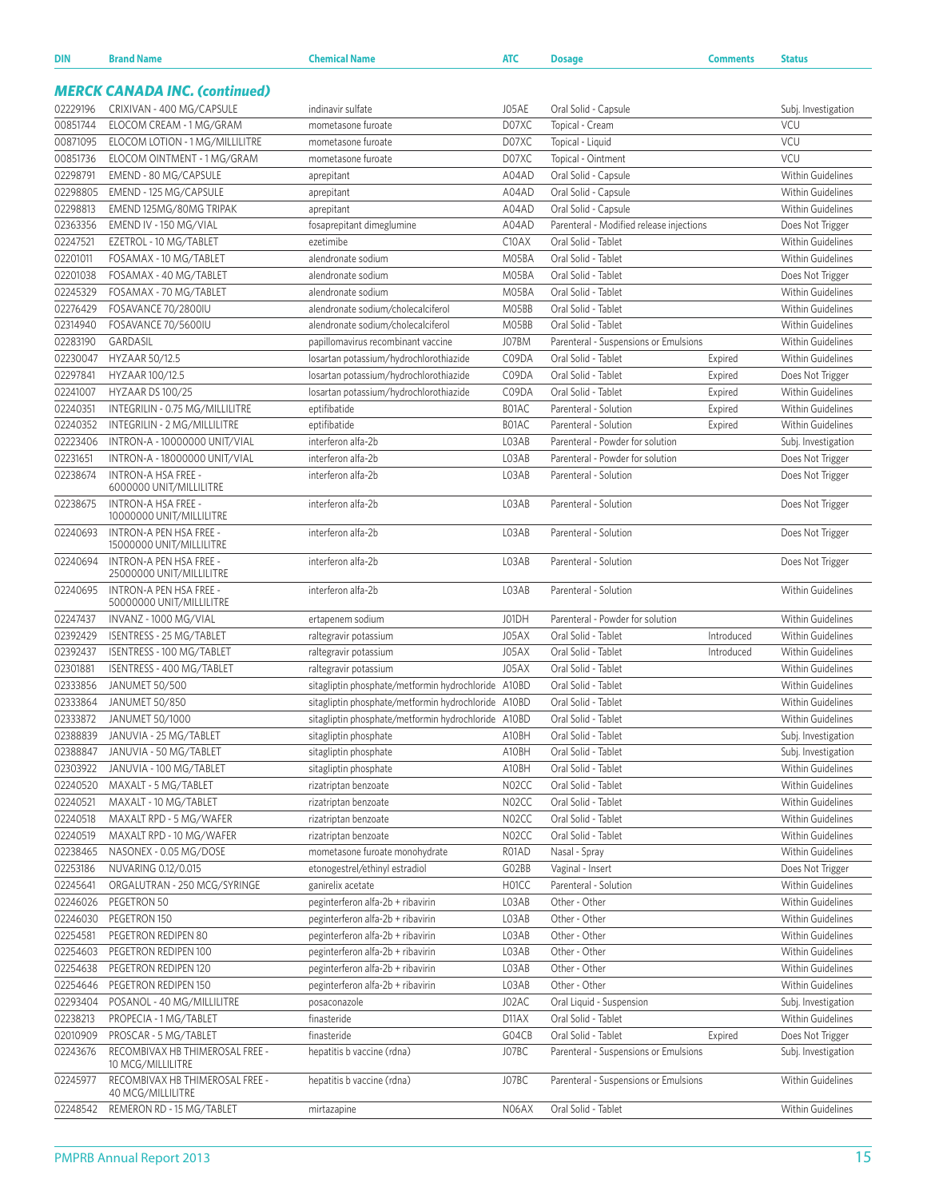| DIN | Brand Name | Chemical Name | ATC | Dosage | Comments | Status |
|---|---|---|---|---|---|---|

### *MERCK CANADA INC. (continued)*

| DIN | Brand Name | Chemical Name | ATC | Dosage | Comments | Status |
|---|---|---|---|---|---|---|
| 02229196 | CRIXIVAN - 400 MG/CAPSULE | indinavir sulfate | J05AE | Oral Solid - Capsule | | Subj. Investigation |
| 00851744 | ELOCOM CREAM - 1 MG/GRAM | mometasone furoate | D07XC | Topical - Cream | | VCU |
| 00871095 | ELOCOM LOTION - 1 MG/MILLILITRE | mometasone furoate | D07XC | Topical - Liquid | | VCU |
| 00851736 | ELOCOM OINTMENT - 1 MG/GRAM | mometasone furoate | D07XC | Topical - Ointment | | VCU |
| 02298791 | EMEND - 80 MG/CAPSULE | aprepitant | A04AD | Oral Solid - Capsule | | Within Guidelines |
| 02298805 | EMEND - 125 MG/CAPSULE | aprepitant | A04AD | Oral Solid - Capsule | | Within Guidelines |
| 02298813 | EMEND 125MG/80MG TRIPAK | aprepitant | A04AD | Oral Solid - Capsule | | Within Guidelines |
| 02363356 | EMEND IV - 150 MG/VIAL | fosaprepitant dimeglumine | A04AD | Parenteral - Modified release injections | | Does Not Trigger |
| 02247521 | EZETROL - 10 MG/TABLET | ezetimibe | C10AX | Oral Solid - Tablet | | Within Guidelines |
| 02201011 | FOSAMAX - 10 MG/TABLET | alendronate sodium | M05BA | Oral Solid - Tablet | | Within Guidelines |
| 02201038 | FOSAMAX - 40 MG/TABLET | alendronate sodium | M05BA | Oral Solid - Tablet | | Does Not Trigger |
| 02245329 | FOSAMAX - 70 MG/TABLET | alendronate sodium | M05BA | Oral Solid - Tablet | | Within Guidelines |
| 02276429 | FOSAVANCE 70/2800IU | alendronate sodium/cholecalciferol | M05BB | Oral Solid - Tablet | | Within Guidelines |
| 02314940 | FOSAVANCE 70/5600IU | alendronate sodium/cholecalciferol | M05BB | Oral Solid - Tablet | | Within Guidelines |
| 02283190 | GARDASIL | papillomavirus recombinant vaccine | J07BM | Parenteral - Suspensions or Emulsions | | Within Guidelines |
| 02230047 | HYZAAR 50/12.5 | losartan potassium/hydrochlorothiazide | C09DA | Oral Solid - Tablet | Expired | Within Guidelines |
| 02297841 | HYZAAR 100/12.5 | losartan potassium/hydrochlorothiazide | C09DA | Oral Solid - Tablet | Expired | Does Not Trigger |
| 02241007 | HYZAAR DS 100/25 | losartan potassium/hydrochlorothiazide | C09DA | Oral Solid - Tablet | Expired | Within Guidelines |
| 02240351 | INTEGRILIN - 0.75 MG/MILLILITRE | eptifibatide | B01AC | Parenteral - Solution | Expired | Within Guidelines |
| 02240352 | INTEGRILIN - 2 MG/MILLILITRE | eptifibatide | B01AC | Parenteral - Solution | Expired | Within Guidelines |
| 02223406 | INTRON-A - 10000000 UNIT/VIAL | interferon alfa-2b | L03AB | Parenteral - Powder for solution | | Subj. Investigation |
| 02231651 | INTRON-A - 18000000 UNIT/VIAL | interferon alfa-2b | L03AB | Parenteral - Powder for solution | | Does Not Trigger |
| 02238674 | INTRON-A HSA FREE - 6000000 UNIT/MILLILITRE | interferon alfa-2b | L03AB | Parenteral - Solution | | Does Not Trigger |
| 02238675 | INTRON-A HSA FREE - 10000000 UNIT/MILLILITRE | interferon alfa-2b | L03AB | Parenteral - Solution | | Does Not Trigger |
| 02240693 | INTRON-A PEN HSA FREE - 15000000 UNIT/MILLILITRE | interferon alfa-2b | L03AB | Parenteral - Solution | | Does Not Trigger |
| 02240694 | INTRON-A PEN HSA FREE - 25000000 UNIT/MILLILITRE | interferon alfa-2b | L03AB | Parenteral - Solution | | Does Not Trigger |
| 02240695 | INTRON-A PEN HSA FREE - 50000000 UNIT/MILLILITRE | interferon alfa-2b | L03AB | Parenteral - Solution | | Within Guidelines |
| 02247437 | INVANZ - 1000 MG/VIAL | ertapenem sodium | J01DH | Parenteral - Powder for solution | | Within Guidelines |
| 02392429 | ISENTRESS - 25 MG/TABLET | raltegravir potassium | J05AX | Oral Solid - Tablet | Introduced | Within Guidelines |
| 02392437 | ISENTRESS - 100 MG/TABLET | raltegravir potassium | J05AX | Oral Solid - Tablet | Introduced | Within Guidelines |
| 02301881 | ISENTRESS - 400 MG/TABLET | raltegravir potassium | J05AX | Oral Solid - Tablet | | Within Guidelines |
| 02333856 | JANUMET 50/500 | sitagliptin phosphate/metformin hydrochloride | A10BD | Oral Solid - Tablet | | Within Guidelines |
| 02333864 | JANUMET 50/850 | sitagliptin phosphate/metformin hydrochloride | A10BD | Oral Solid - Tablet | | Within Guidelines |
| 02333872 | JANUMET 50/1000 | sitagliptin phosphate/metformin hydrochloride | A10BD | Oral Solid - Tablet | | Within Guidelines |
| 02388839 | JANUVIA - 25 MG/TABLET | sitagliptin phosphate | A10BH | Oral Solid - Tablet | | Subj. Investigation |
| 02388847 | JANUVIA - 50 MG/TABLET | sitagliptin phosphate | A10BH | Oral Solid - Tablet | | Subj. Investigation |
| 02303922 | JANUVIA - 100 MG/TABLET | sitagliptin phosphate | A10BH | Oral Solid - Tablet | | Within Guidelines |
| 02240520 | MAXALT - 5 MG/TABLET | rizatriptan benzoate | N02CC | Oral Solid - Tablet | | Within Guidelines |
| 02240521 | MAXALT - 10 MG/TABLET | rizatriptan benzoate | N02CC | Oral Solid - Tablet | | Within Guidelines |
| 02240518 | MAXALT RPD - 5 MG/WAFER | rizatriptan benzoate | N02CC | Oral Solid - Tablet | | Within Guidelines |
| 02240519 | MAXALT RPD - 10 MG/WAFER | rizatriptan benzoate | N02CC | Oral Solid - Tablet | | Within Guidelines |
| 02238465 | NASONEX - 0.05 MG/DOSE | mometasone furoate monohydrate | R01AD | Nasal - Spray | | Within Guidelines |
| 02253186 | NUVARING 0.12/0.015 | etonogestrel/ethinyl estradiol | G02BB | Vaginal - Insert | | Does Not Trigger |
| 02245641 | ORGALUTRAN - 250 MCG/SYRINGE | ganirelix acetate | H01CC | Parenteral - Solution | | Within Guidelines |
| 02246026 | PEGETRON 50 | peginterferon alfa-2b + ribavirin | L03AB | Other - Other | | Within Guidelines |
| 02246030 | PEGETRON 150 | peginterferon alfa-2b + ribavirin | L03AB | Other - Other | | Within Guidelines |
| 02254581 | PEGETRON REDIPEN 80 | peginterferon alfa-2b + ribavirin | L03AB | Other - Other | | Within Guidelines |
| 02254603 | PEGETRON REDIPEN 100 | peginterferon alfa-2b + ribavirin | L03AB | Other - Other | | Within Guidelines |
| 02254638 | PEGETRON REDIPEN 120 | peginterferon alfa-2b + ribavirin | L03AB | Other - Other | | Within Guidelines |
| 02254646 | PEGETRON REDIPEN 150 | peginterferon alfa-2b + ribavirin | L03AB | Other - Other | | Within Guidelines |
| 02293404 | POSANOL - 40 MG/MILLILITRE | posaconazole | J02AC | Oral Liquid - Suspension | | Subj. Investigation |
| 02238213 | PROPECIA - 1 MG/TABLET | finasteride | D11AX | Oral Solid - Tablet | | Within Guidelines |
| 02010909 | PROSCAR - 5 MG/TABLET | finasteride | G04CB | Oral Solid - Tablet | Expired | Does Not Trigger |
| 02243676 | RECOMBIVAX HB THIMEROSAL FREE - 10 MCG/MILLILITRE | hepatitis b vaccine (rdna) | J07BC | Parenteral - Suspensions or Emulsions | | Subj. Investigation |
| 02245977 | RECOMBIVAX HB THIMEROSAL FREE - 40 MCG/MILLILITRE | hepatitis b vaccine (rdna) | J07BC | Parenteral - Suspensions or Emulsions | | Within Guidelines |
| 02248542 | REMERON RD - 15 MG/TABLET | mirtazapine | N06AX | Oral Solid - Tablet | | Within Guidelines |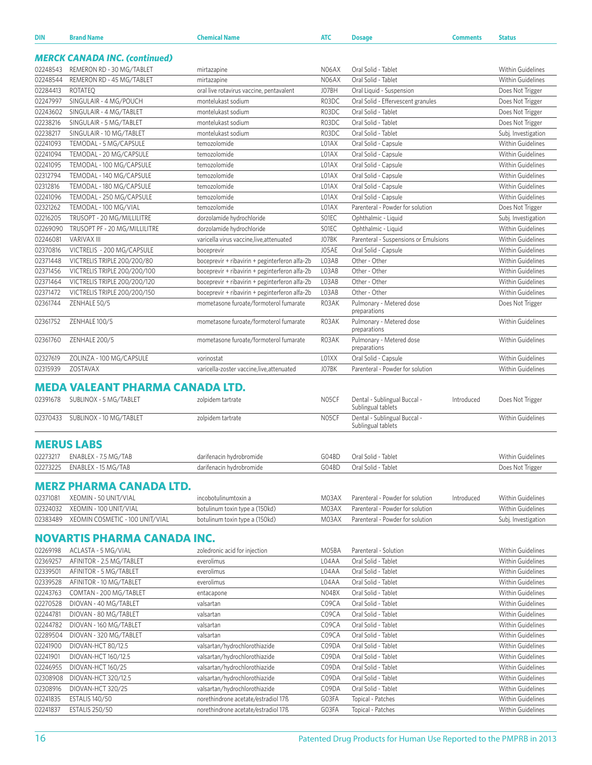| DIN | Brand Name | Chemical Name | ATC | Dosage | Comments | Status |
|---|---|---|---|---|---|---|
| ***MERCK CANADA INC. (continued)*** | | | | | | |
| 02248543 | REMERON RD - 30 MG/TABLET | mirtazapine | N06AX | Oral Solid - Tablet | | Within Guidelines |
| 02248544 | REMERON RD - 45 MG/TABLET | mirtazapine | N06AX | Oral Solid - Tablet | | Within Guidelines |
| 02284413 | ROTATEQ | oral live rotavirus vaccine, pentavalent | J07BH | Oral Liquid - Suspension | | Does Not Trigger |
| 02247997 | SINGULAIR - 4 MG/POUCH | montelukast sodium | R03DC | Oral Solid - Effervescent granules | | Does Not Trigger |
| 02243602 | SINGULAIR - 4 MG/TABLET | montelukast sodium | R03DC | Oral Solid - Tablet | | Does Not Trigger |
| 02238216 | SINGULAIR - 5 MG/TABLET | montelukast sodium | R03DC | Oral Solid - Tablet | | Does Not Trigger |
| 02238217 | SINGULAIR - 10 MG/TABLET | montelukast sodium | R03DC | Oral Solid - Tablet | | Subj. Investigation |
| 02241093 | TEMODAL - 5 MG/CAPSULE | temozolomide | L01AX | Oral Solid - Capsule | | Within Guidelines |
| 02241094 | TEMODAL - 20 MG/CAPSULE | temozolomide | L01AX | Oral Solid - Capsule | | Within Guidelines |
| 02241095 | TEMODAL - 100 MG/CAPSULE | temozolomide | L01AX | Oral Solid - Capsule | | Within Guidelines |
| 02312794 | TEMODAL - 140 MG/CAPSULE | temozolomide | L01AX | Oral Solid - Capsule | | Within Guidelines |
| 02312816 | TEMODAL - 180 MG/CAPSULE | temozolomide | L01AX | Oral Solid - Capsule | | Within Guidelines |
| 02241096 | TEMODAL - 250 MG/CAPSULE | temozolomide | L01AX | Oral Solid - Capsule | | Within Guidelines |
| 02321262 | TEMODAL - 100 MG/VIAL | temozolomide | L01AX | Parenteral - Powder for solution | | Does Not Trigger |
| 02216205 | TRUSOPT - 20 MG/MILLILITRE | dorzolamide hydrochloride | S01EC | Ophthalmic - Liquid | | Subj. Investigation |
| 02269090 | TRUSOPT PF - 20 MG/MILLILITRE | dorzolamide hydrochloride | S01EC | Ophthalmic - Liquid | | Within Guidelines |
| 02246081 | VARIVAX III | varicella virus vaccine,live,attenuated | J07BK | Parenteral - Suspensions or Emulsions | | Within Guidelines |
| 02370816 | VICTRELIS - 200 MG/CAPSULE | boceprevir | J05AE | Oral Solid - Capsule | | Within Guidelines |
| 02371448 | VICTRELIS TRIPLE 200/200/80 | boceprevir + ribavirin + peginterferon alfa-2b | L03AB | Other - Other | | Within Guidelines |
| 02371456 | VICTRELIS TRIPLE 200/200/100 | boceprevir + ribavirin + peginterferon alfa-2b | L03AB | Other - Other | | Within Guidelines |
| 02371464 | VICTRELIS TRIPLE 200/200/120 | boceprevir + ribavirin + peginterferon alfa-2b | L03AB | Other - Other | | Within Guidelines |
| 02371472 | VICTRELIS TRIPLE 200/200/150 | boceprevir + ribavirin + peginterferon alfa-2b | L03AB | Other - Other | | Within Guidelines |
| 02361744 | ZENHALE 50/5 | mometasone furoate/formoterol fumarate | R03AK | Pulmonary - Metered dose preparations | | Does Not Trigger |
| 02361752 | ZENHALE 100/5 | mometasone furoate/formoterol fumarate | R03AK | Pulmonary - Metered dose preparations | | Within Guidelines |
| 02361760 | ZENHALE 200/5 | mometasone furoate/formoterol fumarate | R03AK | Pulmonary - Metered dose preparations | | Within Guidelines |
| 02327619 | ZOLINZA - 100 MG/CAPSULE | vorinostat | L01XX | Oral Solid - Capsule | | Within Guidelines |
| 02315939 | ZOSTAVAX | varicella-zoster vaccine,live,attenuated | J07BK | Parenteral - Powder for solution | | Within Guidelines |
| **MEDA VALEANT PHARMA CANADA LTD.** | | | | | | |
| 02391678 | SUBLINOX - 5 MG/TABLET | zolpidem tartrate | N05CF | Dental - Sublingual Buccal - Sublingual tablets | Introduced | Does Not Trigger |
| 02370433 | SUBLINOX - 10 MG/TABLET | zolpidem tartrate | N05CF | Dental - Sublingual Buccal - Sublingual tablets | | Within Guidelines |
| **MERUS LABS** | | | | | | |
| 02273217 | ENABLEX - 7.5 MG/TAB | darifenacin hydrobromide | G04BD | Oral Solid - Tablet | | Within Guidelines |
| 02273225 | ENABLEX - 15 MG/TAB | darifenacin hydrobromide | G04BD | Oral Solid - Tablet | | Does Not Trigger |
| **MERZ PHARMA CANADA LTD.** | | | | | | |
| 02371081 | XEOMIN - 50 UNIT/VIAL | incobotulinumtoxin a | M03AX | Parenteral - Powder for solution | Introduced | Within Guidelines |
| 02324032 | XEOMIN - 100 UNIT/VIAL | botulinum toxin type a (150kd) | M03AX | Parenteral - Powder for solution | | Within Guidelines |
| 02383489 | XEOMIN COSMETIC - 100 UNIT/VIAL | botulinum toxin type a (150kd) | M03AX | Parenteral - Powder for solution | | Subj. Investigation |
| **NOVARTIS PHARMA CANADA INC.** | | | | | | |
| 02269198 | ACLASTA - 5 MG/VIAL | zoledronic acid for injection | M05BA | Parenteral - Solution | | Within Guidelines |
| 02369257 | AFINITOR - 2.5 MG/TABLET | everolimus | L04AA | Oral Solid - Tablet | | Within Guidelines |
| 02339501 | AFINITOR - 5 MG/TABLET | everolimus | L04AA | Oral Solid - Tablet | | Within Guidelines |
| 02339528 | AFINITOR - 10 MG/TABLET | everolimus | L04AA | Oral Solid - Tablet | | Within Guidelines |
| 02243763 | COMTAN - 200 MG/TABLET | entacapone | N04BX | Oral Solid - Tablet | | Within Guidelines |
| 02270528 | DIOVAN - 40 MG/TABLET | valsartan | C09CA | Oral Solid - Tablet | | Within Guidelines |
| 02244781 | DIOVAN - 80 MG/TABLET | valsartan | C09CA | Oral Solid - Tablet | | Within Guidelines |
| 02244782 | DIOVAN - 160 MG/TABLET | valsartan | C09CA | Oral Solid - Tablet | | Within Guidelines |
| 02289504 | DIOVAN - 320 MG/TABLET | valsartan | C09CA | Oral Solid - Tablet | | Within Guidelines |
| 02241900 | DIOVAN-HCT 80/12.5 | valsartan/hydrochlorothiazide | C09DA | Oral Solid - Tablet | | Within Guidelines |
| 02241901 | DIOVAN-HCT 160/12.5 | valsartan/hydrochlorothiazide | C09DA | Oral Solid - Tablet | | Within Guidelines |
| 02246955 | DIOVAN-HCT 160/25 | valsartan/hydrochlorothiazide | C09DA | Oral Solid - Tablet | | Within Guidelines |
| 02308908 | DIOVAN-HCT 320/12.5 | valsartan/hydrochlorothiazide | C09DA | Oral Solid - Tablet | | Within Guidelines |
| 02308916 | DIOVAN-HCT 320/25 | valsartan/hydrochlorothiazide | C09DA | Oral Solid - Tablet | | Within Guidelines |
| 02241835 | ESTALIS 140/50 | norethindrone acetate/estradiol 17ß | G03FA | Topical - Patches | | Within Guidelines |
| 02241837 | ESTALIS 250/50 | norethindrone acetate/estradiol 17ß | G03FA | Topical - Patches | | Within Guidelines |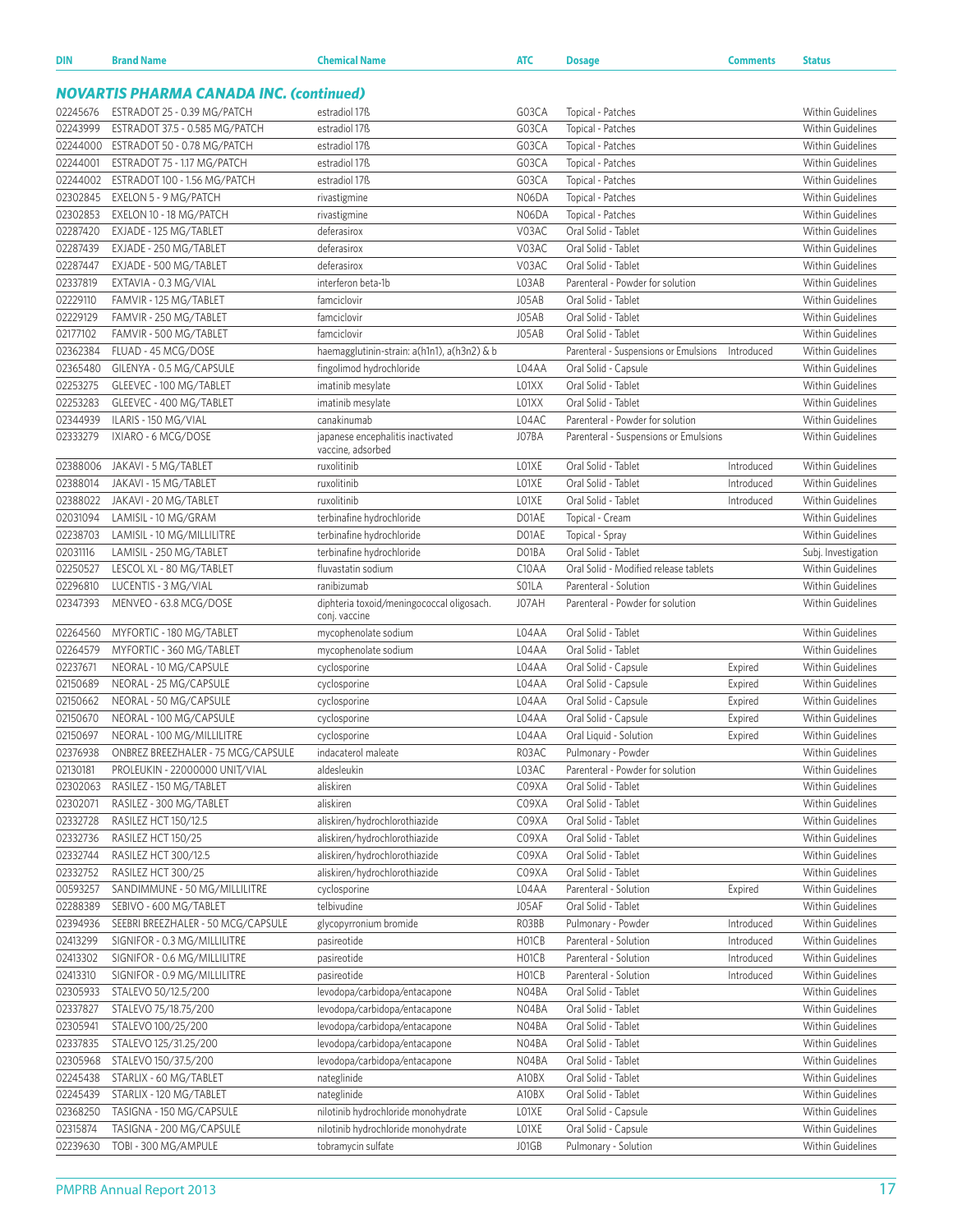## *NOVARTIS PHARMA CANADA INC. (continued)*

| DIN | Brand Name | Chemical Name | ATC | Dosage | Comments | Status |
|---|---|---|---|---|---|---|
| 02245676 | ESTRADOT 25 - 0.39 MG/PATCH | estradiol 17ß | G03CA | Topical - Patches | | Within Guidelines |
| 02243999 | ESTRADOT 37.5 - 0.585 MG/PATCH | estradiol 17ß | G03CA | Topical - Patches | | Within Guidelines |
| 02244000 | ESTRADOT 50 - 0.78 MG/PATCH | estradiol 17ß | G03CA | Topical - Patches | | Within Guidelines |
| 02244001 | ESTRADOT 75 - 1.17 MG/PATCH | estradiol 17ß | G03CA | Topical - Patches | | Within Guidelines |
| 02244002 | ESTRADOT 100 - 1.56 MG/PATCH | estradiol 17ß | G03CA | Topical - Patches | | Within Guidelines |
| 02302845 | EXELON 5 - 9 MG/PATCH | rivastigmine | N06DA | Topical - Patches | | Within Guidelines |
| 02302853 | EXELON 10 - 18 MG/PATCH | rivastigmine | N06DA | Topical - Patches | | Within Guidelines |
| 02287420 | EXJADE - 125 MG/TABLET | deferasirox | V03AC | Oral Solid - Tablet | | Within Guidelines |
| 02287439 | EXJADE - 250 MG/TABLET | deferasirox | V03AC | Oral Solid - Tablet | | Within Guidelines |
| 02287447 | EXJADE - 500 MG/TABLET | deferasirox | V03AC | Oral Solid - Tablet | | Within Guidelines |
| 02337819 | EXTAVIA - 0.3 MG/VIAL | interferon beta-1b | L03AB | Parenteral - Powder for solution | | Within Guidelines |
| 02229110 | FAMVIR - 125 MG/TABLET | famciclovir | J05AB | Oral Solid - Tablet | | Within Guidelines |
| 02229129 | FAMVIR - 250 MG/TABLET | famciclovir | J05AB | Oral Solid - Tablet | | Within Guidelines |
| 02177102 | FAMVIR - 500 MG/TABLET | famciclovir | J05AB | Oral Solid - Tablet | | Within Guidelines |
| 02362384 | FLUAD - 45 MCG/DOSE | haemagglutinin-strain: a(h1n1), a(h3n2) & b | | Parenteral - Suspensions or Emulsions | Introduced | Within Guidelines |
| 02365480 | GILENYA - 0.5 MG/CAPSULE | fingolimod hydrochloride | L04AA | Oral Solid - Capsule | | Within Guidelines |
| 02253275 | GLEEVEC - 100 MG/TABLET | imatinib mesylate | L01XX | Oral Solid - Tablet | | Within Guidelines |
| 02253283 | GLEEVEC - 400 MG/TABLET | imatinib mesylate | L01XX | Oral Solid - Tablet | | Within Guidelines |
| 02344939 | ILARIS - 150 MG/VIAL | canakinumab | L04AC | Parenteral - Powder for solution | | Within Guidelines |
| 02333279 | IXIARO - 6 MCG/DOSE | japanese encephalitis inactivated vaccine, adsorbed | J07BA | Parenteral - Suspensions or Emulsions | | Within Guidelines |
| 02388006 | JAKAVI - 5 MG/TABLET | ruxolitinib | L01XE | Oral Solid - Tablet | Introduced | Within Guidelines |
| 02388014 | JAKAVI - 15 MG/TABLET | ruxolitinib | L01XE | Oral Solid - Tablet | Introduced | Within Guidelines |
| 02388022 | JAKAVI - 20 MG/TABLET | ruxolitinib | L01XE | Oral Solid - Tablet | Introduced | Within Guidelines |
| 02031094 | LAMISIL - 10 MG/GRAM | terbinafine hydrochloride | D01AE | Topical - Cream | | Within Guidelines |
| 02238703 | LAMISIL - 10 MG/MILLILITRE | terbinafine hydrochloride | D01AE | Topical - Spray | | Within Guidelines |
| 02031116 | LAMISIL - 250 MG/TABLET | terbinafine hydrochloride | D01BA | Oral Solid - Tablet | | Subj. Investigation |
| 02250527 | LESCOL XL - 80 MG/TABLET | fluvastatin sodium | C10AA | Oral Solid - Modified release tablets | | Within Guidelines |
| 02296810 | LUCENTIS - 3 MG/VIAL | ranibizumab | S01LA | Parenteral - Solution | | Within Guidelines |
| 02347393 | MENVEO - 63.8 MCG/DOSE | diphteria toxoid/meningococcal oligosach. conj. vaccine | J07AH | Parenteral - Powder for solution | | Within Guidelines |
| 02264560 | MYFORTIC - 180 MG/TABLET | mycophenolate sodium | L04AA | Oral Solid - Tablet | | Within Guidelines |
| 02264579 | MYFORTIC - 360 MG/TABLET | mycophenolate sodium | L04AA | Oral Solid - Tablet | | Within Guidelines |
| 02237671 | NEORAL - 10 MG/CAPSULE | cyclosporine | L04AA | Oral Solid - Capsule | Expired | Within Guidelines |
| 02150689 | NEORAL - 25 MG/CAPSULE | cyclosporine | L04AA | Oral Solid - Capsule | Expired | Within Guidelines |
| 02150662 | NEORAL - 50 MG/CAPSULE | cyclosporine | L04AA | Oral Solid - Capsule | Expired | Within Guidelines |
| 02150670 | NEORAL - 100 MG/CAPSULE | cyclosporine | L04AA | Oral Solid - Capsule | Expired | Within Guidelines |
| 02150697 | NEORAL - 100 MG/MILLILITRE | cyclosporine | L04AA | Oral Liquid - Solution | Expired | Within Guidelines |
| 02376938 | ONBREZ BREEZHALER - 75 MCG/CAPSULE | indacaterol maleate | R03AC | Pulmonary - Powder | | Within Guidelines |
| 02130181 | PROLEUKIN - 22000000 UNIT/VIAL | aldesleukin | L03AC | Parenteral - Powder for solution | | Within Guidelines |
| 02302063 | RASILEZ - 150 MG/TABLET | aliskiren | C09XA | Oral Solid - Tablet | | Within Guidelines |
| 02302071 | RASILEZ - 300 MG/TABLET | aliskiren | C09XA | Oral Solid - Tablet | | Within Guidelines |
| 02332728 | RASILEZ HCT 150/12.5 | aliskiren/hydrochlorothiazide | C09XA | Oral Solid - Tablet | | Within Guidelines |
| 02332736 | RASILEZ HCT 150/25 | aliskiren/hydrochlorothiazide | C09XA | Oral Solid - Tablet | | Within Guidelines |
| 02332744 | RASILEZ HCT 300/12.5 | aliskiren/hydrochlorothiazide | C09XA | Oral Solid - Tablet | | Within Guidelines |
| 02332752 | RASILEZ HCT 300/25 | aliskiren/hydrochlorothiazide | C09XA | Oral Solid - Tablet | | Within Guidelines |
| 00593257 | SANDIMMUNE - 50 MG/MILLILITRE | cyclosporine | L04AA | Parenteral - Solution | Expired | Within Guidelines |
| 02288389 | SEBIVO - 600 MG/TABLET | telbivudine | J05AF | Oral Solid - Tablet | | Within Guidelines |
| 02394936 | SEEBRI BREEZHALER - 50 MCG/CAPSULE | glycopyrronium bromide | R03BB | Pulmonary - Powder | Introduced | Within Guidelines |
| 02413299 | SIGNIFOR - 0.3 MG/MILLILITRE | pasireotide | H01CB | Parenteral - Solution | Introduced | Within Guidelines |
| 02413302 | SIGNIFOR - 0.6 MG/MILLILITRE | pasireotide | H01CB | Parenteral - Solution | Introduced | Within Guidelines |
| 02413310 | SIGNIFOR - 0.9 MG/MILLILITRE | pasireotide | H01CB | Parenteral - Solution | Introduced | Within Guidelines |
| 02305933 | STALEVO 50/12.5/200 | levodopa/carbidopa/entacapone | N04BA | Oral Solid - Tablet | | Within Guidelines |
| 02337827 | STALEVO 75/18.75/200 | levodopa/carbidopa/entacapone | N04BA | Oral Solid - Tablet | | Within Guidelines |
| 02305941 | STALEVO 100/25/200 | levodopa/carbidopa/entacapone | N04BA | Oral Solid - Tablet | | Within Guidelines |
| 02337835 | STALEVO 125/31.25/200 | levodopa/carbidopa/entacapone | N04BA | Oral Solid - Tablet | | Within Guidelines |
| 02305968 | STALEVO 150/37.5/200 | levodopa/carbidopa/entacapone | N04BA | Oral Solid - Tablet | | Within Guidelines |
| 02245438 | STARLIX - 60 MG/TABLET | nateglinide | A10BX | Oral Solid - Tablet | | Within Guidelines |
| 02245439 | STARLIX - 120 MG/TABLET | nateglinide | A10BX | Oral Solid - Tablet | | Within Guidelines |
| 02368250 | TASIGNA - 150 MG/CAPSULE | nilotinib hydrochloride monohydrate | L01XE | Oral Solid - Capsule | | Within Guidelines |
| 02315874 | TASIGNA - 200 MG/CAPSULE | nilotinib hydrochloride monohydrate | L01XE | Oral Solid - Capsule | | Within Guidelines |
| 02239630 | TOBI - 300 MG/AMPULE | tobramycin sulfate | J01GB | Pulmonary - Solution | | Within Guidelines |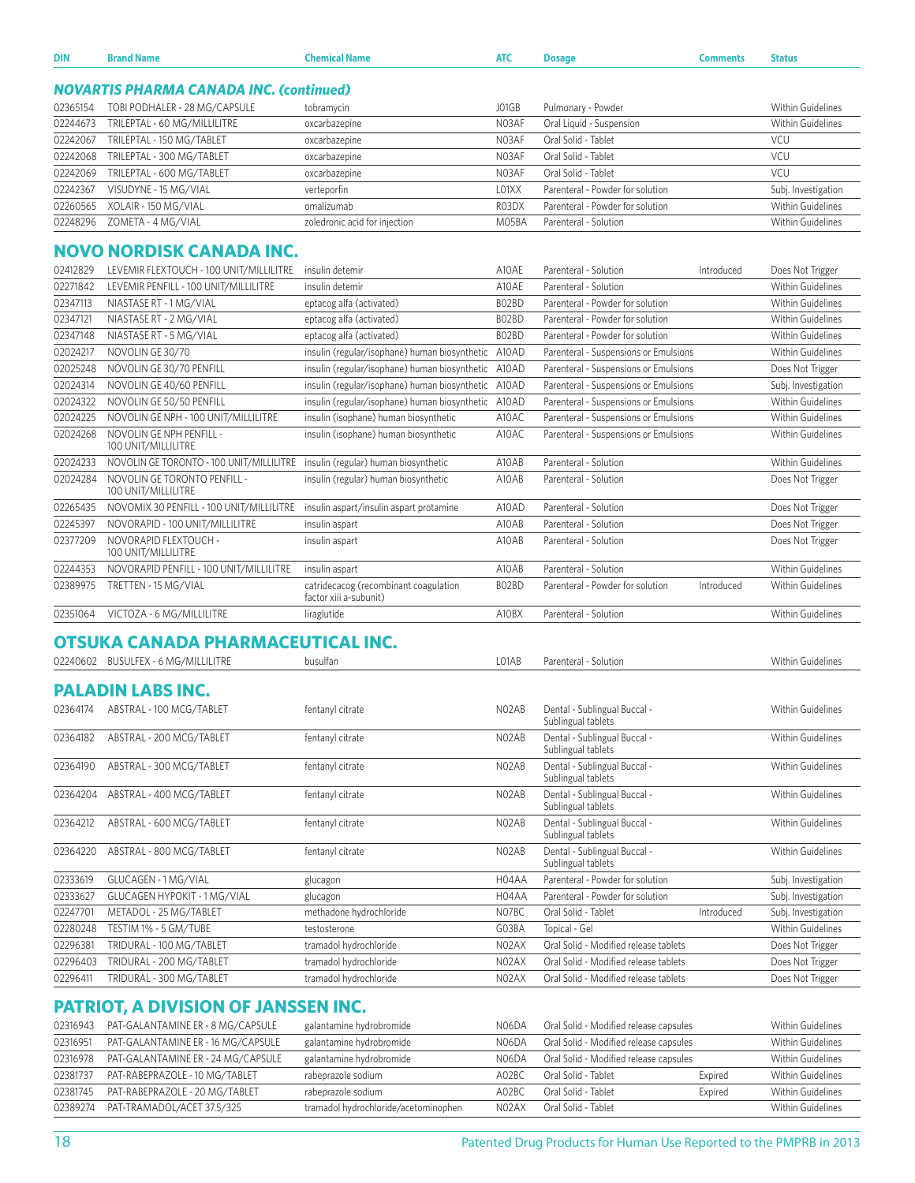| DIN | Brand Name | Chemical Name | ATC | Dosage | Comments | Status |
|---|---|---|---|---|---|---|

### *NOVARTIS PHARMA CANADA INC. (continued)*

| DIN | Brand Name | Chemical Name | ATC | Dosage | Comments | Status |
|---|---|---|---|---|---|---|
| 02365154 | TOBI PODHALER - 28 MG/CAPSULE | tobramycin | J01GB | Pulmonary - Powder | | Within Guidelines |
| 02244673 | TRILEPTAL - 60 MG/MILLILITRE | oxcarbazepine | N03AF | Oral Liquid - Suspension | | Within Guidelines |
| 02242067 | TRILEPTAL - 150 MG/TABLET | oxcarbazepine | N03AF | Oral Solid - Tablet | | VCU |
| 02242068 | TRILEPTAL - 300 MG/TABLET | oxcarbazepine | N03AF | Oral Solid - Tablet | | VCU |
| 02242069 | TRILEPTAL - 600 MG/TABLET | oxcarbazepine | N03AF | Oral Solid - Tablet | | VCU |
| 02242367 | VISUDYNE - 15 MG/VIAL | verteporfin | L01XX | Parenteral - Powder for solution | | Subj. Investigation |
| 02260565 | XOLAIR - 150 MG/VIAL | omalizumab | R03DX | Parenteral - Powder for solution | | Within Guidelines |
| 02248296 | ZOMETA - 4 MG/VIAL | zoledronic acid for injection | M05BA | Parenteral - Solution | | Within Guidelines |

## NOVO NORDISK CANADA INC.

| DIN | Brand Name | Chemical Name | ATC | Dosage | Comments | Status |
|---|---|---|---|---|---|---|
| 02412829 | LEVEMIR FLEXTOUCH - 100 UNIT/MILLILITRE | insulin detemir | A10AE | Parenteral - Solution | Introduced | Does Not Trigger |
| 02271842 | LEVEMIR PENFILL - 100 UNIT/MILLILITRE | insulin detemir | A10AE | Parenteral - Solution | | Within Guidelines |
| 02347113 | NIASTASE RT - 1 MG/VIAL | eptacog alfa (activated) | B02BD | Parenteral - Powder for solution | | Within Guidelines |
| 02347121 | NIASTASE RT - 2 MG/VIAL | eptacog alfa (activated) | B02BD | Parenteral - Powder for solution | | Within Guidelines |
| 02347148 | NIASTASE RT - 5 MG/VIAL | eptacog alfa (activated) | B02BD | Parenteral - Powder for solution | | Within Guidelines |
| 02024217 | NOVOLIN GE 30/70 | insulin (regular/isophane) human biosynthetic | A10AD | Parenteral - Suspensions or Emulsions | | Within Guidelines |
| 02025248 | NOVOLIN GE 30/70 PENFILL | insulin (regular/isophane) human biosynthetic | A10AD | Parenteral - Suspensions or Emulsions | | Does Not Trigger |
| 02024314 | NOVOLIN GE 40/60 PENFILL | insulin (regular/isophane) human biosynthetic | A10AD | Parenteral - Suspensions or Emulsions | | Subj. Investigation |
| 02024322 | NOVOLIN GE 50/50 PENFILL | insulin (regular/isophane) human biosynthetic | A10AD | Parenteral - Suspensions or Emulsions | | Within Guidelines |
| 02024225 | NOVOLIN GE NPH - 100 UNIT/MILLILITRE | insulin (isophane) human biosynthetic | A10AC | Parenteral - Suspensions or Emulsions | | Within Guidelines |
| 02024268 | NOVOLIN GE NPH PENFILL - 100 UNIT/MILLILITRE | insulin (isophane) human biosynthetic | A10AC | Parenteral - Suspensions or Emulsions | | Within Guidelines |
| 02024233 | NOVOLIN GE TORONTO - 100 UNIT/MILLILITRE | insulin (regular) human biosynthetic | A10AB | Parenteral - Solution | | Within Guidelines |
| 02024284 | NOVOLIN GE TORONTO PENFILL - 100 UNIT/MILLILITRE | insulin (regular) human biosynthetic | A10AB | Parenteral - Solution | | Does Not Trigger |
| 02265435 | NOVOMIX 30 PENFILL - 100 UNIT/MILLILITRE | insulin aspart/insulin aspart protamine | A10AD | Parenteral - Solution | | Does Not Trigger |
| 02245397 | NOVORAPID - 100 UNIT/MILLILITRE | insulin aspart | A10AB | Parenteral - Solution | | Does Not Trigger |
| 02377209 | NOVORAPID FLEXTOUCH - 100 UNIT/MILLILITRE | insulin aspart | A10AB | Parenteral - Solution | | Does Not Trigger |
| 02244353 | NOVORAPID PENFILL - 100 UNIT/MILLILITRE | insulin aspart | A10AB | Parenteral - Solution | | Within Guidelines |
| 02389975 | TRETTEN - 15 MG/VIAL | catridecacog (recombinant coagulation factor xiii a-subunit) | B02BD | Parenteral - Powder for solution | Introduced | Within Guidelines |
| 02351064 | VICTOZA - 6 MG/MILLILITRE | liraglutide | A10BX | Parenteral - Solution | | Within Guidelines |

## OTSUKA CANADA PHARMACEUTICAL INC.

| DIN | Brand Name | Chemical Name | ATC | Dosage | Comments | Status |
|---|---|---|---|---|---|---|
| 02240602 | BUSULFEX - 6 MG/MILLILITRE | busulfan | L01AB | Parenteral - Solution | | Within Guidelines |

## PALADIN LABS INC.

| DIN | Brand Name | Chemical Name | ATC | Dosage | Comments | Status |
|---|---|---|---|---|---|---|
| 02364174 | ABSTRAL - 100 MCG/TABLET | fentanyl citrate | N02AB | Dental - Sublingual Buccal - Sublingual tablets | | Within Guidelines |
| 02364182 | ABSTRAL - 200 MCG/TABLET | fentanyl citrate | N02AB | Dental - Sublingual Buccal - Sublingual tablets | | Within Guidelines |
| 02364190 | ABSTRAL - 300 MCG/TABLET | fentanyl citrate | N02AB | Dental - Sublingual Buccal - Sublingual tablets | | Within Guidelines |
| 02364204 | ABSTRAL - 400 MCG/TABLET | fentanyl citrate | N02AB | Dental - Sublingual Buccal - Sublingual tablets | | Within Guidelines |
| 02364212 | ABSTRAL - 600 MCG/TABLET | fentanyl citrate | N02AB | Dental - Sublingual Buccal - Sublingual tablets | | Within Guidelines |
| 02364220 | ABSTRAL - 800 MCG/TABLET | fentanyl citrate | N02AB | Dental - Sublingual Buccal - Sublingual tablets | | Within Guidelines |
| 02333619 | GLUCAGEN - 1 MG/VIAL | glucagon | H04AA | Parenteral - Powder for solution | | Subj. Investigation |
| 02333627 | GLUCAGEN HYPOKIT - 1 MG/VIAL | glucagon | H04AA | Parenteral - Powder for solution | | Subj. Investigation |
| 02247701 | METADOL - 25 MG/TABLET | methadone hydrochloride | N07BC | Oral Solid - Tablet | Introduced | Subj. Investigation |
| 02280248 | TESTIM 1% - 5 GM/TUBE | testosterone | G03BA | Topical - Gel | | Within Guidelines |
| 02296381 | TRIDURAL - 100 MG/TABLET | tramadol hydrochloride | N02AX | Oral Solid - Modified release tablets | | Does Not Trigger |
| 02296403 | TRIDURAL - 200 MG/TABLET | tramadol hydrochloride | N02AX | Oral Solid - Modified release tablets | | Does Not Trigger |
| 02296411 | TRIDURAL - 300 MG/TABLET | tramadol hydrochloride | N02AX | Oral Solid - Modified release tablets | | Does Not Trigger |

## PATRIOT, A DIVISION OF JANSSEN INC.

| DIN | Brand Name | Chemical Name | ATC | Dosage | Comments | Status |
|---|---|---|---|---|---|---|
| 02316943 | PAT-GALANTAMINE ER - 8 MG/CAPSULE | galantamine hydrobromide | N06DA | Oral Solid - Modified release capsules | | Within Guidelines |
| 02316951 | PAT-GALANTAMINE ER - 16 MG/CAPSULE | galantamine hydrobromide | N06DA | Oral Solid - Modified release capsules | | Within Guidelines |
| 02316978 | PAT-GALANTAMINE ER - 24 MG/CAPSULE | galantamine hydrobromide | N06DA | Oral Solid - Modified release capsules | | Within Guidelines |
| 02381737 | PAT-RABEPRAZOLE - 10 MG/TABLET | rabeprazole sodium | A02BC | Oral Solid - Tablet | Expired | Within Guidelines |
| 02381745 | PAT-RABEPRAZOLE - 20 MG/TABLET | rabeprazole sodium | A02BC | Oral Solid - Tablet | Expired | Within Guidelines |
| 02389274 | PAT-TRAMADOL/ACET 37.5/325 | tramadol hydrochloride/acetominophen | N02AX | Oral Solid - Tablet | | Within Guidelines |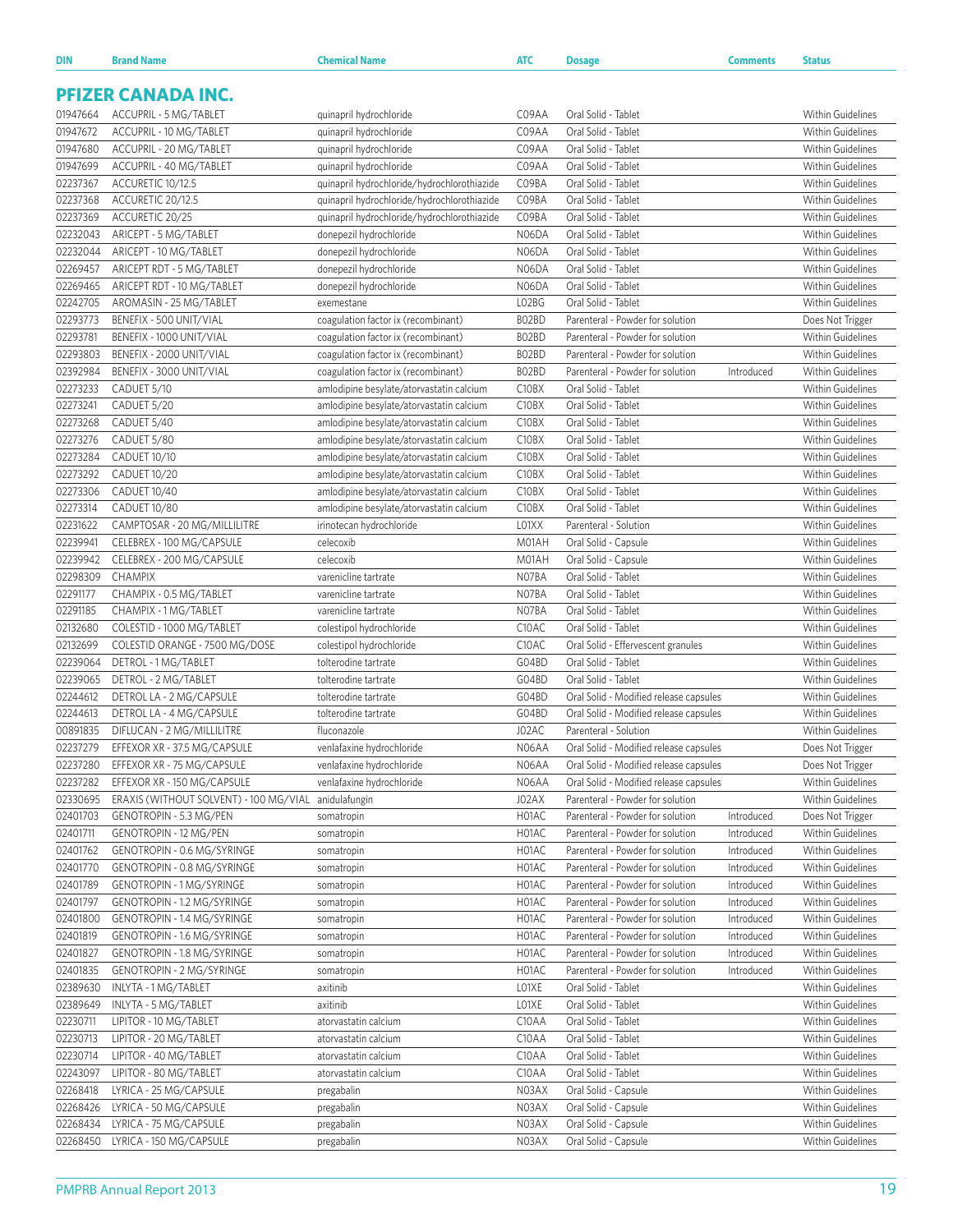| DIN | Brand Name | Chemical Name | ATC | Dosage | Comments | Status |
|---|---|---|---|---|---|---|

## PFIZER CANADA INC.

| DIN | Brand Name | Chemical Name | ATC | Dosage | Comments | Status |
|---|---|---|---|---|---|---|
| 01947664 | ACCUPRIL - 5 MG/TABLET | quinapril hydrochloride | C09AA | Oral Solid - Tablet | | Within Guidelines |
| 01947672 | ACCUPRIL - 10 MG/TABLET | quinapril hydrochloride | C09AA | Oral Solid - Tablet | | Within Guidelines |
| 01947680 | ACCUPRIL - 20 MG/TABLET | quinapril hydrochloride | C09AA | Oral Solid - Tablet | | Within Guidelines |
| 01947699 | ACCUPRIL - 40 MG/TABLET | quinapril hydrochloride | C09AA | Oral Solid - Tablet | | Within Guidelines |
| 02237367 | ACCURETIC 10/12.5 | quinapril hydrochloride/hydrochlorothiazide | C09BA | Oral Solid - Tablet | | Within Guidelines |
| 02237368 | ACCURETIC 20/12.5 | quinapril hydrochloride/hydrochlorothiazide | C09BA | Oral Solid - Tablet | | Within Guidelines |
| 02237369 | ACCURETIC 20/25 | quinapril hydrochloride/hydrochlorothiazide | C09BA | Oral Solid - Tablet | | Within Guidelines |
| 02232043 | ARICEPT - 5 MG/TABLET | donepezil hydrochloride | N06DA | Oral Solid - Tablet | | Within Guidelines |
| 02232044 | ARICEPT - 10 MG/TABLET | donepezil hydrochloride | N06DA | Oral Solid - Tablet | | Within Guidelines |
| 02269457 | ARICEPT RDT - 5 MG/TABLET | donepezil hydrochloride | N06DA | Oral Solid - Tablet | | Within Guidelines |
| 02269465 | ARICEPT RDT - 10 MG/TABLET | donepezil hydrochloride | N06DA | Oral Solid - Tablet | | Within Guidelines |
| 02242705 | AROMASIN - 25 MG/TABLET | exemestane | L02BG | Oral Solid - Tablet | | Within Guidelines |
| 02293773 | BENEFIX - 500 UNIT/VIAL | coagulation factor ix (recombinant) | B02BD | Parenteral - Powder for solution | | Does Not Trigger |
| 02293781 | BENEFIX - 1000 UNIT/VIAL | coagulation factor ix (recombinant) | B02BD | Parenteral - Powder for solution | | Within Guidelines |
| 02293803 | BENEFIX - 2000 UNIT/VIAL | coagulation factor ix (recombinant) | B02BD | Parenteral - Powder for solution | | Within Guidelines |
| 02392984 | BENEFIX - 3000 UNIT/VIAL | coagulation factor ix (recombinant) | B02BD | Parenteral - Powder for solution | Introduced | Within Guidelines |
| 02273233 | CADUET 5/10 | amlodipine besylate/atorvastatin calcium | C10BX | Oral Solid - Tablet | | Within Guidelines |
| 02273241 | CADUET 5/20 | amlodipine besylate/atorvastatin calcium | C10BX | Oral Solid - Tablet | | Within Guidelines |
| 02273268 | CADUET 5/40 | amlodipine besylate/atorvastatin calcium | C10BX | Oral Solid - Tablet | | Within Guidelines |
| 02273276 | CADUET 5/80 | amlodipine besylate/atorvastatin calcium | C10BX | Oral Solid - Tablet | | Within Guidelines |
| 02273284 | CADUET 10/10 | amlodipine besylate/atorvastatin calcium | C10BX | Oral Solid - Tablet | | Within Guidelines |
| 02273292 | CADUET 10/20 | amlodipine besylate/atorvastatin calcium | C10BX | Oral Solid - Tablet | | Within Guidelines |
| 02273306 | CADUET 10/40 | amlodipine besylate/atorvastatin calcium | C10BX | Oral Solid - Tablet | | Within Guidelines |
| 02273314 | CADUET 10/80 | amlodipine besylate/atorvastatin calcium | C10BX | Oral Solid - Tablet | | Within Guidelines |
| 02231622 | CAMPTOSAR - 20 MG/MILLILITRE | irinotecan hydrochloride | L01XX | Parenteral - Solution | | Within Guidelines |
| 02239941 | CELEBREX - 100 MG/CAPSULE | celecoxib | M01AH | Oral Solid - Capsule | | Within Guidelines |
| 02239942 | CELEBREX - 200 MG/CAPSULE | celecoxib | M01AH | Oral Solid - Capsule | | Within Guidelines |
| 02298309 | CHAMPIX | varenicline tartrate | N07BA | Oral Solid - Tablet | | Within Guidelines |
| 02291177 | CHAMPIX - 0.5 MG/TABLET | varenicline tartrate | N07BA | Oral Solid - Tablet | | Within Guidelines |
| 02291185 | CHAMPIX - 1 MG/TABLET | varenicline tartrate | N07BA | Oral Solid - Tablet | | Within Guidelines |
| 02132680 | COLESTID - 1000 MG/TABLET | colestipol hydrochloride | C10AC | Oral Solid - Tablet | | Within Guidelines |
| 02132699 | COLESTID ORANGE - 7500 MG/DOSE | colestipol hydrochloride | C10AC | Oral Solid - Effervescent granules | | Within Guidelines |
| 02239064 | DETROL - 1 MG/TABLET | tolterodine tartrate | G04BD | Oral Solid - Tablet | | Within Guidelines |
| 02239065 | DETROL - 2 MG/TABLET | tolterodine tartrate | G04BD | Oral Solid - Tablet | | Within Guidelines |
| 02244612 | DETROL LA - 2 MG/CAPSULE | tolterodine tartrate | G04BD | Oral Solid - Modified release capsules | | Within Guidelines |
| 02244613 | DETROL LA - 4 MG/CAPSULE | tolterodine tartrate | G04BD | Oral Solid - Modified release capsules | | Within Guidelines |
| 00891835 | DIFLUCAN - 2 MG/MILLILITRE | fluconazole | J02AC | Parenteral - Solution | | Within Guidelines |
| 02237279 | EFFEXOR XR - 37.5 MG/CAPSULE | venlafaxine hydrochloride | N06AA | Oral Solid - Modified release capsules | | Does Not Trigger |
| 02237280 | EFFEXOR XR - 75 MG/CAPSULE | venlafaxine hydrochloride | N06AA | Oral Solid - Modified release capsules | | Does Not Trigger |
| 02237282 | EFFEXOR XR - 150 MG/CAPSULE | venlafaxine hydrochloride | N06AA | Oral Solid - Modified release capsules | | Within Guidelines |
| 02330695 | ERAXIS (WITHOUT SOLVENT) - 100 MG/VIAL | anidulafungin | J02AX | Parenteral - Powder for solution | | Within Guidelines |
| 02401703 | GENOTROPIN - 5.3 MG/PEN | somatropin | H01AC | Parenteral - Powder for solution | Introduced | Does Not Trigger |
| 02401711 | GENOTROPIN - 12 MG/PEN | somatropin | H01AC | Parenteral - Powder for solution | Introduced | Within Guidelines |
| 02401762 | GENOTROPIN - 0.6 MG/SYRINGE | somatropin | H01AC | Parenteral - Powder for solution | Introduced | Within Guidelines |
| 02401770 | GENOTROPIN - 0.8 MG/SYRINGE | somatropin | H01AC | Parenteral - Powder for solution | Introduced | Within Guidelines |
| 02401789 | GENOTROPIN - 1 MG/SYRINGE | somatropin | H01AC | Parenteral - Powder for solution | Introduced | Within Guidelines |
| 02401797 | GENOTROPIN - 1.2 MG/SYRINGE | somatropin | H01AC | Parenteral - Powder for solution | Introduced | Within Guidelines |
| 02401800 | GENOTROPIN - 1.4 MG/SYRINGE | somatropin | H01AC | Parenteral - Powder for solution | Introduced | Within Guidelines |
| 02401819 | GENOTROPIN - 1.6 MG/SYRINGE | somatropin | H01AC | Parenteral - Powder for solution | Introduced | Within Guidelines |
| 02401827 | GENOTROPIN - 1.8 MG/SYRINGE | somatropin | H01AC | Parenteral - Powder for solution | Introduced | Within Guidelines |
| 02401835 | GENOTROPIN - 2 MG/SYRINGE | somatropin | H01AC | Parenteral - Powder for solution | Introduced | Within Guidelines |
| 02389630 | INLYTA - 1 MG/TABLET | axitinib | L01XE | Oral Solid - Tablet | | Within Guidelines |
| 02389649 | INLYTA - 5 MG/TABLET | axitinib | L01XE | Oral Solid - Tablet | | Within Guidelines |
| 02230711 | LIPITOR - 10 MG/TABLET | atorvastatin calcium | C10AA | Oral Solid - Tablet | | Within Guidelines |
| 02230713 | LIPITOR - 20 MG/TABLET | atorvastatin calcium | C10AA | Oral Solid - Tablet | | Within Guidelines |
| 02230714 | LIPITOR - 40 MG/TABLET | atorvastatin calcium | C10AA | Oral Solid - Tablet | | Within Guidelines |
| 02243097 | LIPITOR - 80 MG/TABLET | atorvastatin calcium | C10AA | Oral Solid - Tablet | | Within Guidelines |
| 02268418 | LYRICA - 25 MG/CAPSULE | pregabalin | N03AX | Oral Solid - Capsule | | Within Guidelines |
| 02268426 | LYRICA - 50 MG/CAPSULE | pregabalin | N03AX | Oral Solid - Capsule | | Within Guidelines |
| 02268434 | LYRICA - 75 MG/CAPSULE | pregabalin | N03AX | Oral Solid - Capsule | | Within Guidelines |
| 02268450 | LYRICA - 150 MG/CAPSULE | pregabalin | N03AX | Oral Solid - Capsule | | Within Guidelines |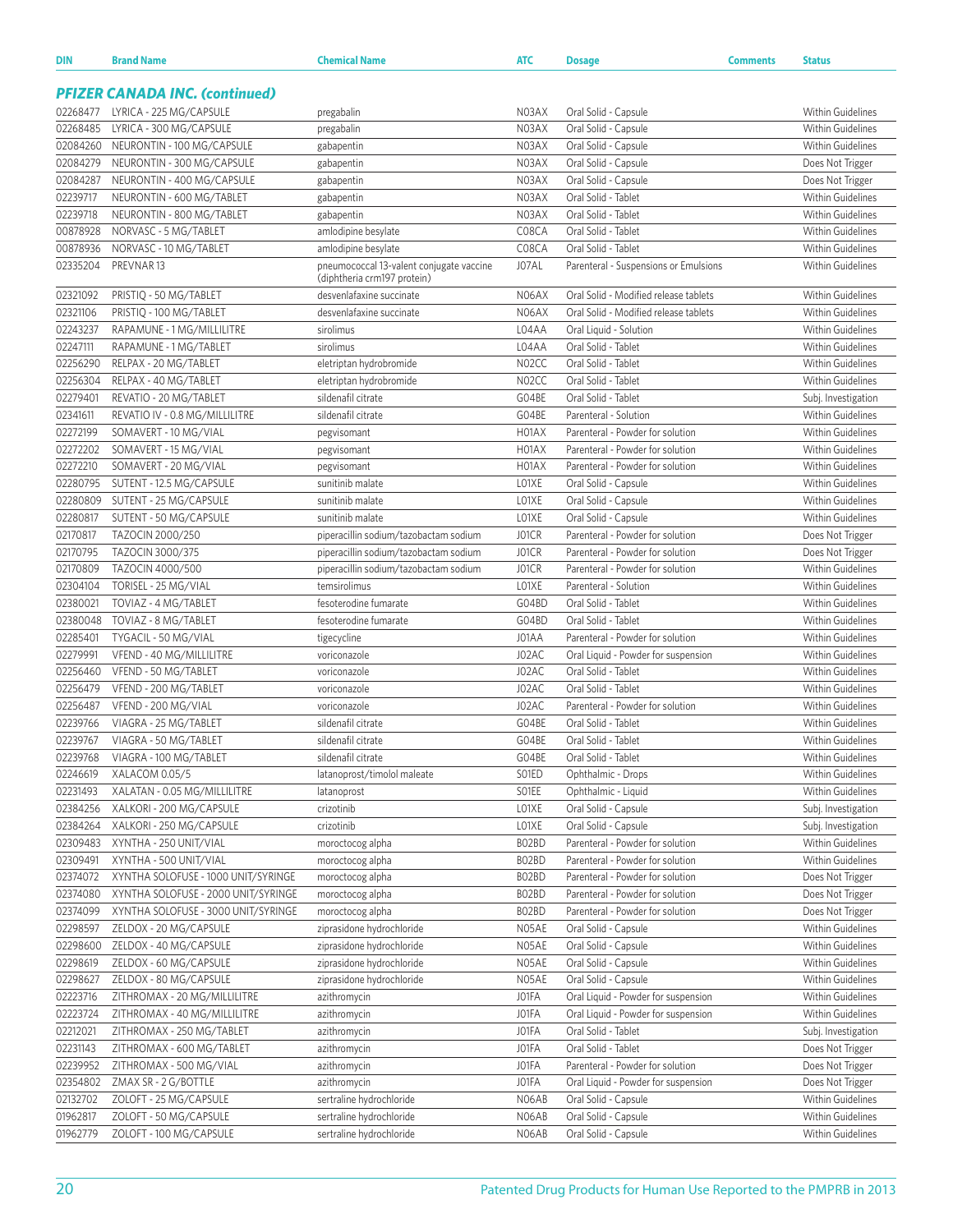| DIN | Brand Name | Chemical Name | ATC | Dosage | Comments | Status |
|---|---|---|---|---|---|---|
| ***PFIZER CANADA INC. (continued)*** | | | | | | |
| 02268477 | LYRICA - 225 MG/CAPSULE | pregabalin | N03AX | Oral Solid - Capsule | | Within Guidelines |
| 02268485 | LYRICA - 300 MG/CAPSULE | pregabalin | N03AX | Oral Solid - Capsule | | Within Guidelines |
| 02084260 | NEURONTIN - 100 MG/CAPSULE | gabapentin | N03AX | Oral Solid - Capsule | | Within Guidelines |
| 02084279 | NEURONTIN - 300 MG/CAPSULE | gabapentin | N03AX | Oral Solid - Capsule | | Does Not Trigger |
| 02084287 | NEURONTIN - 400 MG/CAPSULE | gabapentin | N03AX | Oral Solid - Capsule | | Does Not Trigger |
| 02239717 | NEURONTIN - 600 MG/TABLET | gabapentin | N03AX | Oral Solid - Tablet | | Within Guidelines |
| 02239718 | NEURONTIN - 800 MG/TABLET | gabapentin | N03AX | Oral Solid - Tablet | | Within Guidelines |
| 00878928 | NORVASC - 5 MG/TABLET | amlodipine besylate | C08CA | Oral Solid - Tablet | | Within Guidelines |
| 00878936 | NORVASC - 10 MG/TABLET | amlodipine besylate | C08CA | Oral Solid - Tablet | | Within Guidelines |
| 02335204 | PREVNAR 13 | pneumococcal 13-valent conjugate vaccine (diphtheria crm197 protein) | J07AL | Parenteral - Suspensions or Emulsions | | Within Guidelines |
| 02321092 | PRISTIQ - 50 MG/TABLET | desvenlafaxine succinate | N06AX | Oral Solid - Modified release tablets | | Within Guidelines |
| 02321106 | PRISTIQ - 100 MG/TABLET | desvenlafaxine succinate | N06AX | Oral Solid - Modified release tablets | | Within Guidelines |
| 02243237 | RAPAMUNE - 1 MG/MILLILITRE | sirolimus | L04AA | Oral Liquid - Solution | | Within Guidelines |
| 02247111 | RAPAMUNE - 1 MG/TABLET | sirolimus | L04AA | Oral Solid - Tablet | | Within Guidelines |
| 02256290 | RELPAX - 20 MG/TABLET | eletriptan hydrobromide | N02CC | Oral Solid - Tablet | | Within Guidelines |
| 02256304 | RELPAX - 40 MG/TABLET | eletriptan hydrobromide | N02CC | Oral Solid - Tablet | | Within Guidelines |
| 02279401 | REVATIO - 20 MG/TABLET | sildenafil citrate | G04BE | Oral Solid - Tablet | | Subj. Investigation |
| 02341611 | REVATIO IV - 0.8 MG/MILLILITRE | sildenafil citrate | G04BE | Parenteral - Solution | | Within Guidelines |
| 02272199 | SOMAVERT - 10 MG/VIAL | pegvisomant | H01AX | Parenteral - Powder for solution | | Within Guidelines |
| 02272202 | SOMAVERT - 15 MG/VIAL | pegvisomant | H01AX | Parenteral - Powder for solution | | Within Guidelines |
| 02272210 | SOMAVERT - 20 MG/VIAL | pegvisomant | H01AX | Parenteral - Powder for solution | | Within Guidelines |
| 02280795 | SUTENT - 12.5 MG/CAPSULE | sunitinib malate | L01XE | Oral Solid - Capsule | | Within Guidelines |
| 02280809 | SUTENT - 25 MG/CAPSULE | sunitinib malate | L01XE | Oral Solid - Capsule | | Within Guidelines |
| 02280817 | SUTENT - 50 MG/CAPSULE | sunitinib malate | L01XE | Oral Solid - Capsule | | Within Guidelines |
| 02170817 | TAZOCIN 2000/250 | piperacillin sodium/tazobactam sodium | J01CR | Parenteral - Powder for solution | | Does Not Trigger |
| 02170795 | TAZOCIN 3000/375 | piperacillin sodium/tazobactam sodium | J01CR | Parenteral - Powder for solution | | Does Not Trigger |
| 02170809 | TAZOCIN 4000/500 | piperacillin sodium/tazobactam sodium | J01CR | Parenteral - Powder for solution | | Within Guidelines |
| 02304104 | TORISEL - 25 MG/VIAL | temsirolimus | L01XE | Parenteral - Solution | | Within Guidelines |
| 02380021 | TOVIAZ - 4 MG/TABLET | fesoterodine fumarate | G04BD | Oral Solid - Tablet | | Within Guidelines |
| 02380048 | TOVIAZ - 8 MG/TABLET | fesoterodine fumarate | G04BD | Oral Solid - Tablet | | Within Guidelines |
| 02285401 | TYGACIL - 50 MG/VIAL | tigecycline | J01AA | Parenteral - Powder for solution | | Within Guidelines |
| 02279991 | VFEND - 40 MG/MILLILITRE | voriconazole | J02AC | Oral Liquid - Powder for suspension | | Within Guidelines |
| 02256460 | VFEND - 50 MG/TABLET | voriconazole | J02AC | Oral Solid - Tablet | | Within Guidelines |
| 02256479 | VFEND - 200 MG/TABLET | voriconazole | J02AC | Oral Solid - Tablet | | Within Guidelines |
| 02256487 | VFEND - 200 MG/VIAL | voriconazole | J02AC | Parenteral - Powder for solution | | Within Guidelines |
| 02239766 | VIAGRA - 25 MG/TABLET | sildenafil citrate | G04BE | Oral Solid - Tablet | | Within Guidelines |
| 02239767 | VIAGRA - 50 MG/TABLET | sildenafil citrate | G04BE | Oral Solid - Tablet | | Within Guidelines |
| 02239768 | VIAGRA - 100 MG/TABLET | sildenafil citrate | G04BE | Oral Solid - Tablet | | Within Guidelines |
| 02246619 | XALACOM 0.05/5 | latanoprost/timolol maleate | S01ED | Ophthalmic - Drops | | Within Guidelines |
| 02231493 | XALATAN - 0.05 MG/MILLILITRE | latanoprost | S01EE | Ophthalmic - Liquid | | Within Guidelines |
| 02384256 | XALKORI - 200 MG/CAPSULE | crizotinib | L01XE | Oral Solid - Capsule | | Subj. Investigation |
| 02384264 | XALKORI - 250 MG/CAPSULE | crizotinib | L01XE | Oral Solid - Capsule | | Subj. Investigation |
| 02309483 | XYNTHA - 250 UNIT/VIAL | moroctocog alpha | B02BD | Parenteral - Powder for solution | | Within Guidelines |
| 02309491 | XYNTHA - 500 UNIT/VIAL | moroctocog alpha | B02BD | Parenteral - Powder for solution | | Within Guidelines |
| 02374072 | XYNTHA SOLOFUSE - 1000 UNIT/SYRINGE | moroctocog alpha | B02BD | Parenteral - Powder for solution | | Does Not Trigger |
| 02374080 | XYNTHA SOLOFUSE - 2000 UNIT/SYRINGE | moroctocog alpha | B02BD | Parenteral - Powder for solution | | Does Not Trigger |
| 02374099 | XYNTHA SOLOFUSE - 3000 UNIT/SYRINGE | moroctocog alpha | B02BD | Parenteral - Powder for solution | | Does Not Trigger |
| 02298597 | ZELDOX - 20 MG/CAPSULE | ziprasidone hydrochloride | N05AE | Oral Solid - Capsule | | Within Guidelines |
| 02298600 | ZELDOX - 40 MG/CAPSULE | ziprasidone hydrochloride | N05AE | Oral Solid - Capsule | | Within Guidelines |
| 02298619 | ZELDOX - 60 MG/CAPSULE | ziprasidone hydrochloride | N05AE | Oral Solid - Capsule | | Within Guidelines |
| 02298627 | ZELDOX - 80 MG/CAPSULE | ziprasidone hydrochloride | N05AE | Oral Solid - Capsule | | Within Guidelines |
| 02223716 | ZITHROMAX - 20 MG/MILLILITRE | azithromycin | J01FA | Oral Liquid - Powder for suspension | | Within Guidelines |
| 02223724 | ZITHROMAX - 40 MG/MILLILITRE | azithromycin | J01FA | Oral Liquid - Powder for suspension | | Within Guidelines |
| 02212021 | ZITHROMAX - 250 MG/TABLET | azithromycin | J01FA | Oral Solid - Tablet | | Subj. Investigation |
| 02231143 | ZITHROMAX - 600 MG/TABLET | azithromycin | J01FA | Oral Solid - Tablet | | Does Not Trigger |
| 02239952 | ZITHROMAX - 500 MG/VIAL | azithromycin | J01FA | Parenteral - Powder for solution | | Does Not Trigger |
| 02354802 | ZMAX SR - 2 G/BOTTLE | azithromycin | J01FA | Oral Liquid - Powder for suspension | | Does Not Trigger |
| 02132702 | ZOLOFT - 25 MG/CAPSULE | sertraline hydrochloride | N06AB | Oral Solid - Capsule | | Within Guidelines |
| 01962817 | ZOLOFT - 50 MG/CAPSULE | sertraline hydrochloride | N06AB | Oral Solid - Capsule | | Within Guidelines |
| 01962779 | ZOLOFT - 100 MG/CAPSULE | sertraline hydrochloride | N06AB | Oral Solid - Capsule | | Within Guidelines |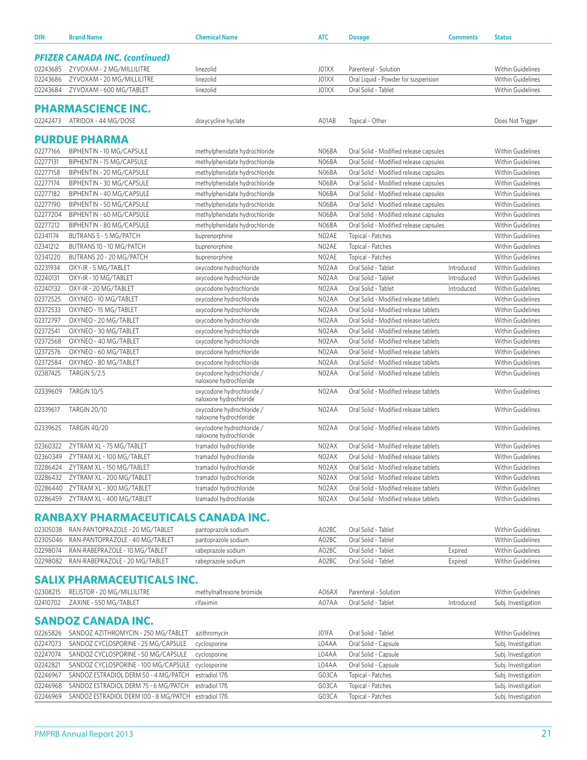| DIN | Brand Name | Chemical Name | ATC | Dosage | Comments | Status |
|---|---|---|---|---|---|---|
| ***PFIZER CANADA INC. (continued)*** | | | | | | |
| 02243685 | ZYVOXAM - 2 MG/MILLILITRE | linezolid | J01XX | Parenteral - Solution | | Within Guidelines |
| 02243686 | ZYVOXAM - 20 MG/MILLILITRE | linezolid | J01XX | Oral Liquid - Powder for suspension | | Within Guidelines |
| 02243684 | ZYVOXAM - 600 MG/TABLET | linezolid | J01XX | Oral Solid - Tablet | | Within Guidelines |
| **PHARMASCIENCE INC.** | | | | | | |
| 02242473 | ATRIDOX - 44 MG/DOSE | doxycycline hyclate | A01AB | Topical - Other | | Does Not Trigger |
| **PURDUE PHARMA** | | | | | | |
| 02277166 | BIPHENTIN - 10 MG/CAPSULE | methylphenidate hydrochloride | N06BA | Oral Solid - Modified release capsules | | Within Guidelines |
| 02277131 | BIPHENTIN - 15 MG/CAPSULE | methylphenidate hydrochloride | N06BA | Oral Solid - Modified release capsules | | Within Guidelines |
| 02277158 | BIPHENTIN - 20 MG/CAPSULE | methylphenidate hydrochloride | N06BA | Oral Solid - Modified release capsules | | Within Guidelines |
| 02277174 | BIPHENTIN - 30 MG/CAPSULE | methylphenidate hydrochloride | N06BA | Oral Solid - Modified release capsules | | Within Guidelines |
| 02277182 | BIPHENTIN - 40 MG/CAPSULE | methylphenidate hydrochloride | N06BA | Oral Solid - Modified release capsules | | Within Guidelines |
| 02277190 | BIPHENTIN - 50 MG/CAPSULE | methylphenidate hydrochloride | N06BA | Oral Solid - Modified release capsules | | Within Guidelines |
| 02277204 | BIPHENTIN - 60 MG/CAPSULE | methylphenidate hydrochloride | N06BA | Oral Solid - Modified release capsules | | Within Guidelines |
| 02277212 | BIPHENTIN - 80 MG/CAPSULE | methylphenidate hydrochloride | N06BA | Oral Solid - Modified release capsules | | Within Guidelines |
| 02341174 | BUTRANS 5 - 5 MG/PATCH | buprenorphine | N02AE | Topical - Patches | | Within Guidelines |
| 02341212 | BUTRANS 10 - 10 MG/PATCH | buprenorphine | N02AE | Topical - Patches | | Within Guidelines |
| 02341220 | BUTRANS 20 - 20 MG/PATCH | buprenorphine | N02AE | Topical - Patches | | Within Guidelines |
| 02231934 | OXY-IR - 5 MG/TABLET | oxycodone hydrochloride | N02AA | Oral Solid - Tablet | Introduced | Within Guidelines |
| 02240131 | OXY-IR - 10 MG/TABLET | oxycodone hydrochloride | N02AA | Oral Solid - Tablet | Introduced | Within Guidelines |
| 02240132 | OXY-IR - 20 MG/TABLET | oxycodone hydrochloride | N02AA | Oral Solid - Tablet | Introduced | Within Guidelines |
| 02372525 | OXYNEO - 10 MG/TABLET | oxycodone hydrochloride | N02AA | Oral Solid - Modified release tablets | | Within Guidelines |
| 02372533 | OXYNEO - 15 MG/TABLET | oxycodone hydrochloride | N02AA | Oral Solid - Modified release tablets | | Within Guidelines |
| 02372797 | OXYNEO - 20 MG/TABLET | oxycodone hydrochloride | N02AA | Oral Solid - Modified release tablets | | Within Guidelines |
| 02372541 | OXYNEO - 30 MG/TABLET | oxycodone hydrochloride | N02AA | Oral Solid - Modified release tablets | | Within Guidelines |
| 02372568 | OXYNEO - 40 MG/TABLET | oxycodone hydrochloride | N02AA | Oral Solid - Modified release tablets | | Within Guidelines |
| 02372576 | OXYNEO - 60 MG/TABLET | oxycodone hydrochloride | N02AA | Oral Solid - Modified release tablets | | Within Guidelines |
| 02372584 | OXYNEO - 80 MG/TABLET | oxycodone hydrochloride | N02AA | Oral Solid - Modified release tablets | | Within Guidelines |
| 02387425 | TARGIN 5/2.5 | oxycodone hydrochloride / naloxone hydrochloride | N02AA | Oral Solid - Modified release tablets | | Within Guidelines |
| 02339609 | TARGIN 10/5 | oxycodone hydrochloride / naloxone hydrochloride | N02AA | Oral Solid - Modified release tablets | | Within Guidelines |
| 02339617 | TARGIN 20/10 | oxycodone hydrochloride / naloxone hydrochloride | N02AA | Oral Solid - Modified release tablets | | Within Guidelines |
| 02339625 | TARGIN 40/20 | oxycodone hydrochloride / naloxone hydrochloride | N02AA | Oral Solid - Modified release tablets | | Within Guidelines |
| 02360322 | ZYTRAM XL - 75 MG/TABLET | tramadol hydrochloride | N02AX | Oral Solid - Modified release tablets | | Within Guidelines |
| 02360349 | ZYTRAM XL - 100 MG/TABLET | tramadol hydrochloride | N02AX | Oral Solid - Modified release tablets | | Within Guidelines |
| 02286424 | ZYTRAM XL - 150 MG/TABLET | tramadol hydrochloride | N02AX | Oral Solid - Modified release tablets | | Within Guidelines |
| 02286432 | ZYTRAM XL - 200 MG/TABLET | tramadol hydrochloride | N02AX | Oral Solid - Modified release tablets | | Within Guidelines |
| 02286440 | ZYTRAM XL - 300 MG/TABLET | tramadol hydrochloride | N02AX | Oral Solid - Modified release tablets | | Within Guidelines |
| 02286459 | ZYTRAM XL - 400 MG/TABLET | tramadol hydrochloride | N02AX | Oral Solid - Modified release tablets | | Within Guidelines |
| **RANBAXY PHARMACEUTICALS CANADA INC.** | | | | | | |
| 02305038 | RAN-PANTOPRAZOLE - 20 MG/TABLET | pantoprazole sodium | A02BC | Oral Solid - Tablet | | Within Guidelines |
| 02305046 | RAN-PANTOPRAZOLE - 40 MG/TABLET | pantoprazole sodium | A02BC | Oral Solid - Tablet | | Within Guidelines |
| 02298074 | RAN-RABEPRAZOLE - 10 MG/TABLET | rabeprazole sodium | A02BC | Oral Solid - Tablet | Expired | Within Guidelines |
| 02298082 | RAN-RABEPRAZOLE - 20 MG/TABLET | rabeprazole sodium | A02BC | Oral Solid - Tablet | Expired | Within Guidelines |
| **SALIX PHARMACEUTICALS INC.** | | | | | | |
| 02308215 | RELISTOR - 20 MG/MILLILITRE | methylnaltrexone bromide | A06AX | Parenteral - Solution | | Within Guidelines |
| 02410702 | ZAXINE - 550 MG/TABLET | rifaximin | A07AA | Oral Solid - Tablet | Introduced | Subj. Investigation |
| **SANDOZ CANADA INC.** | | | | | | |
| 02265826 | SANDOZ AZITHROMYCIN - 250 MG/TABLET | azithromycin | J01FA | Oral Solid - Tablet | | Within Guidelines |
| 02247073 | SANDOZ CYCLOSPORINE - 25 MG/CAPSULE | cyclosporine | L04AA | Oral Solid - Capsule | | Subj. Investigation |
| 02247074 | SANDOZ CYCLOSPORINE - 50 MG/CAPSULE | cyclosporine | L04AA | Oral Solid - Capsule | | Subj. Investigation |
| 02242821 | SANDOZ CYCLOSPORINE - 100 MG/CAPSULE | cyclosporine | L04AA | Oral Solid - Capsule | | Subj. Investigation |
| 02246967 | SANDOZ ESTRADIOL DERM 50 - 4 MG/PATCH | estradiol 17ß | G03CA | Topical - Patches | | Subj. Investigation |
| 02246968 | SANDOZ ESTRADIOL DERM 75 - 6 MG/PATCH | estradiol 17ß | G03CA | Topical - Patches | | Subj. Investigation |
| 02246969 | SANDOZ ESTRADIOL DERM 100 - 8 MG/PATCH | estradiol 17ß | G03CA | Topical - Patches | | Subj. Investigation |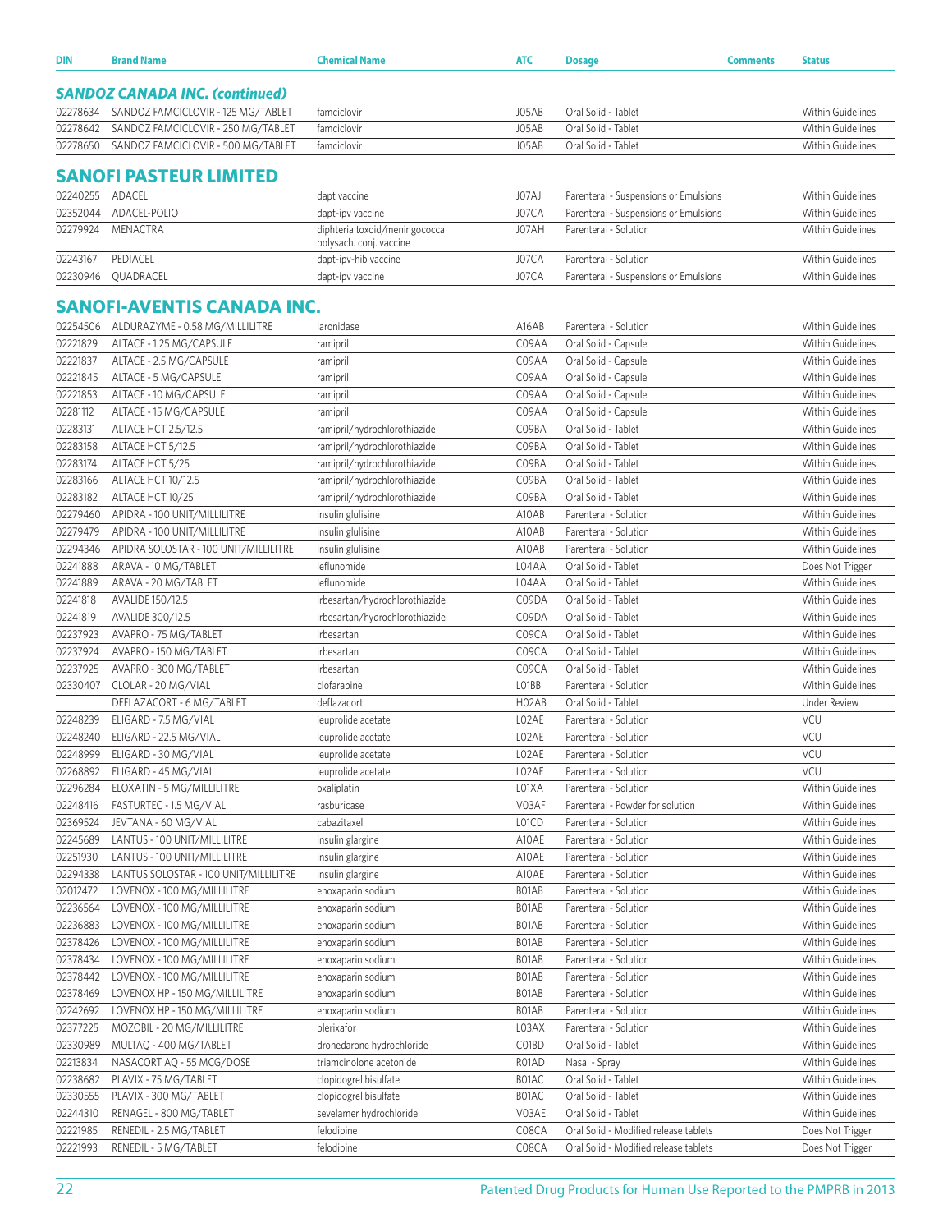| DIN | Brand Name | Chemical Name | ATC | Dosage | Comments | Status |
|---|---|---|---|---|---|---|
| ***SANDOZ CANADA INC. (continued)*** | | | | | | |
| 02278634 | SANDOZ FAMCICLOVIR - 125 MG/TABLET | famciclovir | J05AB | Oral Solid - Tablet | | Within Guidelines |
| 02278642 | SANDOZ FAMCICLOVIR - 250 MG/TABLET | famciclovir | J05AB | Oral Solid - Tablet | | Within Guidelines |
| 02278650 | SANDOZ FAMCICLOVIR - 500 MG/TABLET | famciclovir | J05AB | Oral Solid - Tablet | | Within Guidelines |
| **SANOFI PASTEUR LIMITED** | | | | | | |
| 02240255 | ADACEL | dapt vaccine | J07AJ | Parenteral - Suspensions or Emulsions | | Within Guidelines |
| 02352044 | ADACEL-POLIO | dapt-ipv vaccine | J07CA | Parenteral - Suspensions or Emulsions | | Within Guidelines |
| 02279924 | MENACTRA | diphteria toxoid/meningococcal polysach. conj. vaccine | J07AH | Parenteral - Solution | | Within Guidelines |
| 02243167 | PEDIACEL | dapt-ipv-hib vaccine | J07CA | Parenteral - Solution | | Within Guidelines |
| 02230946 | QUADRACEL | dapt-ipv vaccine | J07CA | Parenteral - Suspensions or Emulsions | | Within Guidelines |
| **SANOFI-AVENTIS CANADA INC.** | | | | | | |
| 02254506 | ALDURAZYME - 0.58 MG/MILLILITRE | laronidase | A16AB | Parenteral - Solution | | Within Guidelines |
| 02221829 | ALTACE - 1.25 MG/CAPSULE | ramipril | C09AA | Oral Solid - Capsule | | Within Guidelines |
| 02221837 | ALTACE - 2.5 MG/CAPSULE | ramipril | C09AA | Oral Solid - Capsule | | Within Guidelines |
| 02221845 | ALTACE - 5 MG/CAPSULE | ramipril | C09AA | Oral Solid - Capsule | | Within Guidelines |
| 02221853 | ALTACE - 10 MG/CAPSULE | ramipril | C09AA | Oral Solid - Capsule | | Within Guidelines |
| 02281112 | ALTACE - 15 MG/CAPSULE | ramipril | C09AA | Oral Solid - Capsule | | Within Guidelines |
| 02283131 | ALTACE HCT 2.5/12.5 | ramipril/hydrochlorothiazide | C09BA | Oral Solid - Tablet | | Within Guidelines |
| 02283158 | ALTACE HCT 5/12.5 | ramipril/hydrochlorothiazide | C09BA | Oral Solid - Tablet | | Within Guidelines |
| 02283174 | ALTACE HCT 5/25 | ramipril/hydrochlorothiazide | C09BA | Oral Solid - Tablet | | Within Guidelines |
| 02283166 | ALTACE HCT 10/12.5 | ramipril/hydrochlorothiazide | C09BA | Oral Solid - Tablet | | Within Guidelines |
| 02283182 | ALTACE HCT 10/25 | ramipril/hydrochlorothiazide | C09BA | Oral Solid - Tablet | | Within Guidelines |
| 02279460 | APIDRA - 100 UNIT/MILLILITRE | insulin glulisine | A10AB | Parenteral - Solution | | Within Guidelines |
| 02279479 | APIDRA - 100 UNIT/MILLILITRE | insulin glulisine | A10AB | Parenteral - Solution | | Within Guidelines |
| 02294346 | APIDRA SOLOSTAR - 100 UNIT/MILLILITRE | insulin glulisine | A10AB | Parenteral - Solution | | Within Guidelines |
| 02241888 | ARAVA - 10 MG/TABLET | leflunomide | L04AA | Oral Solid - Tablet | | Does Not Trigger |
| 02241889 | ARAVA - 20 MG/TABLET | leflunomide | L04AA | Oral Solid - Tablet | | Within Guidelines |
| 02241818 | AVALIDE 150/12.5 | irbesartan/hydrochlorothiazide | C09DA | Oral Solid - Tablet | | Within Guidelines |
| 02241819 | AVALIDE 300/12.5 | irbesartan/hydrochlorothiazide | C09DA | Oral Solid - Tablet | | Within Guidelines |
| 02237923 | AVAPRO - 75 MG/TABLET | irbesartan | C09CA | Oral Solid - Tablet | | Within Guidelines |
| 02237924 | AVAPRO - 150 MG/TABLET | irbesartan | C09CA | Oral Solid - Tablet | | Within Guidelines |
| 02237925 | AVAPRO - 300 MG/TABLET | irbesartan | C09CA | Oral Solid - Tablet | | Within Guidelines |
| 02330407 | CLOLAR - 20 MG/VIAL | clofarabine | L01BB | Parenteral - Solution | | Within Guidelines |
| | DEFLAZACORT - 6 MG/TABLET | deflazacort | H02AB | Oral Solid - Tablet | | Under Review |
| 02248239 | ELIGARD - 7.5 MG/VIAL | leuprolide acetate | L02AE | Parenteral - Solution | | VCU |
| 02248240 | ELIGARD - 22.5 MG/VIAL | leuprolide acetate | L02AE | Parenteral - Solution | | VCU |
| 02248999 | ELIGARD - 30 MG/VIAL | leuprolide acetate | L02AE | Parenteral - Solution | | VCU |
| 02268892 | ELIGARD - 45 MG/VIAL | leuprolide acetate | L02AE | Parenteral - Solution | | VCU |
| 02296284 | ELOXATIN - 5 MG/MILLILITRE | oxaliplatin | L01XA | Parenteral - Solution | | Within Guidelines |
| 02248416 | FASTURTEC - 1.5 MG/VIAL | rasburicase | V03AF | Parenteral - Powder for solution | | Within Guidelines |
| 02369524 | JEVTANA - 60 MG/VIAL | cabazitaxel | L01CD | Parenteral - Solution | | Within Guidelines |
| 02245689 | LANTUS - 100 UNIT/MILLILITRE | insulin glargine | A10AE | Parenteral - Solution | | Within Guidelines |
| 02251930 | LANTUS - 100 UNIT/MILLILITRE | insulin glargine | A10AE | Parenteral - Solution | | Within Guidelines |
| 02294338 | LANTUS SOLOSTAR - 100 UNIT/MILLILITRE | insulin glargine | A10AE | Parenteral - Solution | | Within Guidelines |
| 02012472 | LOVENOX - 100 MG/MILLILITRE | enoxaparin sodium | B01AB | Parenteral - Solution | | Within Guidelines |
| 02236564 | LOVENOX - 100 MG/MILLILITRE | enoxaparin sodium | B01AB | Parenteral - Solution | | Within Guidelines |
| 02236883 | LOVENOX - 100 MG/MILLILITRE | enoxaparin sodium | B01AB | Parenteral - Solution | | Within Guidelines |
| 02378426 | LOVENOX - 100 MG/MILLILITRE | enoxaparin sodium | B01AB | Parenteral - Solution | | Within Guidelines |
| 02378434 | LOVENOX - 100 MG/MILLILITRE | enoxaparin sodium | B01AB | Parenteral - Solution | | Within Guidelines |
| 02378442 | LOVENOX - 100 MG/MILLILITRE | enoxaparin sodium | B01AB | Parenteral - Solution | | Within Guidelines |
| 02378469 | LOVENOX HP - 150 MG/MILLILITRE | enoxaparin sodium | B01AB | Parenteral - Solution | | Within Guidelines |
| 02242692 | LOVENOX HP - 150 MG/MILLILITRE | enoxaparin sodium | B01AB | Parenteral - Solution | | Within Guidelines |
| 02377225 | MOZOBIL - 20 MG/MILLILITRE | plerixafor | L03AX | Parenteral - Solution | | Within Guidelines |
| 02330989 | MULTAQ - 400 MG/TABLET | dronedarone hydrochloride | C01BD | Oral Solid - Tablet | | Within Guidelines |
| 02213834 | NASACORT AQ - 55 MCG/DOSE | triamcinolone acetonide | R01AD | Nasal - Spray | | Within Guidelines |
| 02238682 | PLAVIX - 75 MG/TABLET | clopidogrel bisulfate | B01AC | Oral Solid - Tablet | | Within Guidelines |
| 02330555 | PLAVIX - 300 MG/TABLET | clopidogrel bisulfate | B01AC | Oral Solid - Tablet | | Within Guidelines |
| 02244310 | RENAGEL - 800 MG/TABLET | sevelamer hydrochloride | V03AE | Oral Solid - Tablet | | Within Guidelines |
| 02221985 | RENEDIL - 2.5 MG/TABLET | felodipine | C08CA | Oral Solid - Modified release tablets | | Does Not Trigger |
| 02221993 | RENEDIL - 5 MG/TABLET | felodipine | C08CA | Oral Solid - Modified release tablets | | Does Not Trigger |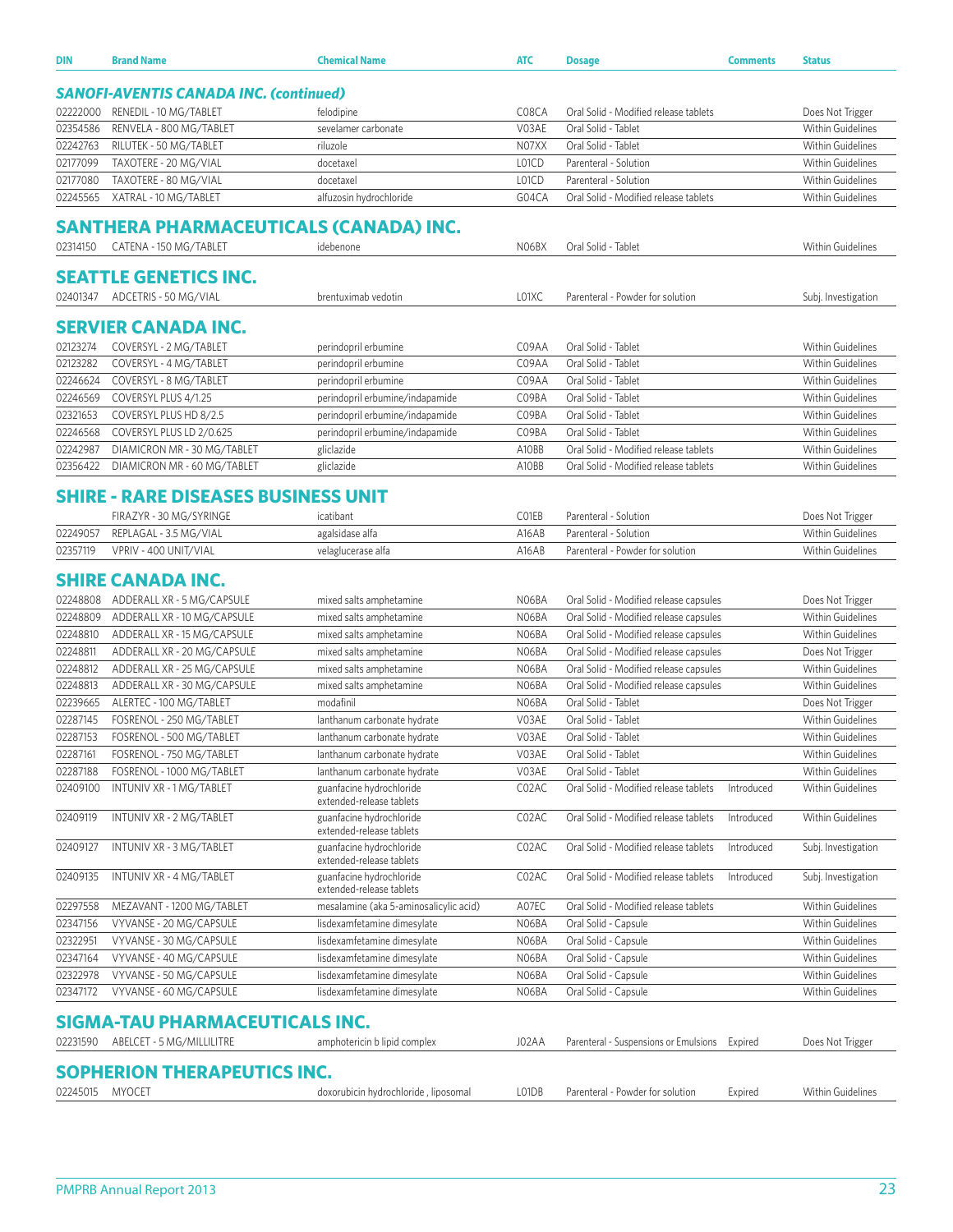| DIN | Brand Name | Chemical Name | ATC | Dosage | Comments | Status |
|---|---|---|---|---|---|---|
| ***SANOFI-AVENTIS CANADA INC. (continued)*** | | | | | | |
| 02222000 | RENEDIL - 10 MG/TABLET | felodipine | C08CA | Oral Solid - Modified release tablets | | Does Not Trigger |
| 02354586 | RENVELA - 800 MG/TABLET | sevelamer carbonate | V03AE | Oral Solid - Tablet | | Within Guidelines |
| 02242763 | RILUTEK - 50 MG/TABLET | riluzole | N07XX | Oral Solid - Tablet | | Within Guidelines |
| 02177099 | TAXOTERE - 20 MG/VIAL | docetaxel | L01CD | Parenteral - Solution | | Within Guidelines |
| 02177080 | TAXOTERE - 80 MG/VIAL | docetaxel | L01CD | Parenteral - Solution | | Within Guidelines |
| 02245565 | XATRAL - 10 MG/TABLET | alfuzosin hydrochloride | G04CA | Oral Solid - Modified release tablets | | Within Guidelines |
| **SANTHERA PHARMACEUTICALS (CANADA) INC.** | | | | | | |
| 02314150 | CATENA - 150 MG/TABLET | idebenone | N06BX | Oral Solid - Tablet | | Within Guidelines |
| **SEATTLE GENETICS INC.** | | | | | | |
| 02401347 | ADCETRIS - 50 MG/VIAL | brentuximab vedotin | L01XC | Parenteral - Powder for solution | | Subj. Investigation |
| **SERVIER CANADA INC.** | | | | | | |
| 02123274 | COVERSYL - 2 MG/TABLET | perindopril erbumine | C09AA | Oral Solid - Tablet | | Within Guidelines |
| 02123282 | COVERSYL - 4 MG/TABLET | perindopril erbumine | C09AA | Oral Solid - Tablet | | Within Guidelines |
| 02246624 | COVERSYL - 8 MG/TABLET | perindopril erbumine | C09AA | Oral Solid - Tablet | | Within Guidelines |
| 02246569 | COVERSYL PLUS 4/1.25 | perindopril erbumine/indapamide | C09BA | Oral Solid - Tablet | | Within Guidelines |
| 02321653 | COVERSYL PLUS HD 8/2.5 | perindopril erbumine/indapamide | C09BA | Oral Solid - Tablet | | Within Guidelines |
| 02246568 | COVERSYL PLUS LD 2/0.625 | perindopril erbumine/indapamide | C09BA | Oral Solid - Tablet | | Within Guidelines |
| 02242987 | DIAMICRON MR - 30 MG/TABLET | gliclazide | A10BB | Oral Solid - Modified release tablets | | Within Guidelines |
| 02356422 | DIAMICRON MR - 60 MG/TABLET | gliclazide | A10BB | Oral Solid - Modified release tablets | | Within Guidelines |
| **SHIRE - RARE DISEASES BUSINESS UNIT** | | | | | | |
| | FIRAZYR - 30 MG/SYRINGE | icatibant | C01EB | Parenteral - Solution | | Does Not Trigger |
| 02249057 | REPLAGAL - 3.5 MG/VIAL | agalsidase alfa | A16AB | Parenteral - Solution | | Within Guidelines |
| 02357119 | VPRIV - 400 UNIT/VIAL | velaglucerase alfa | A16AB | Parenteral - Powder for solution | | Within Guidelines |
| **SHIRE CANADA INC.** | | | | | | |
| 02248808 | ADDERALL XR - 5 MG/CAPSULE | mixed salts amphetamine | N06BA | Oral Solid - Modified release capsules | | Does Not Trigger |
| 02248809 | ADDERALL XR - 10 MG/CAPSULE | mixed salts amphetamine | N06BA | Oral Solid - Modified release capsules | | Within Guidelines |
| 02248810 | ADDERALL XR - 15 MG/CAPSULE | mixed salts amphetamine | N06BA | Oral Solid - Modified release capsules | | Within Guidelines |
| 02248811 | ADDERALL XR - 20 MG/CAPSULE | mixed salts amphetamine | N06BA | Oral Solid - Modified release capsules | | Does Not Trigger |
| 02248812 | ADDERALL XR - 25 MG/CAPSULE | mixed salts amphetamine | N06BA | Oral Solid - Modified release capsules | | Within Guidelines |
| 02248813 | ADDERALL XR - 30 MG/CAPSULE | mixed salts amphetamine | N06BA | Oral Solid - Modified release capsules | | Within Guidelines |
| 02239665 | ALERTEC - 100 MG/TABLET | modafinil | N06BA | Oral Solid - Tablet | | Does Not Trigger |
| 02287145 | FOSRENOL - 250 MG/TABLET | lanthanum carbonate hydrate | V03AE | Oral Solid - Tablet | | Within Guidelines |
| 02287153 | FOSRENOL - 500 MG/TABLET | lanthanum carbonate hydrate | V03AE | Oral Solid - Tablet | | Within Guidelines |
| 02287161 | FOSRENOL - 750 MG/TABLET | lanthanum carbonate hydrate | V03AE | Oral Solid - Tablet | | Within Guidelines |
| 02287188 | FOSRENOL - 1000 MG/TABLET | lanthanum carbonate hydrate | V03AE | Oral Solid - Tablet | | Within Guidelines |
| 02409100 | INTUNIV XR - 1 MG/TABLET | guanfacine hydrochloride extended-release tablets | C02AC | Oral Solid - Modified release tablets | Introduced | Within Guidelines |
| 02409119 | INTUNIV XR - 2 MG/TABLET | guanfacine hydrochloride extended-release tablets | C02AC | Oral Solid - Modified release tablets | Introduced | Within Guidelines |
| 02409127 | INTUNIV XR - 3 MG/TABLET | guanfacine hydrochloride extended-release tablets | C02AC | Oral Solid - Modified release tablets | Introduced | Subj. Investigation |
| 02409135 | INTUNIV XR - 4 MG/TABLET | guanfacine hydrochloride extended-release tablets | C02AC | Oral Solid - Modified release tablets | Introduced | Subj. Investigation |
| 02297558 | MEZAVANT - 1200 MG/TABLET | mesalamine (aka 5-aminosalicylic acid) | A07EC | Oral Solid - Modified release tablets | | Within Guidelines |
| 02347156 | VYVANSE - 20 MG/CAPSULE | lisdexamfetamine dimesylate | N06BA | Oral Solid - Capsule | | Within Guidelines |
| 02322951 | VYVANSE - 30 MG/CAPSULE | lisdexamfetamine dimesylate | N06BA | Oral Solid - Capsule | | Within Guidelines |
| 02347164 | VYVANSE - 40 MG/CAPSULE | lisdexamfetamine dimesylate | N06BA | Oral Solid - Capsule | | Within Guidelines |
| 02322978 | VYVANSE - 50 MG/CAPSULE | lisdexamfetamine dimesylate | N06BA | Oral Solid - Capsule | | Within Guidelines |
| 02347172 | VYVANSE - 60 MG/CAPSULE | lisdexamfetamine dimesylate | N06BA | Oral Solid - Capsule | | Within Guidelines |
| **SIGMA-TAU PHARMACEUTICALS INC.** | | | | | | |
| 02231590 | ABELCET - 5 MG/MILLILITRE | amphotericin b lipid complex | J02AA | Parenteral - Suspensions or Emulsions | Expired | Does Not Trigger |
| **SOPHERION THERAPEUTICS INC.** | | | | | | |
| 02245015 | MYOCET | doxorubicin hydrochloride , liposomal | L01DB | Parenteral - Powder for solution | Expired | Within Guidelines |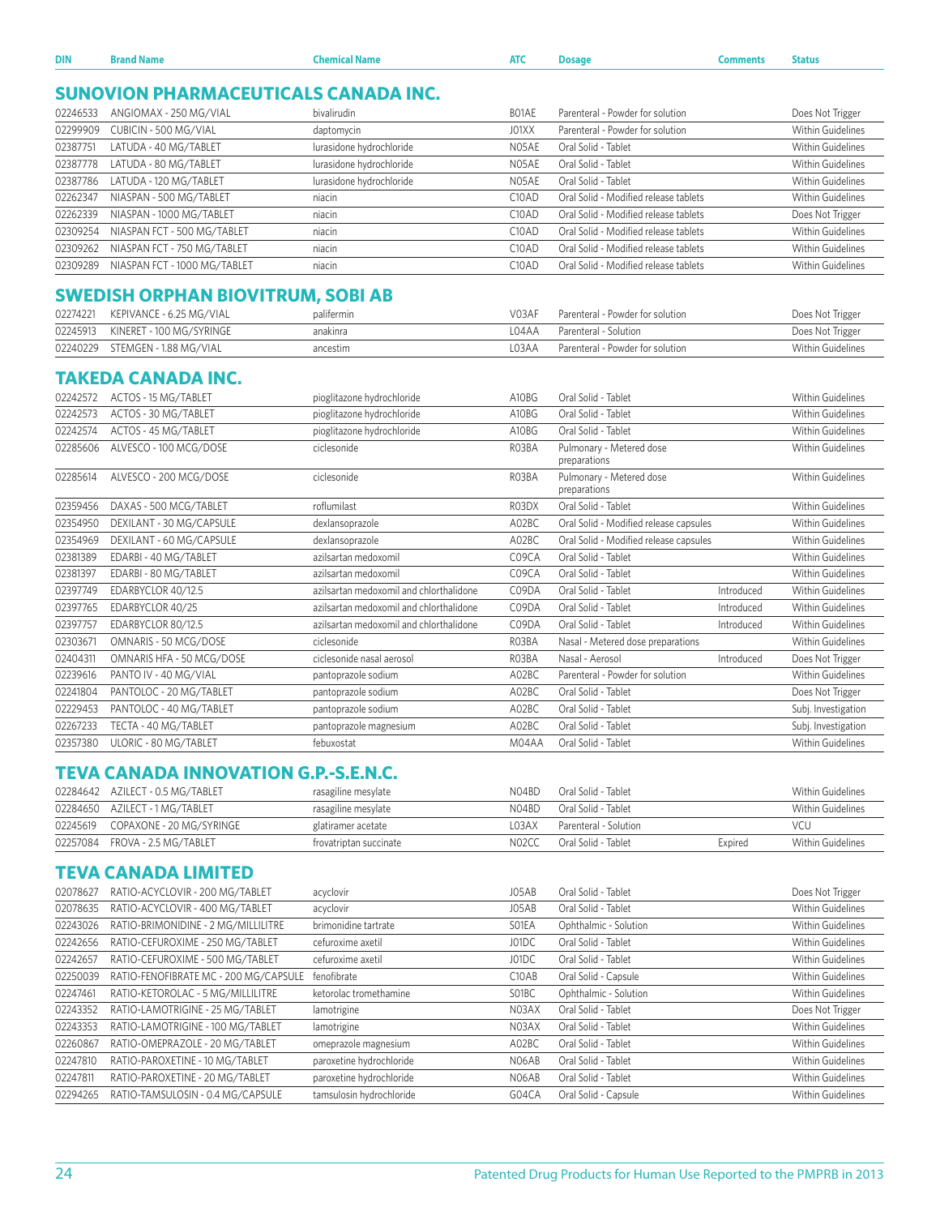| DIN | Brand Name | Chemical Name | ATC | Dosage | Comments | Status |
|---|---|---|---|---|---|---|

## SUNOVION PHARMACEUTICALS CANADA INC.

| DIN | Brand Name | Chemical Name | ATC | Dosage | Comments | Status |
|---|---|---|---|---|---|---|
| 02246533 | ANGIOMAX - 250 MG/VIAL | bivalirudin | B01AE | Parenteral - Powder for solution | | Does Not Trigger |
| 02299909 | CUBICIN - 500 MG/VIAL | daptomycin | J01XX | Parenteral - Powder for solution | | Within Guidelines |
| 02387751 | LATUDA - 40 MG/TABLET | lurasidone hydrochloride | N05AE | Oral Solid - Tablet | | Within Guidelines |
| 02387778 | LATUDA - 80 MG/TABLET | lurasidone hydrochloride | N05AE | Oral Solid - Tablet | | Within Guidelines |
| 02387786 | LATUDA - 120 MG/TABLET | lurasidone hydrochloride | N05AE | Oral Solid - Tablet | | Within Guidelines |
| 02262347 | NIASPAN - 500 MG/TABLET | niacin | C10AD | Oral Solid - Modified release tablets | | Within Guidelines |
| 02262339 | NIASPAN - 1000 MG/TABLET | niacin | C10AD | Oral Solid - Modified release tablets | | Does Not Trigger |
| 02309254 | NIASPAN FCT - 500 MG/TABLET | niacin | C10AD | Oral Solid - Modified release tablets | | Within Guidelines |
| 02309262 | NIASPAN FCT - 750 MG/TABLET | niacin | C10AD | Oral Solid - Modified release tablets | | Within Guidelines |
| 02309289 | NIASPAN FCT - 1000 MG/TABLET | niacin | C10AD | Oral Solid - Modified release tablets | | Within Guidelines |

## SWEDISH ORPHAN BIOVITRUM, SOBI AB

| DIN | Brand Name | Chemical Name | ATC | Dosage | Comments | Status |
|---|---|---|---|---|---|---|
| 02274221 | KEPIVANCE - 6.25 MG/VIAL | palifermin | V03AF | Parenteral - Powder for solution | | Does Not Trigger |
| 02245913 | KINERET - 100 MG/SYRINGE | anakinra | L04AA | Parenteral - Solution | | Does Not Trigger |
| 02240229 | STEMGEN - 1.88 MG/VIAL | ancestim | L03AA | Parenteral - Powder for solution | | Within Guidelines |

## TAKEDA CANADA INC.

| DIN | Brand Name | Chemical Name | ATC | Dosage | Comments | Status |
|---|---|---|---|---|---|---|
| 02242572 | ACTOS - 15 MG/TABLET | pioglitazone hydrochloride | A10BG | Oral Solid - Tablet | | Within Guidelines |
| 02242573 | ACTOS - 30 MG/TABLET | pioglitazone hydrochloride | A10BG | Oral Solid - Tablet | | Within Guidelines |
| 02242574 | ACTOS - 45 MG/TABLET | pioglitazone hydrochloride | A10BG | Oral Solid - Tablet | | Within Guidelines |
| 02285606 | ALVESCO - 100 MCG/DOSE | ciclesonide | R03BA | Pulmonary - Metered dose preparations | | Within Guidelines |
| 02285614 | ALVESCO - 200 MCG/DOSE | ciclesonide | R03BA | Pulmonary - Metered dose preparations | | Within Guidelines |
| 02359456 | DAXAS - 500 MCG/TABLET | roflumilast | R03DX | Oral Solid - Tablet | | Within Guidelines |
| 02354950 | DEXILANT - 30 MG/CAPSULE | dexlansoprazole | A02BC | Oral Solid - Modified release capsules | | Within Guidelines |
| 02354969 | DEXILANT - 60 MG/CAPSULE | dexlansoprazole | A02BC | Oral Solid - Modified release capsules | | Within Guidelines |
| 02381389 | EDARBI - 40 MG/TABLET | azilsartan medoxomil | C09CA | Oral Solid - Tablet | | Within Guidelines |
| 02381397 | EDARBI - 80 MG/TABLET | azilsartan medoxomil | C09CA | Oral Solid - Tablet | | Within Guidelines |
| 02397749 | EDARBYCLOR 40/12.5 | azilsartan medoxomil and chlorthalidone | C09DA | Oral Solid - Tablet | Introduced | Within Guidelines |
| 02397765 | EDARBYCLOR 40/25 | azilsartan medoxomil and chlorthalidone | C09DA | Oral Solid - Tablet | Introduced | Within Guidelines |
| 02397757 | EDARBYCLOR 80/12.5 | azilsartan medoxomil and chlorthalidone | C09DA | Oral Solid - Tablet | Introduced | Within Guidelines |
| 02303671 | OMNARIS - 50 MCG/DOSE | ciclesonide | R03BA | Nasal - Metered dose preparations | | Within Guidelines |
| 02404311 | OMNARIS HFA - 50 MCG/DOSE | ciclesonide nasal aerosol | R03BA | Nasal - Aerosol | Introduced | Does Not Trigger |
| 02239616 | PANTO IV - 40 MG/VIAL | pantoprazole sodium | A02BC | Parenteral - Powder for solution | | Within Guidelines |
| 02241804 | PANTOLOC - 20 MG/TABLET | pantoprazole sodium | A02BC | Oral Solid - Tablet | | Does Not Trigger |
| 02229453 | PANTOLOC - 40 MG/TABLET | pantoprazole sodium | A02BC | Oral Solid - Tablet | | Subj. Investigation |
| 02267233 | TECTA - 40 MG/TABLET | pantoprazole magnesium | A02BC | Oral Solid - Tablet | | Subj. Investigation |
| 02357380 | ULORIC - 80 MG/TABLET | febuxostat | M04AA | Oral Solid - Tablet | | Within Guidelines |

## TEVA CANADA INNOVATION G.P.-S.E.N.C.

| DIN | Brand Name | Chemical Name | ATC | Dosage | Comments | Status |
|---|---|---|---|---|---|---|
| 02284642 | AZILECT - 0.5 MG/TABLET | rasagiline mesylate | N04BD | Oral Solid - Tablet | | Within Guidelines |
| 02284650 | AZILECT - 1 MG/TABLET | rasagiline mesylate | N04BD | Oral Solid - Tablet | | Within Guidelines |
| 02245619 | COPAXONE - 20 MG/SYRINGE | glatiramer acetate | L03AX | Parenteral - Solution | | VCU |
| 02257084 | FROVA - 2.5 MG/TABLET | frovatriptan succinate | N02CC | Oral Solid - Tablet | Expired | Within Guidelines |

## TEVA CANADA LIMITED

| DIN | Brand Name | Chemical Name | ATC | Dosage | Comments | Status |
|---|---|---|---|---|---|---|
| 02078627 | RATIO-ACYCLOVIR - 200 MG/TABLET | acyclovir | J05AB | Oral Solid - Tablet | | Does Not Trigger |
| 02078635 | RATIO-ACYCLOVIR - 400 MG/TABLET | acyclovir | J05AB | Oral Solid - Tablet | | Within Guidelines |
| 02243026 | RATIO-BRIMONIDINE - 2 MG/MILLILITRE | brimonidine tartrate | S01EA | Ophthalmic - Solution | | Within Guidelines |
| 02242656 | RATIO-CEFUROXIME - 250 MG/TABLET | cefuroxime axetil | J01DC | Oral Solid - Tablet | | Within Guidelines |
| 02242657 | RATIO-CEFUROXIME - 500 MG/TABLET | cefuroxime axetil | J01DC | Oral Solid - Tablet | | Within Guidelines |
| 02250039 | RATIO-FENOFIBRATE MC - 200 MG/CAPSULE | fenofibrate | C10AB | Oral Solid - Capsule | | Within Guidelines |
| 02247461 | RATIO-KETOROLAC - 5 MG/MILLILITRE | ketorolac tromethamine | S01BC | Ophthalmic - Solution | | Within Guidelines |
| 02243352 | RATIO-LAMOTRIGINE - 25 MG/TABLET | lamotrigine | N03AX | Oral Solid - Tablet | | Does Not Trigger |
| 02243353 | RATIO-LAMOTRIGINE - 100 MG/TABLET | lamotrigine | N03AX | Oral Solid - Tablet | | Within Guidelines |
| 02260867 | RATIO-OMEPRAZOLE - 20 MG/TABLET | omeprazole magnesium | A02BC | Oral Solid - Tablet | | Within Guidelines |
| 02247810 | RATIO-PAROXETINE - 10 MG/TABLET | paroxetine hydrochloride | N06AB | Oral Solid - Tablet | | Within Guidelines |
| 02247811 | RATIO-PAROXETINE - 20 MG/TABLET | paroxetine hydrochloride | N06AB | Oral Solid - Tablet | | Within Guidelines |
| 02294265 | RATIO-TAMSULOSIN - 0.4 MG/CAPSULE | tamsulosin hydrochloride | G04CA | Oral Solid - Capsule | | Within Guidelines |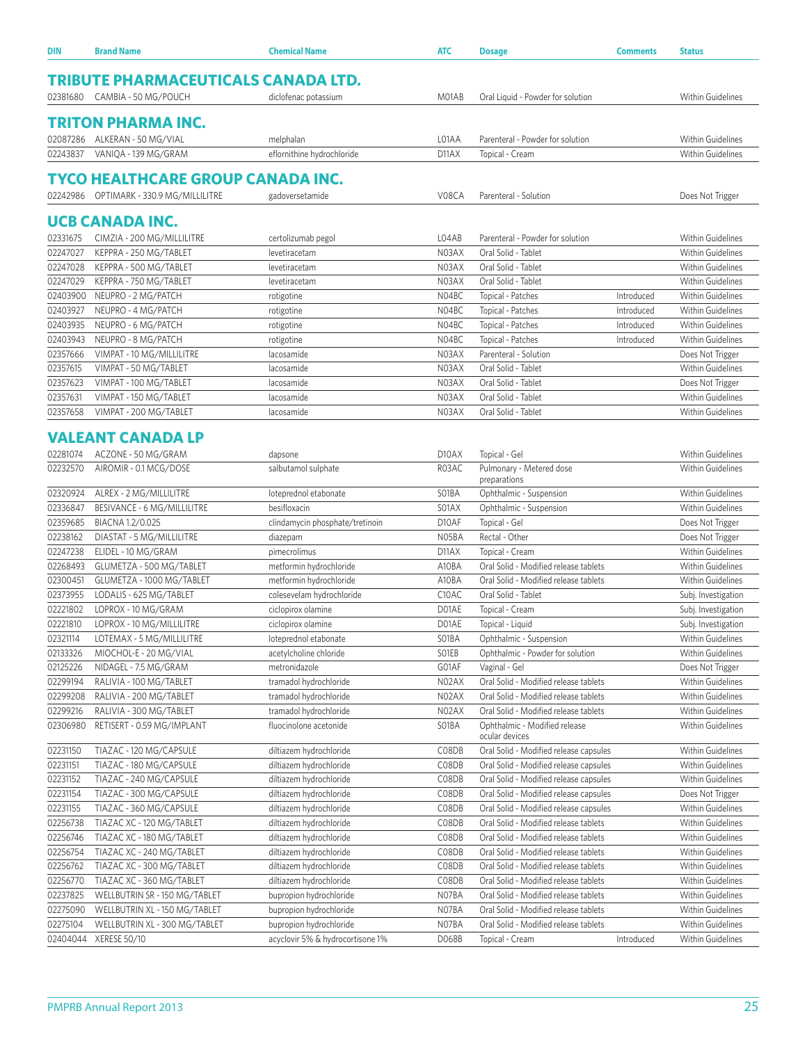| DIN | Brand Name | Chemical Name | ATC | Dosage | Comments | Status |
|---|---|---|---|---|---|---|
| **TRIBUTE PHARMACEUTICALS CANADA LTD.** | | | | | | |
| 02381680 | CAMBIA - 50 MG/POUCH | diclofenac potassium | M01AB | Oral Liquid - Powder for solution | | Within Guidelines |
| **TRITON PHARMA INC.** | | | | | | |
| 02087286 | ALKERAN - 50 MG/VIAL | melphalan | L01AA | Parenteral - Powder for solution | | Within Guidelines |
| 02243837 | VANIQA - 139 MG/GRAM | eflornithine hydrochloride | D11AX | Topical - Cream | | Within Guidelines |
| **TYCO HEALTHCARE GROUP CANADA INC.** | | | | | | |
| 02242986 | OPTIMARK - 330.9 MG/MILLILITRE | gadoversetamide | V08CA | Parenteral - Solution | | Does Not Trigger |
| **UCB CANADA INC.** | | | | | | |
| 02331675 | CIMZIA - 200 MG/MILLILITRE | certolizumab pegol | L04AB | Parenteral - Powder for solution | | Within Guidelines |
| 02247027 | KEPPRA - 250 MG/TABLET | levetiracetam | N03AX | Oral Solid - Tablet | | Within Guidelines |
| 02247028 | KEPPRA - 500 MG/TABLET | levetiracetam | N03AX | Oral Solid - Tablet | | Within Guidelines |
| 02247029 | KEPPRA - 750 MG/TABLET | levetiracetam | N03AX | Oral Solid - Tablet | | Within Guidelines |
| 02403900 | NEUPRO - 2 MG/PATCH | rotigotine | N04BC | Topical - Patches | Introduced | Within Guidelines |
| 02403927 | NEUPRO - 4 MG/PATCH | rotigotine | N04BC | Topical - Patches | Introduced | Within Guidelines |
| 02403935 | NEUPRO - 6 MG/PATCH | rotigotine | N04BC | Topical - Patches | Introduced | Within Guidelines |
| 02403943 | NEUPRO - 8 MG/PATCH | rotigotine | N04BC | Topical - Patches | Introduced | Within Guidelines |
| 02357666 | VIMPAT - 10 MG/MILLILITRE | lacosamide | N03AX | Parenteral - Solution | | Does Not Trigger |
| 02357615 | VIMPAT - 50 MG/TABLET | lacosamide | N03AX | Oral Solid - Tablet | | Within Guidelines |
| 02357623 | VIMPAT - 100 MG/TABLET | lacosamide | N03AX | Oral Solid - Tablet | | Does Not Trigger |
| 02357631 | VIMPAT - 150 MG/TABLET | lacosamide | N03AX | Oral Solid - Tablet | | Within Guidelines |
| 02357658 | VIMPAT - 200 MG/TABLET | lacosamide | N03AX | Oral Solid - Tablet | | Within Guidelines |
| **VALEANT CANADA LP** | | | | | | |
| 02281074 | ACZONE - 50 MG/GRAM | dapsone | D10AX | Topical - Gel | | Within Guidelines |
| 02232570 | AIROMIR - 0.1 MCG/DOSE | salbutamol sulphate | R03AC | Pulmonary - Metered dose preparations | | Within Guidelines |
| 02320924 | ALREX - 2 MG/MILLILITRE | loteprednol etabonate | S01BA | Ophthalmic - Suspension | | Within Guidelines |
| 02336847 | BESIVANCE - 6 MG/MILLILITRE | besifloxacin | S01AX | Ophthalmic - Suspension | | Within Guidelines |
| 02359685 | BIACNA 1.2/0.025 | clindamycin phosphate/tretinoin | D10AF | Topical - Gel | | Does Not Trigger |
| 02238162 | DIASTAT - 5 MG/MILLILITRE | diazepam | N05BA | Rectal - Other | | Does Not Trigger |
| 02247238 | ELIDEL - 10 MG/GRAM | pimecrolimus | D11AX | Topical - Cream | | Within Guidelines |
| 02268493 | GLUMETZA - 500 MG/TABLET | metformin hydrochloride | A10BA | Oral Solid - Modified release tablets | | Within Guidelines |
| 02300451 | GLUMETZA - 1000 MG/TABLET | metformin hydrochloride | A10BA | Oral Solid - Modified release tablets | | Within Guidelines |
| 02373955 | LODALIS - 625 MG/TABLET | colesevelam hydrochloride | C10AC | Oral Solid - Tablet | | Subj. Investigation |
| 02221802 | LOPROX - 10 MG/GRAM | ciclopirox olamine | D01AE | Topical - Cream | | Subj. Investigation |
| 02221810 | LOPROX - 10 MG/MILLILITRE | ciclopirox olamine | D01AE | Topical - Liquid | | Subj. Investigation |
| 02321114 | LOTEMAX - 5 MG/MILLILITRE | loteprednol etabonate | S01BA | Ophthalmic - Suspension | | Within Guidelines |
| 02133326 | MIOCHOL-E - 20 MG/VIAL | acetylcholine chloride | S01EB | Ophthalmic - Powder for solution | | Within Guidelines |
| 02125226 | NIDAGEL - 7.5 MG/GRAM | metronidazole | G01AF | Vaginal - Gel | | Does Not Trigger |
| 02299194 | RALIVIA - 100 MG/TABLET | tramadol hydrochloride | N02AX | Oral Solid - Modified release tablets | | Within Guidelines |
| 02299208 | RALIVIA - 200 MG/TABLET | tramadol hydrochloride | N02AX | Oral Solid - Modified release tablets | | Within Guidelines |
| 02299216 | RALIVIA - 300 MG/TABLET | tramadol hydrochloride | N02AX | Oral Solid - Modified release tablets | | Within Guidelines |
| 02306980 | RETISERT - 0.59 MG/IMPLANT | fluocinolone acetonide | S01BA | Ophthalmic - Modified release ocular devices | | Within Guidelines |
| 02231150 | TIAZAC - 120 MG/CAPSULE | diltiazem hydrochloride | C08DB | Oral Solid - Modified release capsules | | Within Guidelines |
| 02231151 | TIAZAC - 180 MG/CAPSULE | diltiazem hydrochloride | C08DB | Oral Solid - Modified release capsules | | Within Guidelines |
| 02231152 | TIAZAC - 240 MG/CAPSULE | diltiazem hydrochloride | C08DB | Oral Solid - Modified release capsules | | Within Guidelines |
| 02231154 | TIAZAC - 300 MG/CAPSULE | diltiazem hydrochloride | C08DB | Oral Solid - Modified release capsules | | Does Not Trigger |
| 02231155 | TIAZAC - 360 MG/CAPSULE | diltiazem hydrochloride | C08DB | Oral Solid - Modified release capsules | | Within Guidelines |
| 02256738 | TIAZAC XC - 120 MG/TABLET | diltiazem hydrochloride | C08DB | Oral Solid - Modified release tablets | | Within Guidelines |
| 02256746 | TIAZAC XC - 180 MG/TABLET | diltiazem hydrochloride | C08DB | Oral Solid - Modified release tablets | | Within Guidelines |
| 02256754 | TIAZAC XC - 240 MG/TABLET | diltiazem hydrochloride | C08DB | Oral Solid - Modified release tablets | | Within Guidelines |
| 02256762 | TIAZAC XC - 300 MG/TABLET | diltiazem hydrochloride | C08DB | Oral Solid - Modified release tablets | | Within Guidelines |
| 02256770 | TIAZAC XC - 360 MG/TABLET | diltiazem hydrochloride | C08DB | Oral Solid - Modified release tablets | | Within Guidelines |
| 02237825 | WELLBUTRIN SR - 150 MG/TABLET | bupropion hydrochloride | N07BA | Oral Solid - Modified release tablets | | Within Guidelines |
| 02275090 | WELLBUTRIN XL - 150 MG/TABLET | bupropion hydrochloride | N07BA | Oral Solid - Modified release tablets | | Within Guidelines |
| 02275104 | WELLBUTRIN XL - 300 MG/TABLET | bupropion hydrochloride | N07BA | Oral Solid - Modified release tablets | | Within Guidelines |
| 02404044 | XERESE 50/10 | acyclovir 5% & hydrocortisone 1% | D06BB | Topical - Cream | Introduced | Within Guidelines |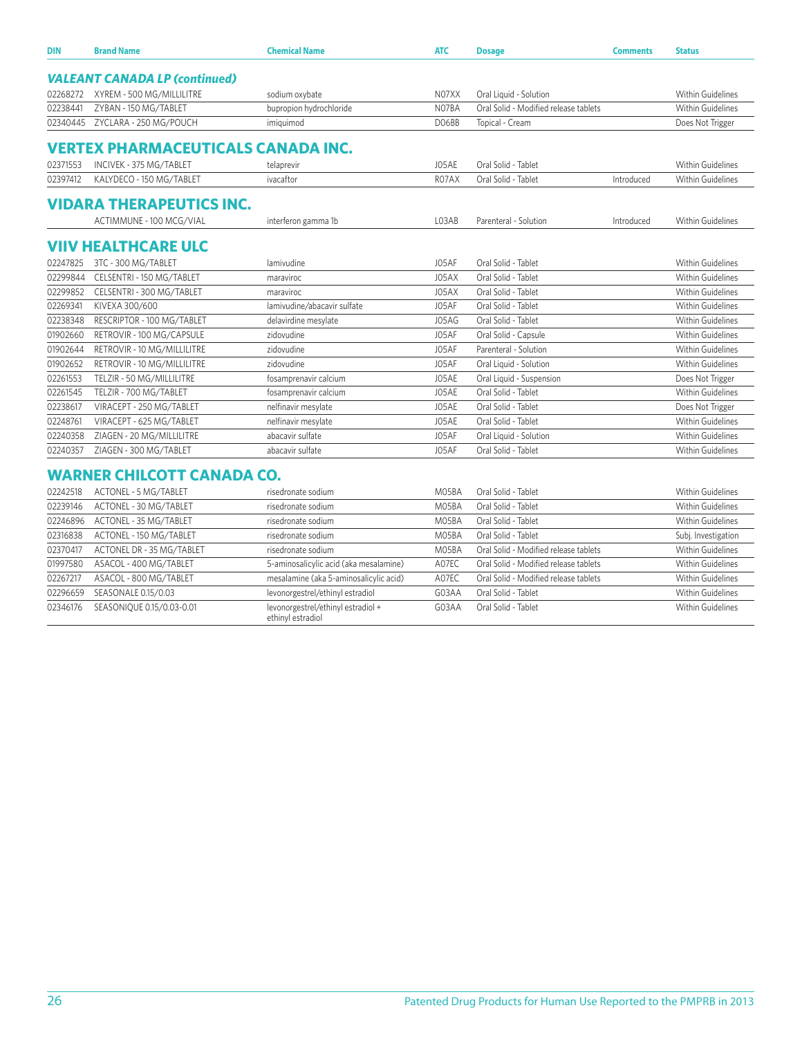| DIN | Brand Name | Chemical Name | ATC | Dosage | Comments | Status |
|---|---|---|---|---|---|---|
| ***VALEANT CANADA LP (continued)*** | | | | | | |
| 02268272 | XYREM - 500 MG/MILLILITRE | sodium oxybate | N07XX | Oral Liquid - Solution | | Within Guidelines |
| 02238441 | ZYBAN - 150 MG/TABLET | bupropion hydrochloride | N07BA | Oral Solid - Modified release tablets | | Within Guidelines |
| 02340445 | ZYCLARA - 250 MG/POUCH | imiquimod | D06BB | Topical - Cream | | Does Not Trigger |
| **VERTEX PHARMACEUTICALS CANADA INC.** | | | | | | |
| 02371553 | INCIVEK - 375 MG/TABLET | telaprevir | J05AE | Oral Solid - Tablet | | Within Guidelines |
| 02397412 | KALYDECO - 150 MG/TABLET | ivacaftor | R07AX | Oral Solid - Tablet | Introduced | Within Guidelines |
| **VIDARA THERAPEUTICS INC.** | | | | | | |
| | ACTIMMUNE - 100 MCG/VIAL | interferon gamma 1b | L03AB | Parenteral - Solution | Introduced | Within Guidelines |
| **VIIV HEALTHCARE ULC** | | | | | | |
| 02247825 | 3TC - 300 MG/TABLET | lamivudine | J05AF | Oral Solid - Tablet | | Within Guidelines |
| 02299844 | CELSENTRI - 150 MG/TABLET | maraviroc | J05AX | Oral Solid - Tablet | | Within Guidelines |
| 02299852 | CELSENTRI - 300 MG/TABLET | maraviroc | J05AX | Oral Solid - Tablet | | Within Guidelines |
| 02269341 | KIVEXA 300/600 | lamivudine/abacavir sulfate | J05AF | Oral Solid - Tablet | | Within Guidelines |
| 02238348 | RESCRIPTOR - 100 MG/TABLET | delavirdine mesylate | J05AG | Oral Solid - Tablet | | Within Guidelines |
| 01902660 | RETROVIR - 100 MG/CAPSULE | zidovudine | J05AF | Oral Solid - Capsule | | Within Guidelines |
| 01902644 | RETROVIR - 10 MG/MILLILITRE | zidovudine | J05AF | Parenteral - Solution | | Within Guidelines |
| 01902652 | RETROVIR - 10 MG/MILLILITRE | zidovudine | J05AF | Oral Liquid - Solution | | Within Guidelines |
| 02261553 | TELZIR - 50 MG/MILLILITRE | fosamprenavir calcium | J05AE | Oral Liquid - Suspension | | Does Not Trigger |
| 02261545 | TELZIR - 700 MG/TABLET | fosamprenavir calcium | J05AE | Oral Solid - Tablet | | Within Guidelines |
| 02238617 | VIRACEPT - 250 MG/TABLET | nelfinavir mesylate | J05AE | Oral Solid - Tablet | | Does Not Trigger |
| 02248761 | VIRACEPT - 625 MG/TABLET | nelfinavir mesylate | J05AE | Oral Solid - Tablet | | Within Guidelines |
| 02240358 | ZIAGEN - 20 MG/MILLILITRE | abacavir sulfate | J05AF | Oral Liquid - Solution | | Within Guidelines |
| 02240357 | ZIAGEN - 300 MG/TABLET | abacavir sulfate | J05AF | Oral Solid - Tablet | | Within Guidelines |
| **WARNER CHILCOTT CANADA CO.** | | | | | | |
| 02242518 | ACTONEL - 5 MG/TABLET | risedronate sodium | M05BA | Oral Solid - Tablet | | Within Guidelines |
| 02239146 | ACTONEL - 30 MG/TABLET | risedronate sodium | M05BA | Oral Solid - Tablet | | Within Guidelines |
| 02246896 | ACTONEL - 35 MG/TABLET | risedronate sodium | M05BA | Oral Solid - Tablet | | Within Guidelines |
| 02316838 | ACTONEL - 150 MG/TABLET | risedronate sodium | M05BA | Oral Solid - Tablet | | Subj. Investigation |
| 02370417 | ACTONEL DR - 35 MG/TABLET | risedronate sodium | M05BA | Oral Solid - Modified release tablets | | Within Guidelines |
| 01997580 | ASACOL - 400 MG/TABLET | 5-aminosalicylic acid (aka mesalamine) | A07EC | Oral Solid - Modified release tablets | | Within Guidelines |
| 02267217 | ASACOL - 800 MG/TABLET | mesalamine (aka 5-aminosalicylic acid) | A07EC | Oral Solid - Modified release tablets | | Within Guidelines |
| 02296659 | SEASONALE 0.15/0.03 | levonorgestrel/ethinyl estradiol | G03AA | Oral Solid - Tablet | | Within Guidelines |
| 02346176 | SEASONIQUE 0.15/0.03-0.01 | levonorgestrel/ethinyl estradiol + ethinyl estradiol | G03AA | Oral Solid - Tablet | | Within Guidelines |